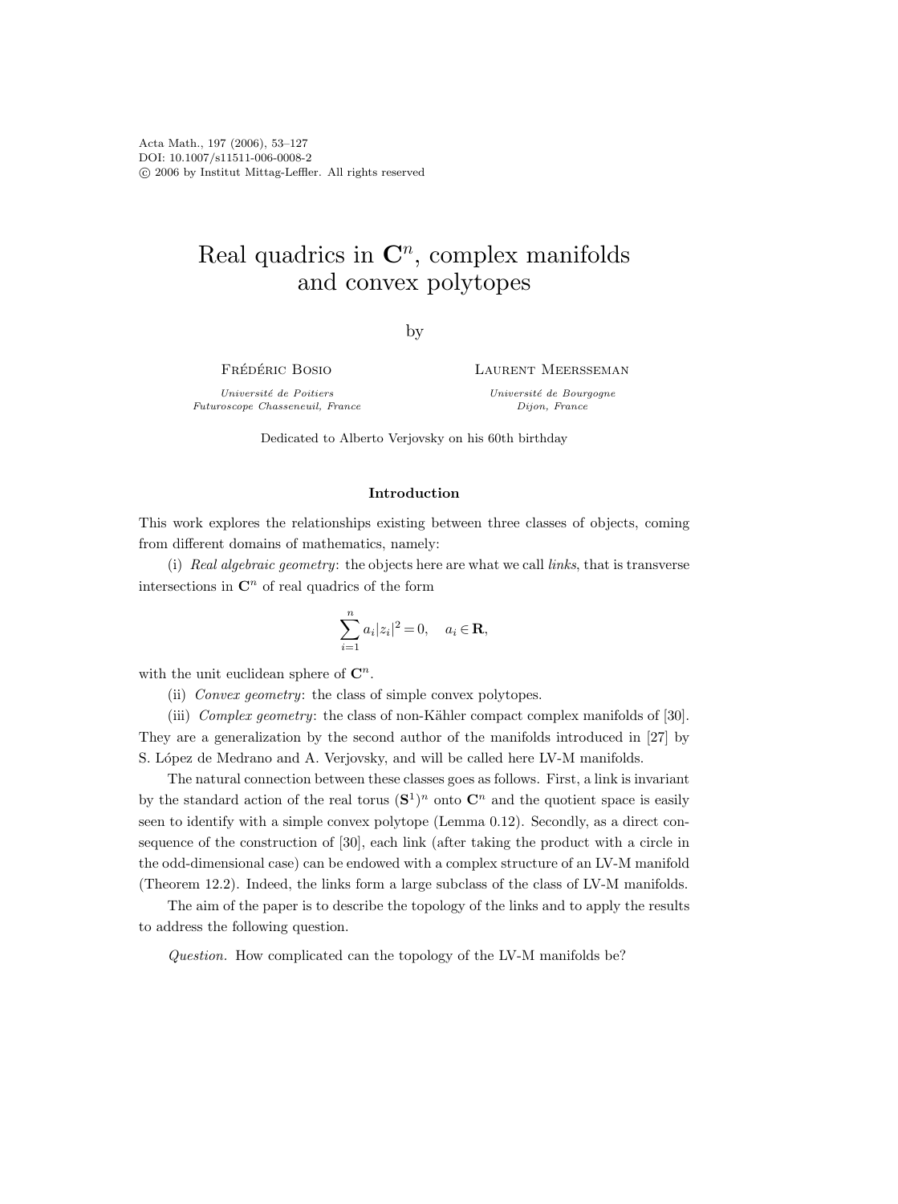# Real quadrics in $\mathbf{C}^n$, complex manifolds and convex polytopes

by

Frédéric Bosio
*Université de Poitiers*
*Futuroscope Chasseneuil, France*

Laurent Meersseman
*Université de Bourgogne*
*Dijon, France*

Dedicated to Alberto Verjovsky on his 60th birthday

## Introduction

This work explores the relationships existing between three classes of objects, coming from different domains of mathematics, namely:

(i) *Real algebraic geometry*: the objects here are what we call *links*, that is transverse intersections in $\mathbf{C}^n$ of real quadrics of the form

$$\sum_{i=1}^{n} a_i |z_i|^2 = 0, \quad a_i \in \mathbf{R},$$

with the unit euclidean sphere of $\mathbf{C}^n$.

(ii) *Convex geometry*: the class of simple convex polytopes.

(iii) *Complex geometry*: the class of non-Kähler compact complex manifolds of [30]. They are a generalization by the second author of the manifolds introduced in [27] by S. López de Medrano and A. Verjovsky, and will be called here LV-M manifolds.

The natural connection between these classes goes as follows. First, a link is invariant by the standard action of the real torus $(\mathbf{S}^1)^n$ onto $\mathbf{C}^n$ and the quotient space is easily seen to identify with a simple convex polytope (Lemma 0.12). Secondly, as a direct consequence of the construction of [30], each link (after taking the product with a circle in the odd-dimensional case) can be endowed with a complex structure of an LV-M manifold (Theorem 12.2). Indeed, the links form a large subclass of the class of LV-M manifolds.

The aim of the paper is to describe the topology of the links and to apply the results to address the following question.

*Question.* How complicated can the topology of the LV-M manifolds be?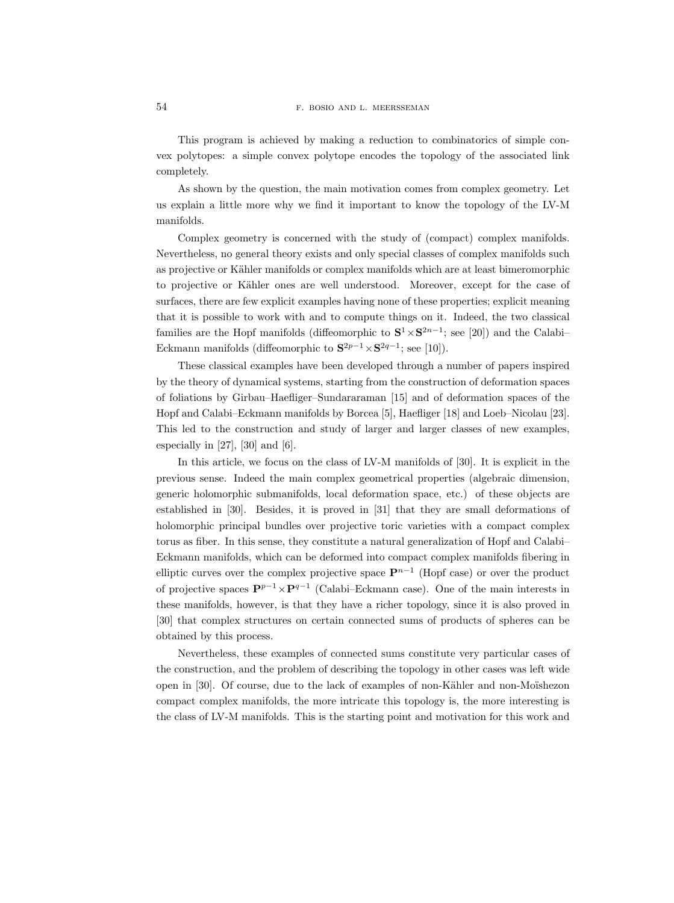This program is achieved by making a reduction to combinatorics of simple convex polytopes: a simple convex polytope encodes the topology of the associated link completely.

As shown by the question, the main motivation comes from complex geometry. Let us explain a little more why we find it important to know the topology of the LV-M manifolds.

Complex geometry is concerned with the study of (compact) complex manifolds. Nevertheless, no general theory exists and only special classes of complex manifolds such as projective or Kähler manifolds or complex manifolds which are at least bimeromorphic to projective or Kähler ones are well understood. Moreover, except for the case of surfaces, there are few explicit examples having none of these properties; explicit meaning that it is possible to work with and to compute things on it. Indeed, the two classical families are the Hopf manifolds (diffeomorphic to $\mathbf{S}^1 \times \mathbf{S}^{2n-1}$; see [20]) and the Calabi–Eckmann manifolds (diffeomorphic to $\mathbf{S}^{2p-1} \times \mathbf{S}^{2q-1}$; see [10]).

These classical examples have been developed through a number of papers inspired by the theory of dynamical systems, starting from the construction of deformation spaces of foliations by Girbau–Haefliger–Sundararaman [15] and of deformation spaces of the Hopf and Calabi–Eckmann manifolds by Borcea [5], Haefliger [18] and Loeb–Nicolau [23]. This led to the construction and study of larger and larger classes of new examples, especially in [27], [30] and [6].

In this article, we focus on the class of LV-M manifolds of [30]. It is explicit in the previous sense. Indeed the main complex geometrical properties (algebraic dimension, generic holomorphic submanifolds, local deformation space, etc.) of these objects are established in [30]. Besides, it is proved in [31] that they are small deformations of holomorphic principal bundles over projective toric varieties with a compact complex torus as fiber. In this sense, they constitute a natural generalization of Hopf and Calabi–Eckmann manifolds, which can be deformed into compact complex manifolds fibering in elliptic curves over the complex projective space $\mathbf{P}^{n-1}$ (Hopf case) or over the product of projective spaces $\mathbf{P}^{p-1} \times \mathbf{P}^{q-1}$ (Calabi–Eckmann case). One of the main interests in these manifolds, however, is that they have a richer topology, since it is also proved in [30] that complex structures on certain connected sums of products of spheres can be obtained by this process.

Nevertheless, these examples of connected sums constitute very particular cases of the construction, and the problem of describing the topology in other cases was left wide open in [30]. Of course, due to the lack of examples of non-Kähler and non-Moïshezon compact complex manifolds, the more intricate this topology is, the more interesting is the class of LV-M manifolds. This is the starting point and motivation for this work and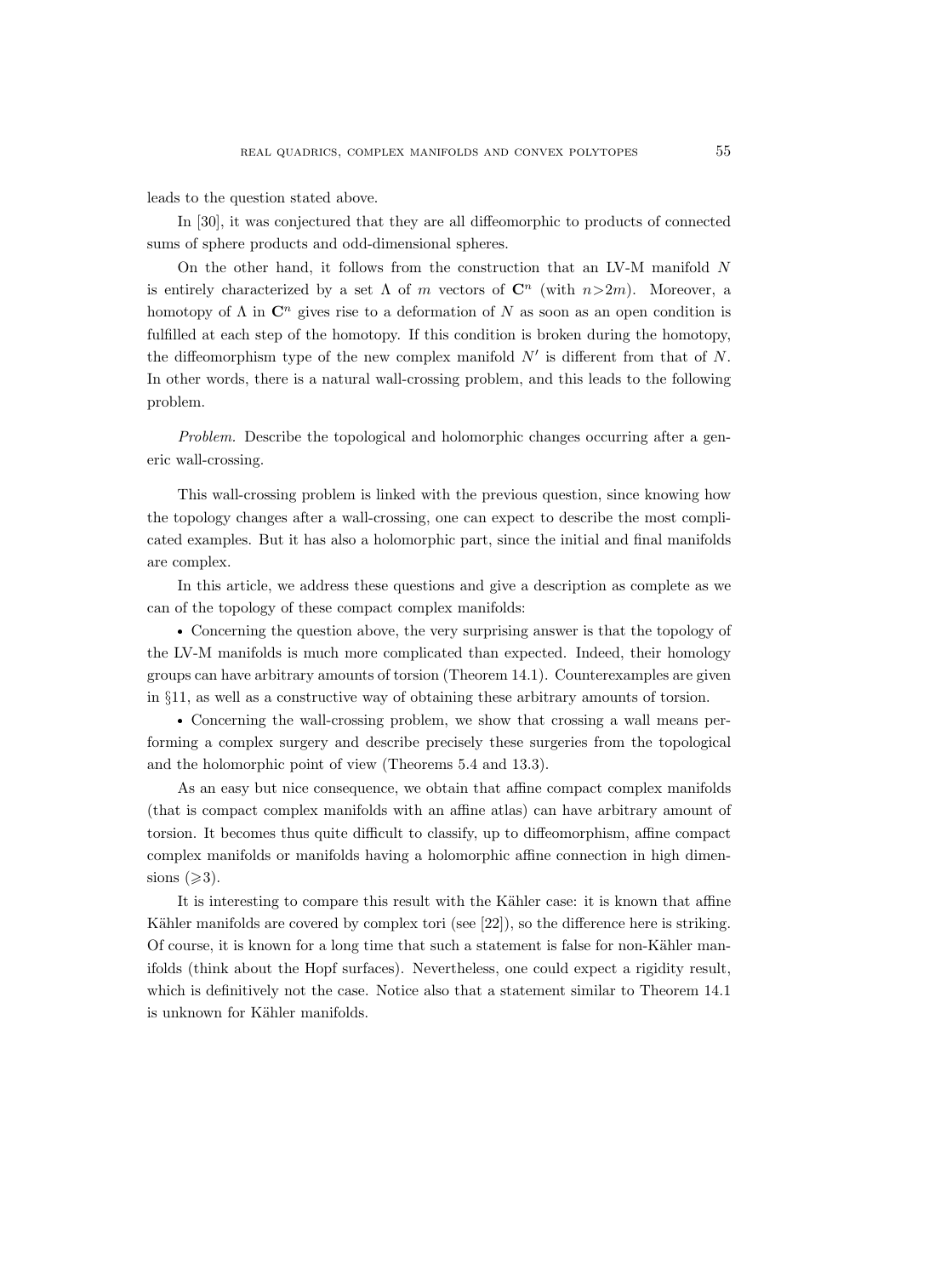leads to the question stated above.

In [30], it was conjectured that they are all diffeomorphic to products of connected sums of sphere products and odd-dimensional spheres.

On the other hand, it follows from the construction that an LV-M manifold $N$ is entirely characterized by a set $\Lambda$ of $m$ vectors of $\mathbf{C}^n$ (with $n>2m$). Moreover, a homotopy of $\Lambda$ in $\mathbf{C}^n$ gives rise to a deformation of $N$ as soon as an open condition is fulfilled at each step of the homotopy. If this condition is broken during the homotopy, the diffeomorphism type of the new complex manifold $N'$ is different from that of $N$. In other words, there is a natural wall-crossing problem, and this leads to the following problem.

*Problem.* Describe the topological and holomorphic changes occurring after a generic wall-crossing.

This wall-crossing problem is linked with the previous question, since knowing how the topology changes after a wall-crossing, one can expect to describe the most complicated examples. But it has also a holomorphic part, since the initial and final manifolds are complex.

In this article, we address these questions and give a description as complete as we can of the topology of these compact complex manifolds:

• Concerning the question above, the very surprising answer is that the topology of the LV-M manifolds is much more complicated than expected. Indeed, their homology groups can have arbitrary amounts of torsion (Theorem 14.1). Counterexamples are given in §11, as well as a constructive way of obtaining these arbitrary amounts of torsion.

• Concerning the wall-crossing problem, we show that crossing a wall means performing a complex surgery and describe precisely these surgeries from the topological and the holomorphic point of view (Theorems 5.4 and 13.3).

As an easy but nice consequence, we obtain that affine compact complex manifolds (that is compact complex manifolds with an affine atlas) can have arbitrary amount of torsion. It becomes thus quite difficult to classify, up to diffeomorphism, affine compact complex manifolds or manifolds having a holomorphic affine connection in high dimensions ($\geqslant 3$).

It is interesting to compare this result with the Kähler case: it is known that affine Kähler manifolds are covered by complex tori (see [22]), so the difference here is striking. Of course, it is known for a long time that such a statement is false for non-Kähler manifolds (think about the Hopf surfaces). Nevertheless, one could expect a rigidity result, which is definitively not the case. Notice also that a statement similar to Theorem 14.1 is unknown for Kähler manifolds.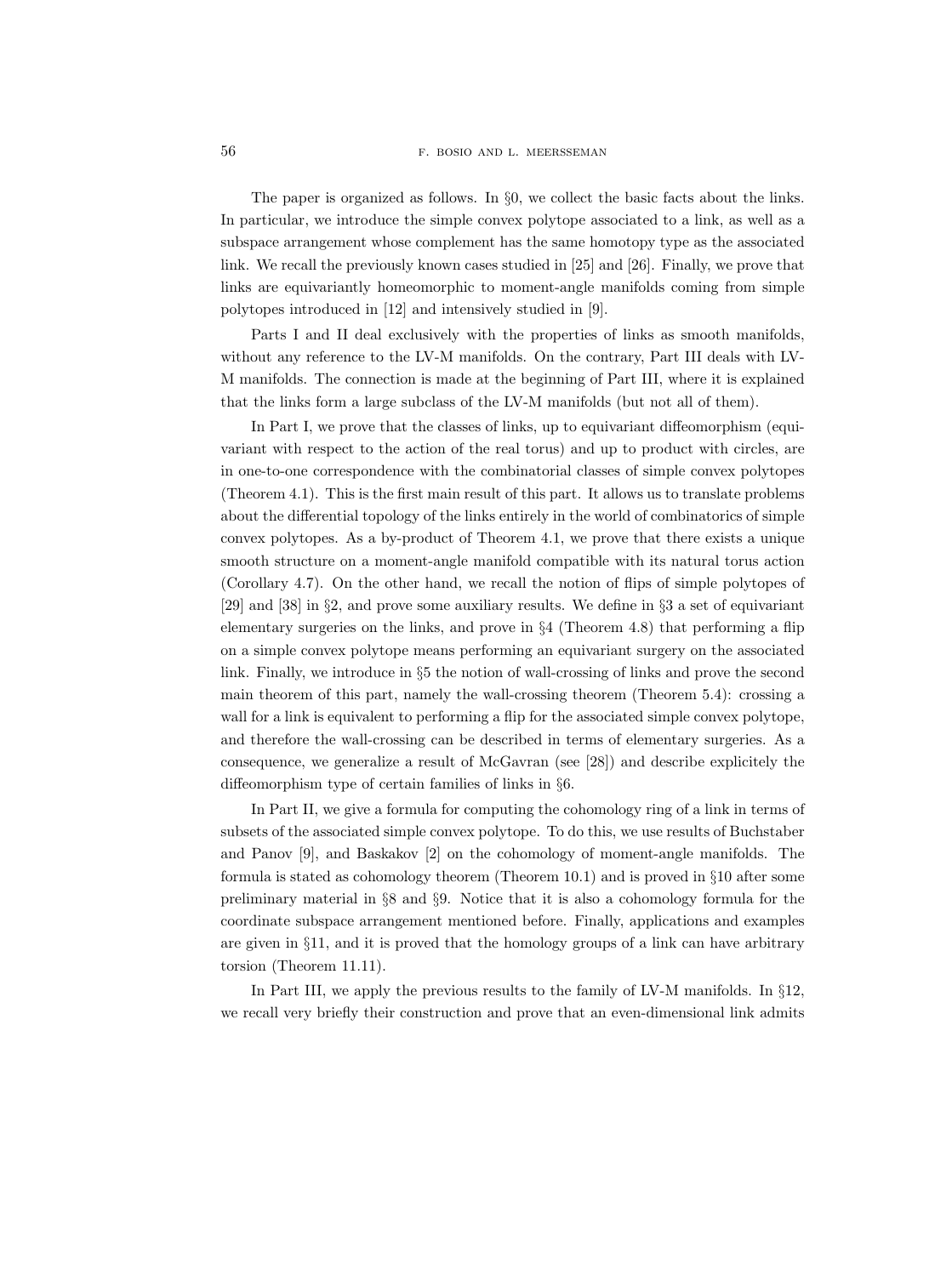The paper is organized as follows. In §0, we collect the basic facts about the links. In particular, we introduce the simple convex polytope associated to a link, as well as a subspace arrangement whose complement has the same homotopy type as the associated link. We recall the previously known cases studied in [25] and [26]. Finally, we prove that links are equivariantly homeomorphic to moment-angle manifolds coming from simple polytopes introduced in [12] and intensively studied in [9].

Parts I and II deal exclusively with the properties of links as smooth manifolds, without any reference to the LV-M manifolds. On the contrary, Part III deals with LV-M manifolds. The connection is made at the beginning of Part III, where it is explained that the links form a large subclass of the LV-M manifolds (but not all of them).

In Part I, we prove that the classes of links, up to equivariant diffeomorphism (equivariant with respect to the action of the real torus) and up to product with circles, are in one-to-one correspondence with the combinatorial classes of simple convex polytopes (Theorem 4.1). This is the first main result of this part. It allows us to translate problems about the differential topology of the links entirely in the world of combinatorics of simple convex polytopes. As a by-product of Theorem 4.1, we prove that there exists a unique smooth structure on a moment-angle manifold compatible with its natural torus action (Corollary 4.7). On the other hand, we recall the notion of flips of simple polytopes of [29] and [38] in §2, and prove some auxiliary results. We define in §3 a set of equivariant elementary surgeries on the links, and prove in §4 (Theorem 4.8) that performing a flip on a simple convex polytope means performing an equivariant surgery on the associated link. Finally, we introduce in §5 the notion of wall-crossing of links and prove the second main theorem of this part, namely the wall-crossing theorem (Theorem 5.4): crossing a wall for a link is equivalent to performing a flip for the associated simple convex polytope, and therefore the wall-crossing can be described in terms of elementary surgeries. As a consequence, we generalize a result of McGavran (see [28]) and describe explicitely the diffeomorphism type of certain families of links in §6.

In Part II, we give a formula for computing the cohomology ring of a link in terms of subsets of the associated simple convex polytope. To do this, we use results of Buchstaber and Panov [9], and Baskakov [2] on the cohomology of moment-angle manifolds. The formula is stated as cohomology theorem (Theorem 10.1) and is proved in §10 after some preliminary material in §8 and §9. Notice that it is also a cohomology formula for the coordinate subspace arrangement mentioned before. Finally, applications and examples are given in §11, and it is proved that the homology groups of a link can have arbitrary torsion (Theorem 11.11).

In Part III, we apply the previous results to the family of LV-M manifolds. In §12, we recall very briefly their construction and prove that an even-dimensional link admits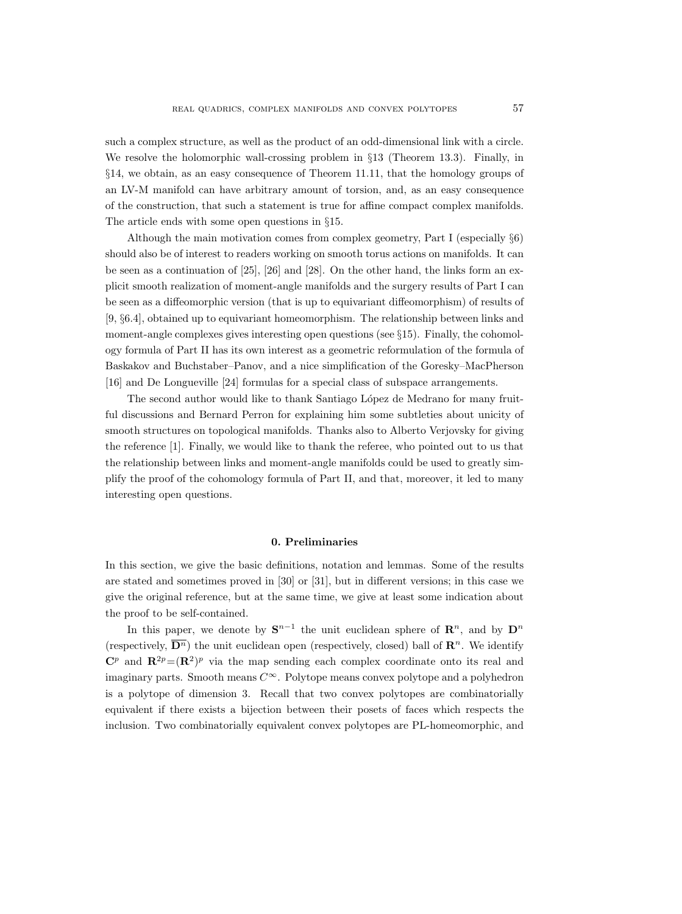such a complex structure, as well as the product of an odd-dimensional link with a circle. We resolve the holomorphic wall-crossing problem in §13 (Theorem 13.3). Finally, in §14, we obtain, as an easy consequence of Theorem 11.11, that the homology groups of an LV-M manifold can have arbitrary amount of torsion, and, as an easy consequence of the construction, that such a statement is true for affine compact complex manifolds. The article ends with some open questions in §15.

Although the main motivation comes from complex geometry, Part I (especially §6) should also be of interest to readers working on smooth torus actions on manifolds. It can be seen as a continuation of [25], [26] and [28]. On the other hand, the links form an explicit smooth realization of moment-angle manifolds and the surgery results of Part I can be seen as a diffeomorphic version (that is up to equivariant diffeomorphism) of results of [9, §6.4], obtained up to equivariant homeomorphism. The relationship between links and moment-angle complexes gives interesting open questions (see §15). Finally, the cohomology formula of Part II has its own interest as a geometric reformulation of the formula of Baskakov and Buchstaber–Panov, and a nice simplification of the Goresky–MacPherson [16] and De Longueville [24] formulas for a special class of subspace arrangements.

The second author would like to thank Santiago López de Medrano for many fruitful discussions and Bernard Perron for explaining him some subtleties about unicity of smooth structures on topological manifolds. Thanks also to Alberto Verjovsky for giving the reference [1]. Finally, we would like to thank the referee, who pointed out to us that the relationship between links and moment-angle manifolds could be used to greatly simplify the proof of the cohomology formula of Part II, and that, moreover, it led to many interesting open questions.

## 0. Preliminaries

In this section, we give the basic definitions, notation and lemmas. Some of the results are stated and sometimes proved in [30] or [31], but in different versions; in this case we give the original reference, but at the same time, we give at least some indication about the proof to be self-contained.

In this paper, we denote by $\mathbf{S}^{n-1}$ the unit euclidean sphere of $\mathbf{R}^n$, and by $\mathbf{D}^n$ (respectively, $\overline{\mathbf{D}^n}$) the unit euclidean open (respectively, closed) ball of $\mathbf{R}^n$. We identify $\mathbf{C}^p$ and $\mathbf{R}^{2p}=(\mathbf{R}^2)^p$ via the map sending each complex coordinate onto its real and imaginary parts. Smooth means $C^\infty$. Polytope means convex polytope and a polyhedron is a polytope of dimension 3. Recall that two convex polytopes are combinatorially equivalent if there exists a bijection between their posets of faces which respects the inclusion. Two combinatorially equivalent convex polytopes are PL-homeomorphic, and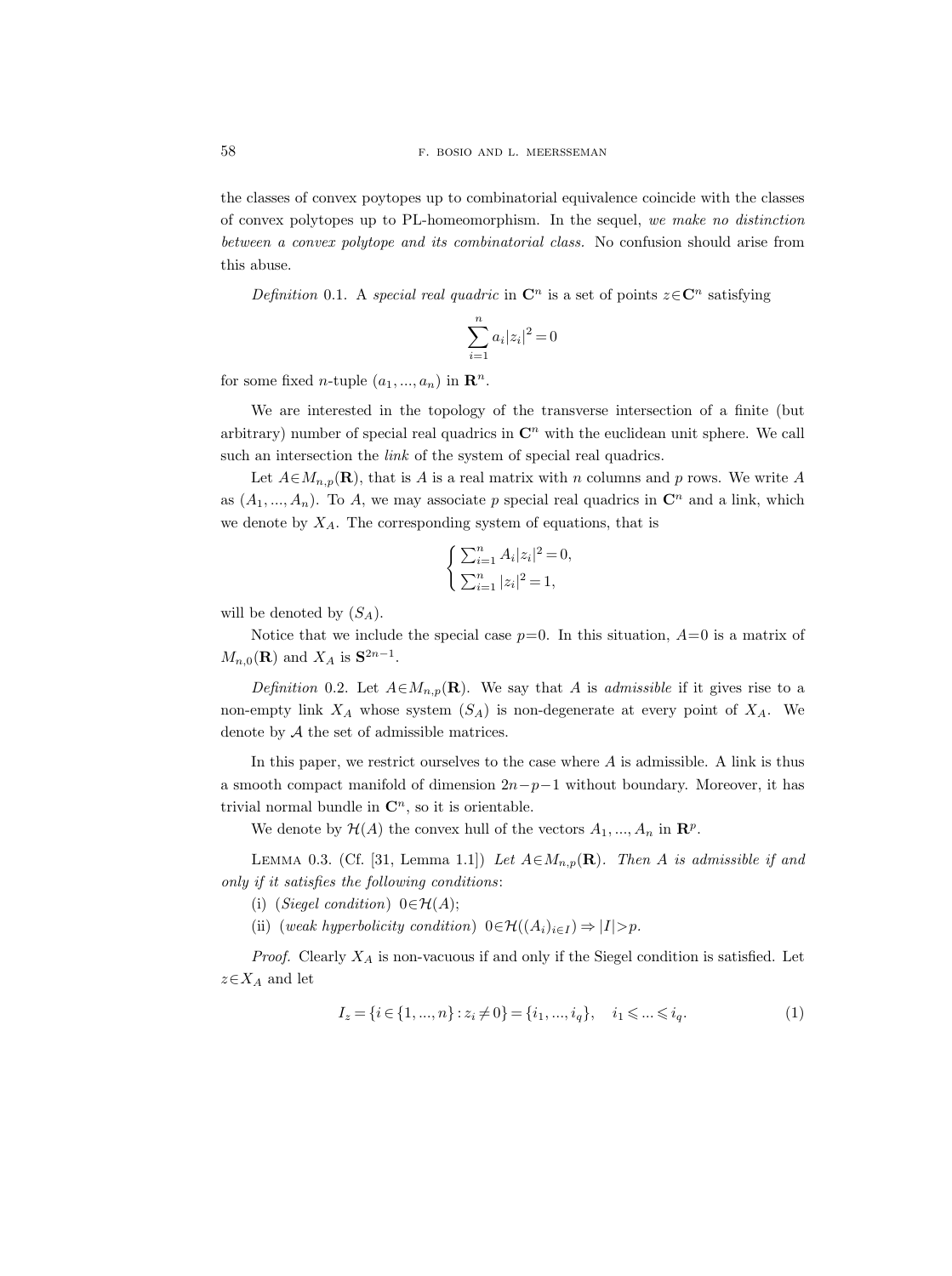the classes of convex poytopes up to combinatorial equivalence coincide with the classes of convex polytopes up to PL-homeomorphism. In the sequel, *we make no distinction between a convex polytope and its combinatorial class.* No confusion should arise from this abuse.

*Definition* 0.1. A *special real quadric* in $\mathbf{C}^n$ is a set of points $z\in\mathbf{C}^n$ satisfying

$$\sum_{i=1}^{n} a_i|z_i|^2 = 0$$

for some fixed $n$-tuple $(a_1, ..., a_n)$ in $\mathbf{R}^n$.

We are interested in the topology of the transverse intersection of a finite (but arbitrary) number of special real quadrics in $\mathbf{C}^n$ with the euclidean unit sphere. We call such an intersection the *link* of the system of special real quadrics.

Let $A\in M_{n,p}(\mathbf{R})$, that is $A$ is a real matrix with $n$ columns and $p$ rows. We write $A$ as $(A_1, ..., A_n)$. To $A$, we may associate $p$ special real quadrics in $\mathbf{C}^n$ and a link, which we denote by $X_A$. The corresponding system of equations, that is

$$\begin{cases} \sum_{i=1}^{n} A_i|z_i|^2 = 0, \\ \sum_{i=1}^{n} |z_i|^2 = 1, \end{cases}$$

will be denoted by $(S_A)$.

Notice that we include the special case $p=0$. In this situation, $A=0$ is a matrix of $M_{n,0}(\mathbf{R})$ and $X_A$ is $\mathbf{S}^{2n-1}$.

*Definition* 0.2. Let $A\in M_{n,p}(\mathbf{R})$. We say that $A$ is *admissible* if it gives rise to a non-empty link $X_A$ whose system $(S_A)$ is non-degenerate at every point of $X_A$. We denote by $\mathcal{A}$ the set of admissible matrices.

In this paper, we restrict ourselves to the case where $A$ is admissible. A link is thus a smooth compact manifold of dimension $2n-p-1$ without boundary. Moreover, it has trivial normal bundle in $\mathbf{C}^n$, so it is orientable.

We denote by $\mathcal{H}(A)$ the convex hull of the vectors $A_1, ..., A_n$ in $\mathbf{R}^p$.

LEMMA 0.3. (Cf. [31, Lemma 1.1]) *Let $A\in M_{n,p}(\mathbf{R})$. Then $A$ is admissible if and only if it satisfies the following conditions*:

(i) (*Siegel condition*) $0\in\mathcal{H}(A)$;

(ii) (*weak hyperbolicity condition*) $0\in\mathcal{H}((A_i)_{i\in I}) \Rightarrow |I|>p$.

*Proof.* Clearly $X_A$ is non-vacuous if and only if the Siegel condition is satisfied. Let $z\in X_A$ and let

$$I_z = \{i \in \{1, ..., n\} : z_i \neq 0\} = \{i_1, ..., i_q\}, \quad i_1 \leqslant ... \leqslant i_q. \tag{1}$$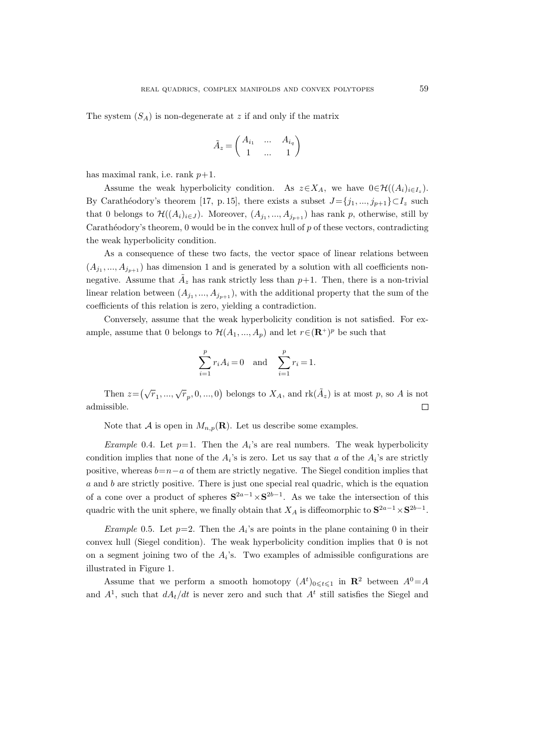The system $(S_A)$ is non-degenerate at $z$ if and only if the matrix

$$\tilde{A}_z = \begin{pmatrix} A_{i_1} & \dots & A_{i_q} \\ 1 & \dots & 1 \end{pmatrix}$$

has maximal rank, i.e. rank $p+1$.

Assume the weak hyperbolicity condition. As $z \in X_A$, we have $0 \in \mathcal{H}((A_i)_{i \in I_z})$. By Carathéodory's theorem [17, p. 15], there exists a subset $J = \{j_1, ..., j_{p+1}\} \subset I_z$ such that 0 belongs to $\mathcal{H}((A_i)_{i \in J})$. Moreover, $(A_{j_1}, ..., A_{j_{p+1}})$ has rank $p$, otherwise, still by Carathéodory's theorem, 0 would be in the convex hull of $p$ of these vectors, contradicting the weak hyperbolicity condition.

As a consequence of these two facts, the vector space of linear relations between $(A_{j_1}, ..., A_{j_{p+1}})$ has dimension 1 and is generated by a solution with all coefficients non-negative. Assume that $\tilde{A}_z$ has rank strictly less than $p+1$. Then, there is a non-trivial linear relation between $(A_{j_1}, ..., A_{j_{p+1}})$, with the additional property that the sum of the coefficients of this relation is zero, yielding a contradiction.

Conversely, assume that the weak hyperbolicity condition is not satisfied. For example, assume that 0 belongs to $\mathcal{H}(A_1, ..., A_p)$ and let $r \in (\mathbf{R}^+)^p$ be such that

$$\sum_{i=1}^{p} r_i A_i = 0 \quad \text{and} \quad \sum_{i=1}^{p} r_i = 1.$$

Then $z = \left(\sqrt{r}_1, ..., \sqrt{r}_p, 0, ..., 0\right)$ belongs to $X_A$, and $\mathrm{rk}(\tilde{A}_z)$ is at most $p$, so $A$ is not admissible. □

Note that $\mathcal{A}$ is open in $M_{n,p}(\mathbf{R})$. Let us describe some examples.

*Example* 0.4. Let $p=1$. Then the $A_i$'s are real numbers. The weak hyperbolicity condition implies that none of the $A_i$'s is zero. Let us say that $a$ of the $A_i$'s are strictly positive, whereas $b = n - a$ of them are strictly negative. The Siegel condition implies that $a$ and $b$ are strictly positive. There is just one special real quadric, which is the equation of a cone over a product of spheres $\mathbf{S}^{2a-1} \times \mathbf{S}^{2b-1}$. As we take the intersection of this quadric with the unit sphere, we finally obtain that $X_A$ is diffeomorphic to $\mathbf{S}^{2a-1} \times \mathbf{S}^{2b-1}$.

*Example* 0.5. Let $p=2$. Then the $A_i$'s are points in the plane containing 0 in their convex hull (Siegel condition). The weak hyperbolicity condition implies that 0 is not on a segment joining two of the $A_i$'s. Two examples of admissible configurations are illustrated in Figure 1.

Assume that we perform a smooth homotopy $(A^t)_{0 \leqslant t \leqslant 1}$ in $\mathbf{R}^2$ between $A^0 = A$ and $A^1$, such that $dA_t/dt$ is never zero and such that $A^t$ still satisfies the Siegel and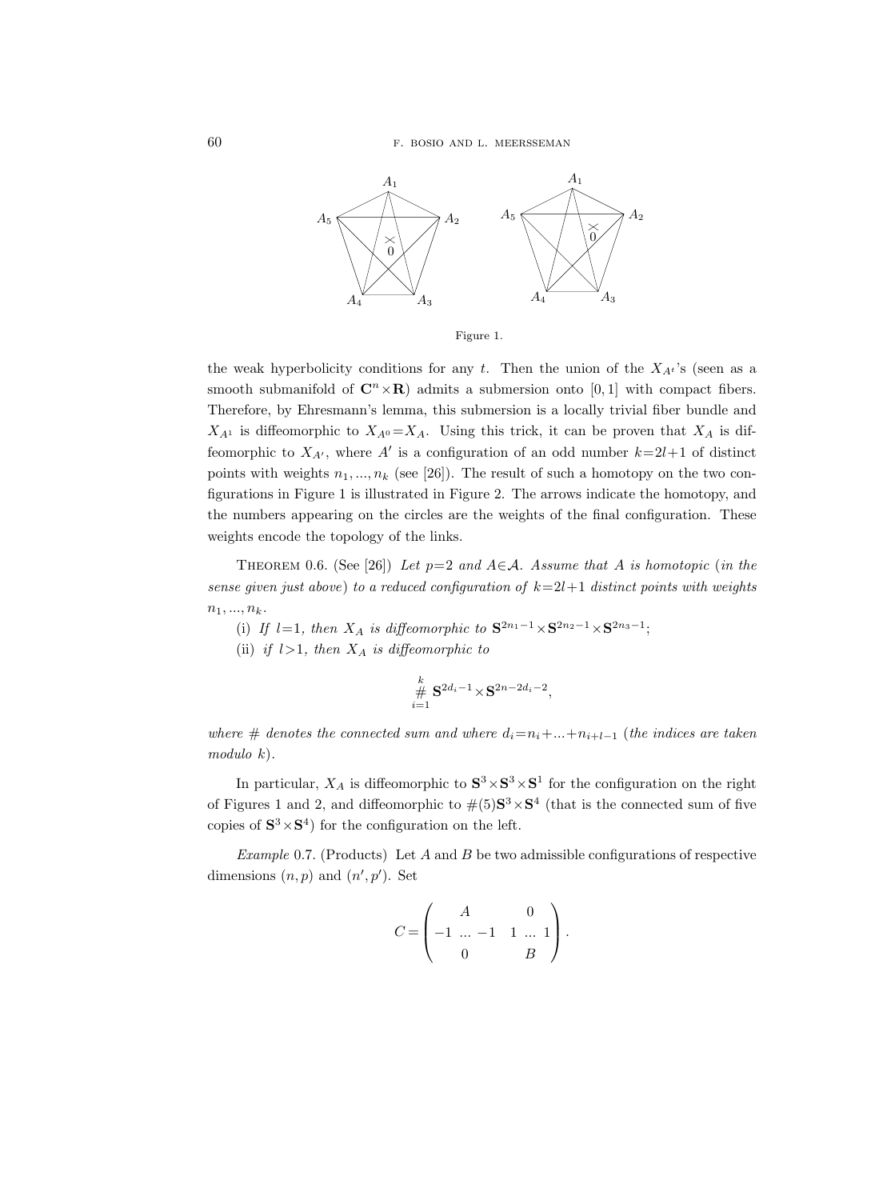Figure 1.

the weak hyperbolicity conditions for any $t$. Then the union of the $X_{A^t}$'s (seen as a smooth submanifold of $\mathbf{C}^n\times\mathbf{R}$) admits a submersion onto $[0,1]$ with compact fibers. Therefore, by Ehresmann's lemma, this submersion is a locally trivial fiber bundle and $X_{A^1}$ is diffeomorphic to $X_{A^0}=X_A$. Using this trick, it can be proven that $X_A$ is diffeomorphic to $X_{A'}$, where $A'$ is a configuration of an odd number $k=2l+1$ of distinct points with weights $n_1, ..., n_k$ (see [26]). The result of such a homotopy on the two configurations in Figure 1 is illustrated in Figure 2. The arrows indicate the homotopy, and the numbers appearing on the circles are the weights of the final configuration. These weights encode the topology of the links.

THEOREM 0.6. (See [26]) *Let $p=2$ and $A\in\mathcal{A}$. Assume that $A$ is homotopic (in the sense given just above) to a reduced configuration of $k=2l+1$ distinct points with weights $n_1, ..., n_k$.*

(i) *If $l=1$, then $X_A$ is diffeomorphic to $\mathbf{S}^{2n_1-1}\times\mathbf{S}^{2n_2-1}\times\mathbf{S}^{2n_3-1}$;*

(ii) *if $l>1$, then $X_A$ is diffeomorphic to*

$$\mathop{\#}_{i=1}^{k} \mathbf{S}^{2d_i-1}\times\mathbf{S}^{2n-2d_i-2},$$

*where $\#$ denotes the connected sum and where $d_i=n_i+...+n_{i+l-1}$ (the indices are taken modulo $k$).*

In particular, $X_A$ is diffeomorphic to $\mathbf{S}^3\times\mathbf{S}^3\times\mathbf{S}^1$ for the configuration on the right of Figures 1 and 2, and diffeomorphic to $\#(5)\mathbf{S}^3\times\mathbf{S}^4$ (that is the connected sum of five copies of $\mathbf{S}^3\times\mathbf{S}^4$) for the configuration on the left.

*Example* 0.7. (Products) Let $A$ and $B$ be two admissible configurations of respective dimensions $(n,p)$ and $(n',p')$. Set

$$C=\begin{pmatrix} A & 0 \\ -1 \ \dots \ -1 & 1 \ \dots \ 1 \\ 0 & B \end{pmatrix}.$$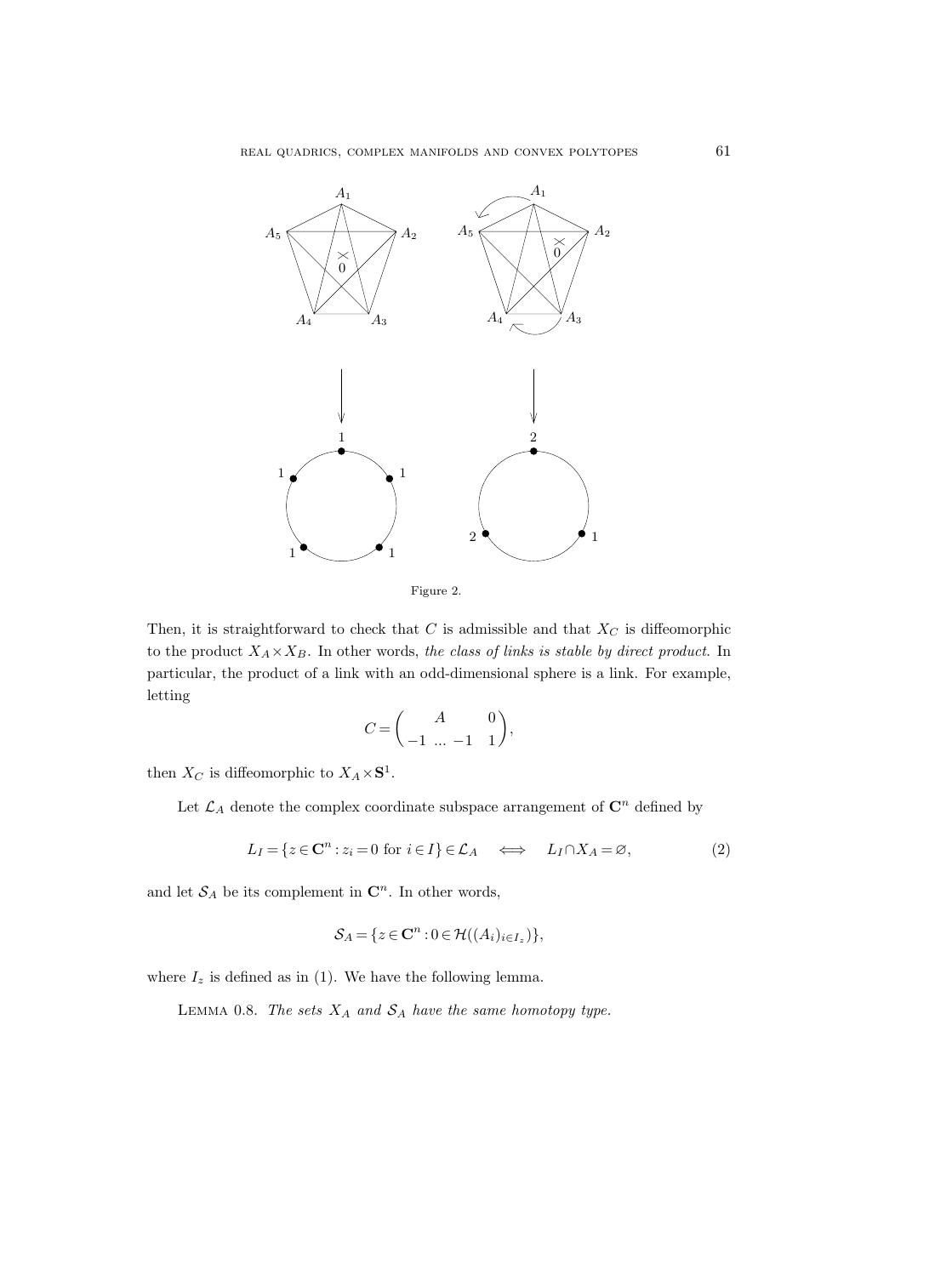Figure 2.

Then, it is straightforward to check that $C$ is admissible and that $X_C$ is diffeomorphic to the product $X_A \times X_B$. In other words, *the class of links is stable by direct product*. In particular, the product of a link with an odd-dimensional sphere is a link. For example, letting

$$C = \begin{pmatrix} & A & & 0 \\ -1 & \dots & -1 & 1 \end{pmatrix},$$

then $X_C$ is diffeomorphic to $X_A \times \mathbf{S}^1$.

Let $\mathcal{L}_A$ denote the complex coordinate subspace arrangement of $\mathbf{C}^n$ defined by

$$L_I = \{z \in \mathbf{C}^n : z_i = 0 \text{ for } i \in I\} \in \mathcal{L}_A \quad \Longleftrightarrow \quad L_I \cap X_A = \varnothing, \tag{2}$$

and let $\mathcal{S}_A$ be its complement in $\mathbf{C}^n$. In other words,

$$\mathcal{S}_A = \{z \in \mathbf{C}^n : 0 \in \mathcal{H}((A_i)_{i \in I_z})\},$$

where $I_z$ is defined as in (1). We have the following lemma.

Lemma 0.8. *The sets $X_A$ and $\mathcal{S}_A$ have the same homotopy type.*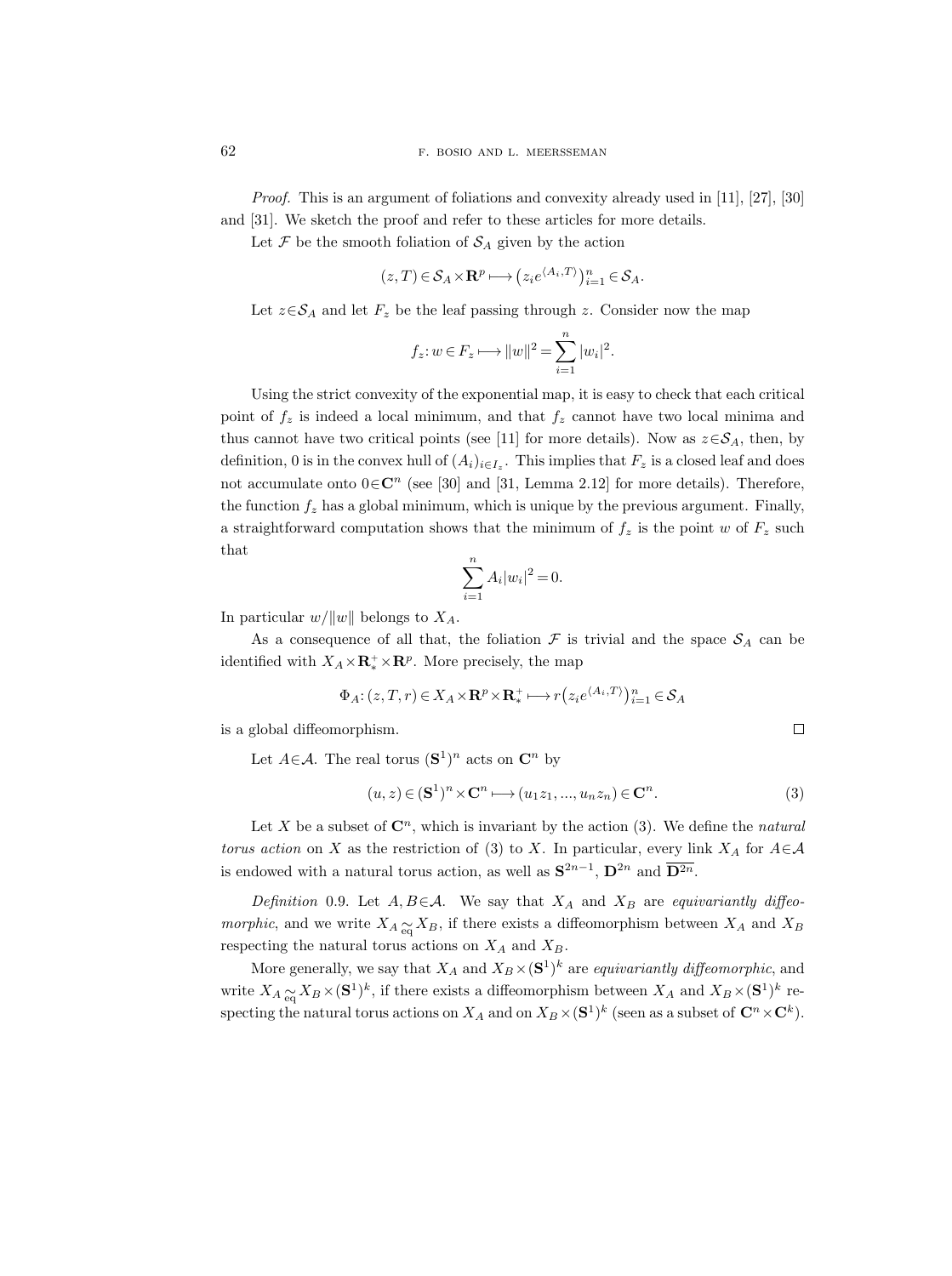*Proof.* This is an argument of foliations and convexity already used in [11], [27], [30] and [31]. We sketch the proof and refer to these articles for more details.

Let $\mathcal{F}$ be the smooth foliation of $\mathcal{S}_A$ given by the action

$$(z,T)\in\mathcal{S}_A\times\mathbf{R}^p\longmapsto\big(z_ie^{\langle A_i,T\rangle}\big)_{i=1}^n\in\mathcal{S}_A.$$

Let $z\in\mathcal{S}_A$ and let $F_z$ be the leaf passing through $z$. Consider now the map

$$f_z\colon w\in F_z\longmapsto\|w\|^2=\sum_{i=1}^n|w_i|^2.$$

Using the strict convexity of the exponential map, it is easy to check that each critical point of $f_z$ is indeed a local minimum, and that $f_z$ cannot have two local minima and thus cannot have two critical points (see [11] for more details). Now as $z\in\mathcal{S}_A$, then, by definition, 0 is in the convex hull of $(A_i)_{i\in I_z}$. This implies that $F_z$ is a closed leaf and does not accumulate onto $0\in\mathbf{C}^n$ (see [30] and [31, Lemma 2.12] for more details). Therefore, the function $f_z$ has a global minimum, which is unique by the previous argument. Finally, a straightforward computation shows that the minimum of $f_z$ is the point $w$ of $F_z$ such that

$$\sum_{i=1}^n A_i|w_i|^2=0.$$

In particular $w/\|w\|$ belongs to $X_A$.

As a consequence of all that, the foliation $\mathcal{F}$ is trivial and the space $\mathcal{S}_A$ can be identified with $X_A\times\mathbf{R}_*^+\times\mathbf{R}^p$. More precisely, the map

$$\Phi_A\colon(z,T,r)\in X_A\times\mathbf{R}^p\times\mathbf{R}_*^+\longmapsto r\big(z_ie^{\langle A_i,T\rangle}\big)_{i=1}^n\in\mathcal{S}_A$$

is a global diffeomorphism. $\square$

Let $A\in\mathcal{A}$. The real torus $(\mathbf{S}^1)^n$ acts on $\mathbf{C}^n$ by

$$(u,z)\in(\mathbf{S}^1)^n\times\mathbf{C}^n\longmapsto(u_1z_1,...,u_nz_n)\in\mathbf{C}^n. \tag{3}$$

Let $X$ be a subset of $\mathbf{C}^n$, which is invariant by the action (3). We define the *natural torus action* on $X$ as the restriction of (3) to $X$. In particular, every link $X_A$ for $A\in\mathcal{A}$ is endowed with a natural torus action, as well as $\mathbf{S}^{2n-1}$, $\mathbf{D}^{2n}$ and $\overline{\mathbf{D}^{2n}}$.

*Definition* 0.9. Let $A,B\in\mathcal{A}$. We say that $X_A$ and $X_B$ are *equivariantly diffeomorphic*, and we write $X_A\underset{\mathrm{eq}}{\simeq}X_B$, if there exists a diffeomorphism between $X_A$ and $X_B$ respecting the natural torus actions on $X_A$ and $X_B$.

More generally, we say that $X_A$ and $X_B\times(\mathbf{S}^1)^k$ are *equivariantly diffeomorphic*, and write $X_A\underset{\mathrm{eq}}{\simeq}X_B\times(\mathbf{S}^1)^k$, if there exists a diffeomorphism between $X_A$ and $X_B\times(\mathbf{S}^1)^k$ respecting the natural torus actions on $X_A$ and on $X_B\times(\mathbf{S}^1)^k$ (seen as a subset of $\mathbf{C}^n\times\mathbf{C}^k$).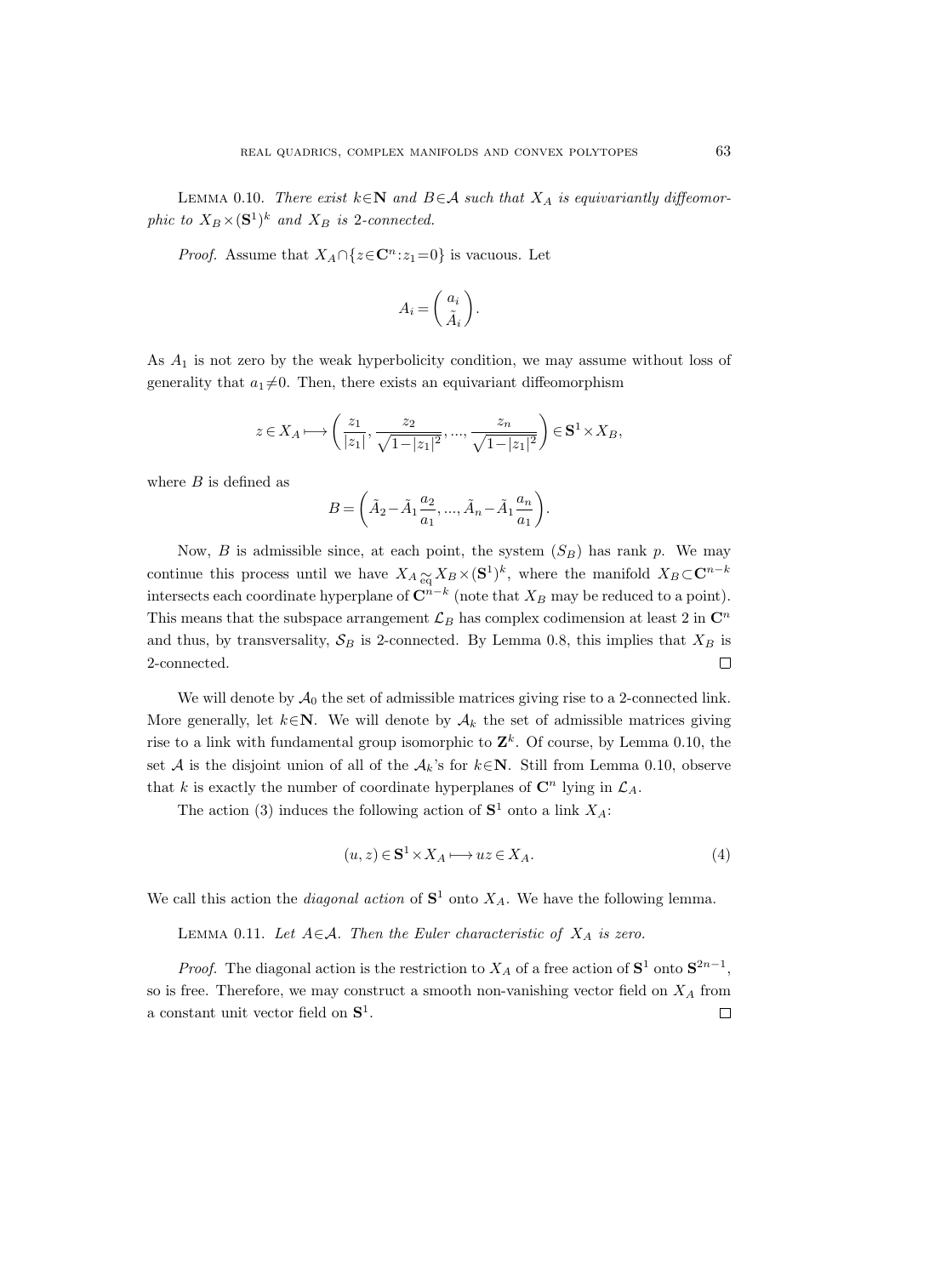Lemma 0.10. *There exist $k \in \mathbf{N}$ and $B \in \mathcal{A}$ such that $X_A$ is equivariantly diffeomorphic to $X_B \times (\mathbf{S}^1)^k$ and $X_B$ is 2-connected.*

*Proof.* Assume that $X_A \cap \{z \in \mathbf{C}^n : z_1 = 0\}$ is vacuous. Let

$$A_i = \begin{pmatrix} a_i \\ \tilde{A}_i \end{pmatrix}.$$

As $A_1$ is not zero by the weak hyperbolicity condition, we may assume without loss of generality that $a_1 \neq 0$. Then, there exists an equivariant diffeomorphism

$$z \in X_A \longmapsto \left( \frac{z_1}{|z_1|}, \frac{z_2}{\sqrt{1-|z_1|^2}}, ..., \frac{z_n}{\sqrt{1-|z_1|^2}} \right) \in \mathbf{S}^1 \times X_B,$$

where $B$ is defined as

$$B = \left( \tilde{A}_2 - \tilde{A}_1 \frac{a_2}{a_1}, ..., \tilde{A}_n - \tilde{A}_1 \frac{a_n}{a_1} \right).$$

Now, $B$ is admissible since, at each point, the system $(S_B)$ has rank $p$. We may continue this process until we have $X_A \underset{\text{eq}}{\simeq} X_B \times (\mathbf{S}^1)^k$, where the manifold $X_B \subset \mathbf{C}^{n-k}$ intersects each coordinate hyperplane of $\mathbf{C}^{n-k}$ (note that $X_B$ may be reduced to a point). This means that the subspace arrangement $\mathcal{L}_B$ has complex codimension at least 2 in $\mathbf{C}^n$ and thus, by transversality, $\mathcal{S}_B$ is 2-connected. By Lemma 0.8, this implies that $X_B$ is 2-connected. □

We will denote by $\mathcal{A}_0$ the set of admissible matrices giving rise to a 2-connected link. More generally, let $k \in \mathbf{N}$. We will denote by $\mathcal{A}_k$ the set of admissible matrices giving rise to a link with fundamental group isomorphic to $\mathbf{Z}^k$. Of course, by Lemma 0.10, the set $\mathcal{A}$ is the disjoint union of all of the $\mathcal{A}_k$'s for $k \in \mathbf{N}$. Still from Lemma 0.10, observe that $k$ is exactly the number of coordinate hyperplanes of $\mathbf{C}^n$ lying in $\mathcal{L}_A$.

The action (3) induces the following action of $\mathbf{S}^1$ onto a link $X_A$:

$$(u, z) \in \mathbf{S}^1 \times X_A \longmapsto uz \in X_A. \tag{4}$$

We call this action the *diagonal action* of $\mathbf{S}^1$ onto $X_A$. We have the following lemma.

Lemma 0.11. *Let $A \in \mathcal{A}$. Then the Euler characteristic of $X_A$ is zero.*

*Proof.* The diagonal action is the restriction to $X_A$ of a free action of $\mathbf{S}^1$ onto $\mathbf{S}^{2n-1}$, so is free. Therefore, we may construct a smooth non-vanishing vector field on $X_A$ from a constant unit vector field on $\mathbf{S}^1$. □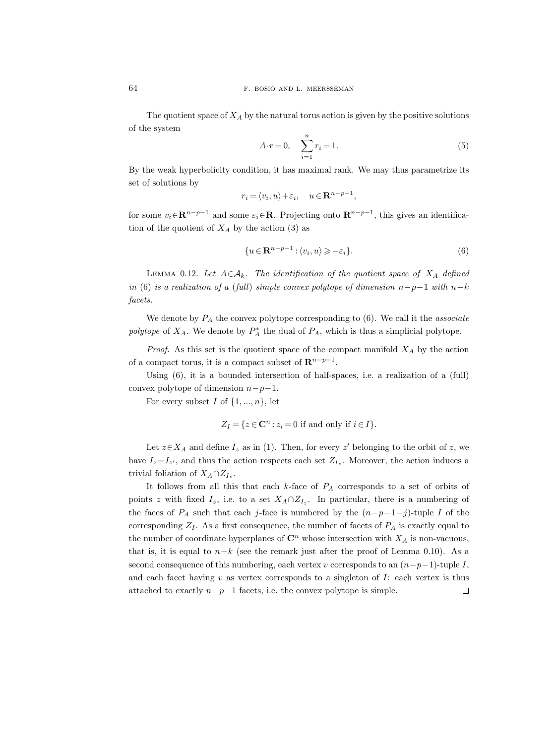The quotient space of $X_A$ by the natural torus action is given by the positive solutions of the system

$$A \cdot r = 0, \quad \sum_{i=1}^{n} r_i = 1. \tag{5}$$

By the weak hyperbolicity condition, it has maximal rank. We may thus parametrize its set of solutions by

$$r_i = \langle v_i, u \rangle + \varepsilon_i, \quad u \in \mathbf{R}^{n-p-1},$$

for some $v_i \in \mathbf{R}^{n-p-1}$ and some $\varepsilon_i \in \mathbf{R}$. Projecting onto $\mathbf{R}^{n-p-1}$, this gives an identification of the quotient of $X_A$ by the action (3) as

$$\{u \in \mathbf{R}^{n-p-1} : \langle v_i, u \rangle \geqslant -\varepsilon_i\}. \tag{6}$$

Lemma 0.12. *Let $A \in \mathcal{A}_k$. The identification of the quotient space of $X_A$ defined in* (6) *is a realization of a* (*full*) *simple convex polytope of dimension $n-p-1$ with $n-k$ facets.*

We denote by $P_A$ the convex polytope corresponding to (6). We call it the *associate polytope* of $X_A$. We denote by $P_A^*$ the dual of $P_A$, which is thus a simplicial polytope.

*Proof.* As this set is the quotient space of the compact manifold $X_A$ by the action of a compact torus, it is a compact subset of $\mathbf{R}^{n-p-1}$.

Using (6), it is a bounded intersection of half-spaces, i.e. a realization of a (full) convex polytope of dimension $n-p-1$.

For every subset $I$ of $\{1, ..., n\}$, let

$$Z_I = \{z \in \mathbf{C}^n : z_i = 0 \text{ if and only if } i \in I\}.$$

Let $z \in X_A$ and define $I_z$ as in (1). Then, for every $z'$ belonging to the orbit of $z$, we have $I_z = I_{z'}$, and thus the action respects each set $Z_{I_z}$. Moreover, the action induces a trivial foliation of $X_A \cap Z_{I_z}$.

It follows from all this that each $k$-face of $P_A$ corresponds to a set of orbits of points $z$ with fixed $I_z$, i.e. to a set $X_A \cap Z_{I_z}$. In particular, there is a numbering of the faces of $P_A$ such that each $j$-face is numbered by the $(n-p-1-j)$-tuple $I$ of the corresponding $Z_I$. As a first consequence, the number of facets of $P_A$ is exactly equal to the number of coordinate hyperplanes of $\mathbf{C}^n$ whose intersection with $X_A$ is non-vacuous, that is, it is equal to $n-k$ (see the remark just after the proof of Lemma 0.10). As a second consequence of this numbering, each vertex $v$ corresponds to an $(n-p-1)$-tuple $I$, and each facet having $v$ as vertex corresponds to a singleton of $I$: each vertex is thus attached to exactly $n-p-1$ facets, i.e. the convex polytope is simple. $\square$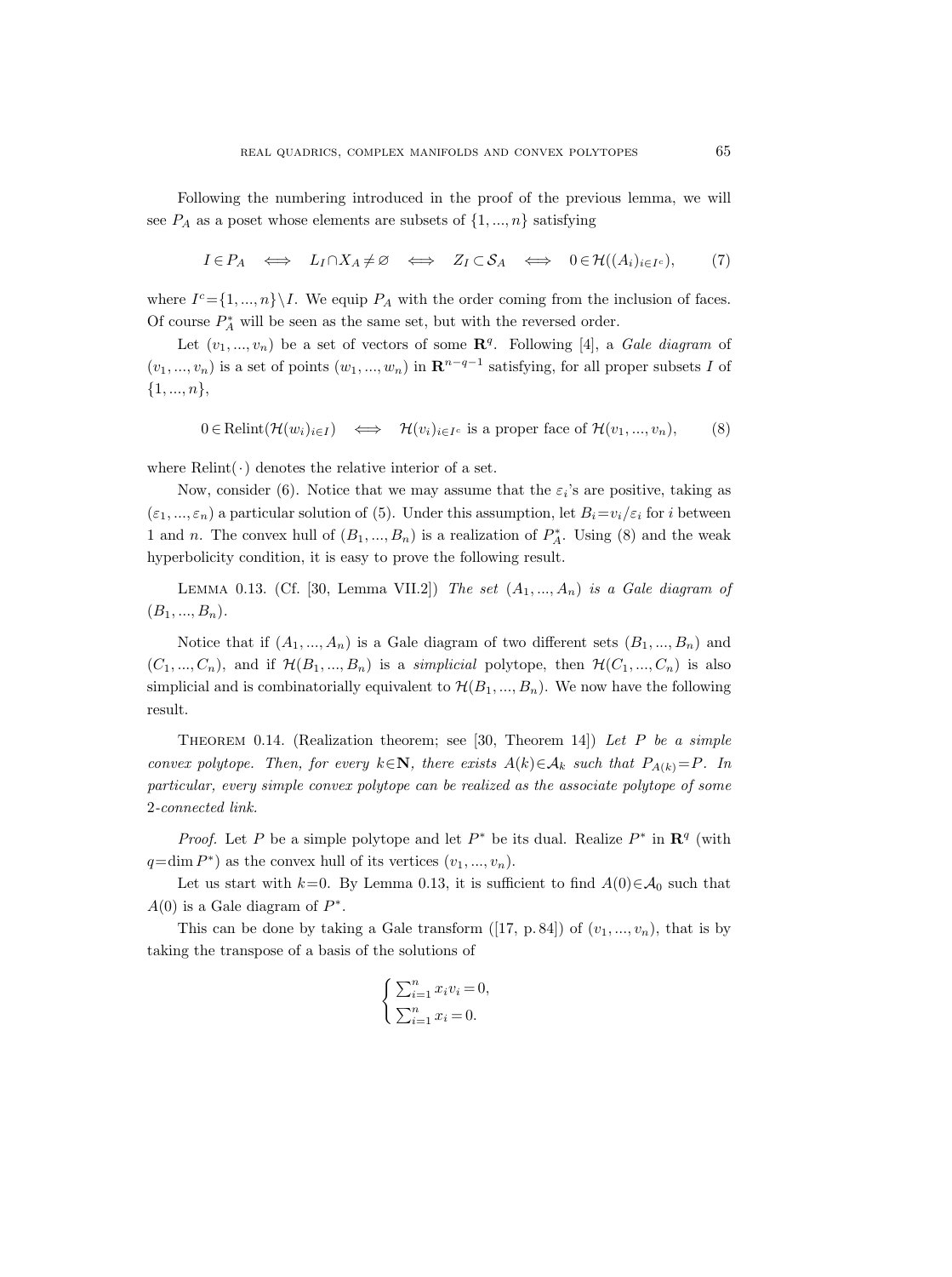Following the numbering introduced in the proof of the previous lemma, we will see $P_A$ as a poset whose elements are subsets of $\{1, ..., n\}$ satisfying

$$I \in P_A \iff L_I \cap X_A \neq \varnothing \iff Z_I \subset \mathcal{S}_A \iff 0 \in \mathcal{H}((A_i)_{i \in I^c}), \tag{7}$$

where $I^c = \{1, ..., n\} \setminus I$. We equip $P_A$ with the order coming from the inclusion of faces. Of course $P_A^*$ will be seen as the same set, but with the reversed order.

Let $(v_1, ..., v_n)$ be a set of vectors of some $\mathbf{R}^q$. Following [4], a *Gale diagram* of $(v_1, ..., v_n)$ is a set of points $(w_1, ..., w_n)$ in $\mathbf{R}^{n-q-1}$ satisfying, for all proper subsets $I$ of $\{1, ..., n\}$,

$$0 \in \operatorname{Relint}(\mathcal{H}(w_i)_{i \in I}) \iff \mathcal{H}(v_i)_{i \in I^c} \text{ is a proper face of } \mathcal{H}(v_1, ..., v_n), \tag{8}$$

where $\operatorname{Relint}(\cdot)$ denotes the relative interior of a set.

Now, consider (6). Notice that we may assume that the $\varepsilon_i$'s are positive, taking as $(\varepsilon_1, ..., \varepsilon_n)$ a particular solution of (5). Under this assumption, let $B_i = v_i/\varepsilon_i$ for $i$ between 1 and $n$. The convex hull of $(B_1, ..., B_n)$ is a realization of $P_A^*$. Using (8) and the weak hyperbolicity condition, it is easy to prove the following result.

Lemma 0.13. (Cf. [30, Lemma VII.2]) *The set $(A_1, ..., A_n)$ is a Gale diagram of $(B_1, ..., B_n)$.*

Notice that if $(A_1, ..., A_n)$ is a Gale diagram of two different sets $(B_1, ..., B_n)$ and $(C_1, ..., C_n)$, and if $\mathcal{H}(B_1, ..., B_n)$ is a *simplicial* polytope, then $\mathcal{H}(C_1, ..., C_n)$ is also simplicial and is combinatorially equivalent to $\mathcal{H}(B_1, ..., B_n)$. We now have the following result.

Theorem 0.14. (Realization theorem; see [30, Theorem 14]) *Let $P$ be a simple convex polytope. Then, for every $k \in \mathbf{N}$, there exists $A(k) \in \mathcal{A}_k$ such that $P_{A(k)} = P$. In particular, every simple convex polytope can be realized as the associate polytope of some 2-connected link.*

*Proof.* Let $P$ be a simple polytope and let $P^*$ be its dual. Realize $P^*$ in $\mathbf{R}^q$ (with $q = \dim P^*$) as the convex hull of its vertices $(v_1, ..., v_n)$.

Let us start with $k=0$. By Lemma 0.13, it is sufficient to find $A(0) \in \mathcal{A}_0$ such that $A(0)$ is a Gale diagram of $P^*$.

This can be done by taking a Gale transform ([17, p. 84]) of $(v_1, ..., v_n)$, that is by taking the transpose of a basis of the solutions of

$$\begin{cases} \sum_{i=1}^n x_i v_i = 0, \\ \sum_{i=1}^n x_i = 0. \end{cases}$$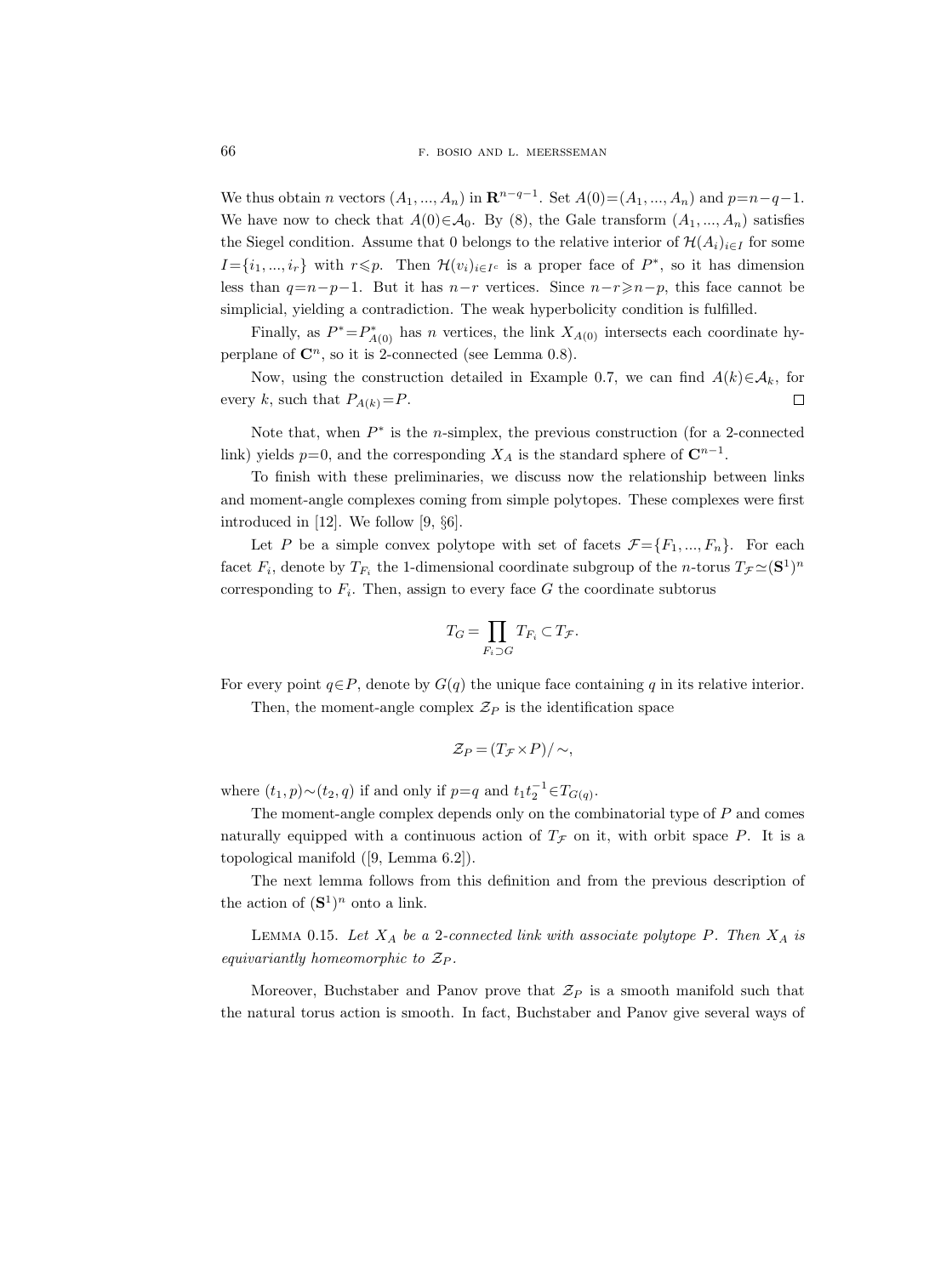We thus obtain $n$ vectors $(A_1, ..., A_n)$ in $\mathbf{R}^{n-q-1}$. Set $A(0)=(A_1, ..., A_n)$ and $p=n-q-1$. We have now to check that $A(0)\in\mathcal{A}_0$. By (8), the Gale transform $(A_1, ..., A_n)$ satisfies the Siegel condition. Assume that 0 belongs to the relative interior of $\mathcal{H}(A_i)_{i\in I}$ for some $I=\{i_1, ..., i_r\}$ with $r\leqslant p$. Then $\mathcal{H}(v_i)_{i\in I^c}$ is a proper face of $P^*$, so it has dimension less than $q=n-p-1$. But it has $n-r$ vertices. Since $n-r\geqslant n-p$, this face cannot be simplicial, yielding a contradiction. The weak hyperbolicity condition is fulfilled.

Finally, as $P^*=P^*_{A(0)}$ has $n$ vertices, the link $X_{A(0)}$ intersects each coordinate hyperplane of $\mathbf{C}^n$, so it is 2-connected (see Lemma 0.8).

Now, using the construction detailed in Example 0.7, we can find $A(k)\in\mathcal{A}_k$, for every $k$, such that $P_{A(k)}=P$. $\square$

Note that, when $P^*$ is the $n$-simplex, the previous construction (for a 2-connected link) yields $p=0$, and the corresponding $X_A$ is the standard sphere of $\mathbf{C}^{n-1}$.

To finish with these preliminaries, we discuss now the relationship between links and moment-angle complexes coming from simple polytopes. These complexes were first introduced in [12]. We follow [9, §6].

Let $P$ be a simple convex polytope with set of facets $\mathcal{F}=\{F_1, ..., F_n\}$. For each facet $F_i$, denote by $T_{F_i}$ the 1-dimensional coordinate subgroup of the $n$-torus $T_{\mathcal{F}}\simeq(\mathbf{S}^1)^n$ corresponding to $F_i$. Then, assign to every face $G$ the coordinate subtorus

$$T_G = \prod_{F_i\supset G} T_{F_i} \subset T_{\mathcal{F}}.$$

For every point $q\in P$, denote by $G(q)$ the unique face containing $q$ in its relative interior.

Then, the moment-angle complex $\mathcal{Z}_P$ is the identification space

$$\mathcal{Z}_P = (T_{\mathcal{F}}\times P)/\sim,$$

where $(t_1, p)\sim(t_2, q)$ if and only if $p=q$ and $t_1t_2^{-1}\in T_{G(q)}$.

The moment-angle complex depends only on the combinatorial type of $P$ and comes naturally equipped with a continuous action of $T_{\mathcal{F}}$ on it, with orbit space $P$. It is a topological manifold ([9, Lemma 6.2]).

The next lemma follows from this definition and from the previous description of the action of $(\mathbf{S}^1)^n$ onto a link.

Lemma 0.15. *Let $X_A$ be a 2-connected link with associate polytope $P$. Then $X_A$ is equivariantly homeomorphic to $\mathcal{Z}_P$.*

Moreover, Buchstaber and Panov prove that $\mathcal{Z}_P$ is a smooth manifold such that the natural torus action is smooth. In fact, Buchstaber and Panov give several ways of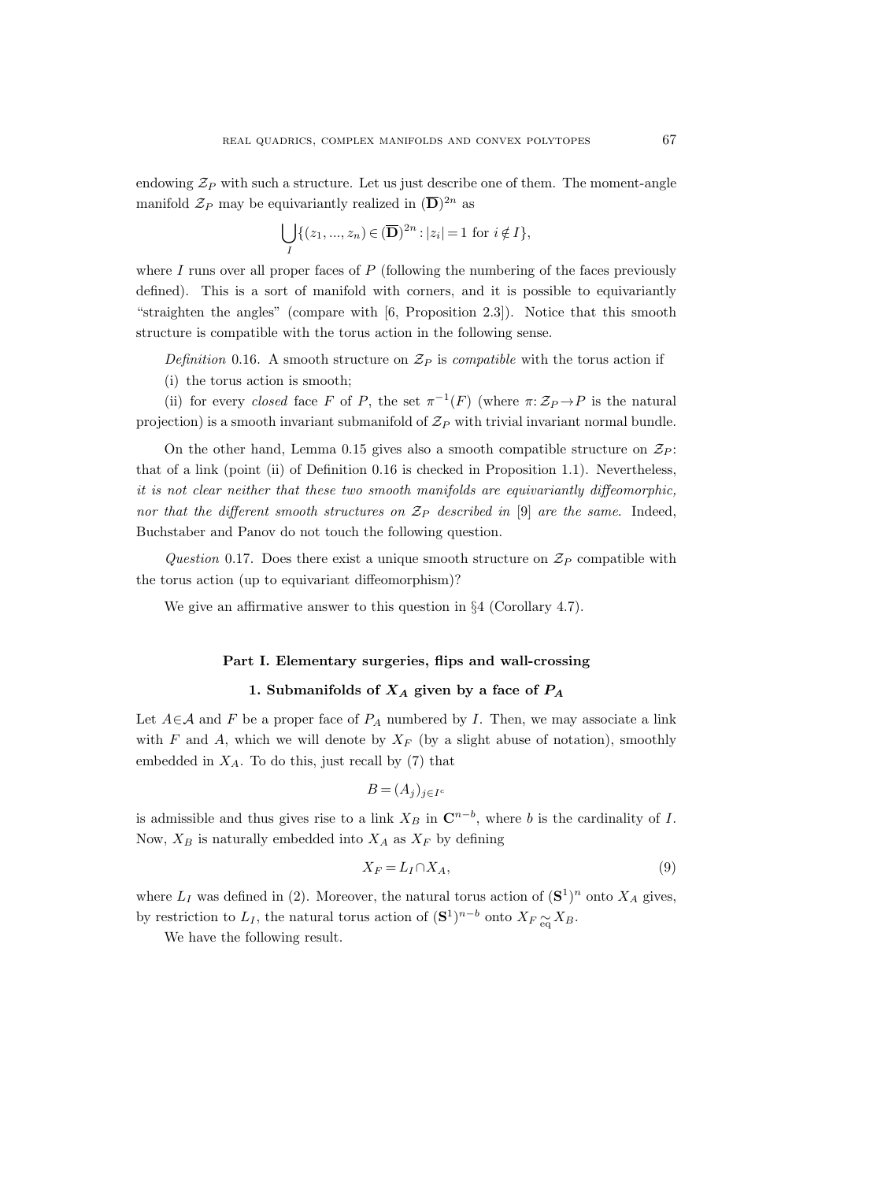endowing $\mathcal{Z}_P$ with such a structure. Let us just describe one of them. The moment-angle manifold $\mathcal{Z}_P$ may be equivariantly realized in $(\overline{\mathbf{D}})^{2n}$ as

$$\bigcup_I \{(z_1, ..., z_n) \in (\overline{\mathbf{D}})^{2n} : |z_i| = 1 \text{ for } i \notin I\},$$

where $I$ runs over all proper faces of $P$ (following the numbering of the faces previously defined). This is a sort of manifold with corners, and it is possible to equivariantly "straighten the angles" (compare with [6, Proposition 2.3]). Notice that this smooth structure is compatible with the torus action in the following sense.

*Definition* 0.16. A smooth structure on $\mathcal{Z}_P$ is *compatible* with the torus action if

(i) the torus action is smooth;

(ii) for every *closed* face $F$ of $P$, the set $\pi^{-1}(F)$ (where $\pi: \mathcal{Z}_P \rightarrow P$ is the natural projection) is a smooth invariant submanifold of $\mathcal{Z}_P$ with trivial invariant normal bundle.

On the other hand, Lemma 0.15 gives also a smooth compatible structure on $\mathcal{Z}_P$: that of a link (point (ii) of Definition 0.16 is checked in Proposition 1.1). Nevertheless, *it is not clear neither that these two smooth manifolds are equivariantly diffeomorphic, nor that the different smooth structures on $\mathcal{Z}_P$ described in* [9] *are the same*. Indeed, Buchstaber and Panov do not touch the following question.

*Question* 0.17. Does there exist a unique smooth structure on $\mathcal{Z}_P$ compatible with the torus action (up to equivariant diffeomorphism)?

We give an affirmative answer to this question in §4 (Corollary 4.7).

## Part I. Elementary surgeries, flips and wall-crossing

### 1. Submanifolds of $X_A$ given by a face of $P_A$

Let $A \in \mathcal{A}$ and $F$ be a proper face of $P_A$ numbered by $I$. Then, we may associate a link with $F$ and $A$, which we will denote by $X_F$ (by a slight abuse of notation), smoothly embedded in $X_A$. To do this, just recall by (7) that

$$B = (A_j)_{j \in I^c}$$

is admissible and thus gives rise to a link $X_B$ in $\mathbf{C}^{n-b}$, where $b$ is the cardinality of $I$. Now, $X_B$ is naturally embedded into $X_A$ as $X_F$ by defining

$$X_F = L_I \cap X_A, \tag{9}$$

where $L_I$ was defined in (2). Moreover, the natural torus action of $(\mathbf{S}^1)^n$ onto $X_A$ gives, by restriction to $L_I$, the natural torus action of $(\mathbf{S}^1)^{n-b}$ onto $X_F \underset{\text{eq}}{\simeq} X_B$.

We have the following result.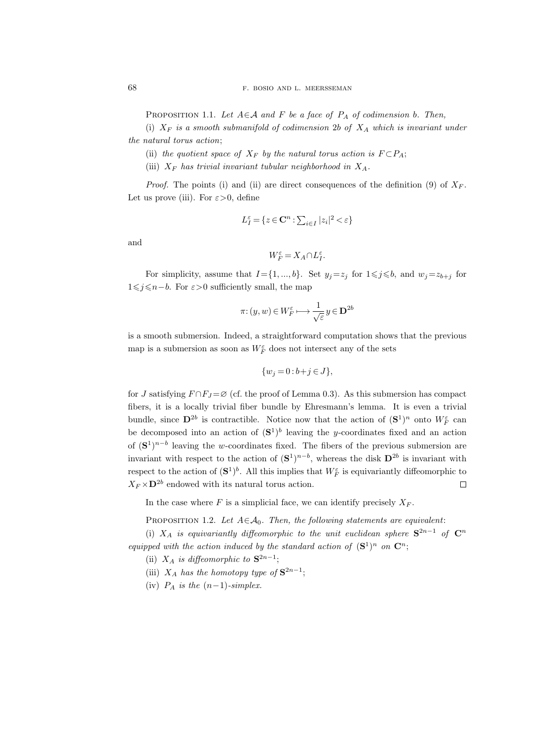Proposition 1.1. *Let $A\in\mathcal{A}$ and $F$ be a face of $P_A$ of codimension $b$. Then,*

(i) *$X_F$ is a smooth submanifold of codimension $2b$ of $X_A$ which is invariant under the natural torus action*;

(ii) *the quotient space of $X_F$ by the natural torus action is $F\subset P_A$*;

(iii) *$X_F$ has trivial invariant tubular neighborhood in $X_A$.*

*Proof.* The points (i) and (ii) are direct consequences of the definition (9) of $X_F$. Let us prove (iii). For $\varepsilon>0$, define

$$L_I^\varepsilon = \{z\in \mathbf{C}^n : \textstyle\sum_{i\in I} |z_i|^2 < \varepsilon\}$$

and

$$W_F^\varepsilon = X_A \cap L_I^\varepsilon.$$

For simplicity, assume that $I=\{1,...,b\}$. Set $y_j=z_j$ for $1\leqslant j\leqslant b$, and $w_j=z_{b+j}$ for $1\leqslant j\leqslant n-b$. For $\varepsilon>0$ sufficiently small, the map

$$\pi\colon (y,w)\in W_F^\varepsilon \longmapsto \frac{1}{\sqrt{\varepsilon}}\, y\in \mathbf{D}^{2b}$$

is a smooth submersion. Indeed, a straightforward computation shows that the previous map is a submersion as soon as $W_F^\varepsilon$ does not intersect any of the sets

$$\{w_j=0 : b+j\in J\},$$

for $J$ satisfying $F\cap F_J=\varnothing$ (cf. the proof of Lemma 0.3). As this submersion has compact fibers, it is a locally trivial fiber bundle by Ehresmann's lemma. It is even a trivial bundle, since $\mathbf{D}^{2b}$ is contractible. Notice now that the action of $(\mathbf{S}^1)^n$ onto $W_F^\varepsilon$ can be decomposed into an action of $(\mathbf{S}^1)^b$ leaving the $y$-coordinates fixed and an action of $(\mathbf{S}^1)^{n-b}$ leaving the $w$-coordinates fixed. The fibers of the previous submersion are invariant with respect to the action of $(\mathbf{S}^1)^{n-b}$, whereas the disk $\mathbf{D}^{2b}$ is invariant with respect to the action of $(\mathbf{S}^1)^b$. All this implies that $W_F^\varepsilon$ is equivariantly diffeomorphic to $X_F\times\mathbf{D}^{2b}$ endowed with its natural torus action. □

In the case where $F$ is a simplicial face, we can identify precisely $X_F$.

Proposition 1.2. *Let $A\in\mathcal{A}_0$. Then, the following statements are equivalent*:

(i) *$X_A$ is equivariantly diffeomorphic to the unit euclidean sphere $\mathbf{S}^{2n-1}$ of $\mathbf{C}^n$ equipped with the action induced by the standard action of $(\mathbf{S}^1)^n$ on $\mathbf{C}^n$*;

(ii) *$X_A$ is diffeomorphic to $\mathbf{S}^{2n-1}$*;

(iii) *$X_A$ has the homotopy type of $\mathbf{S}^{2n-1}$*;

(iv) *$P_A$ is the $(n-1)$-simplex.*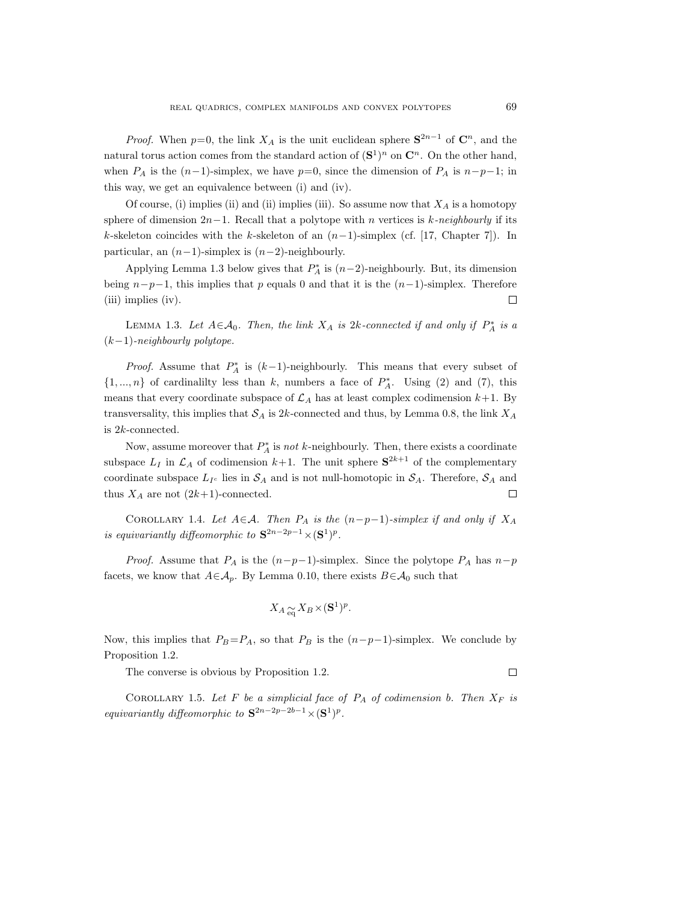*Proof.* When $p=0$, the link $X_A$ is the unit euclidean sphere $\mathbf{S}^{2n-1}$ of $\mathbf{C}^n$, and the natural torus action comes from the standard action of $(\mathbf{S}^1)^n$ on $\mathbf{C}^n$. On the other hand, when $P_A$ is the $(n-1)$-simplex, we have $p=0$, since the dimension of $P_A$ is $n-p-1$; in this way, we get an equivalence between (i) and (iv).

Of course, (i) implies (ii) and (ii) implies (iii). So assume now that $X_A$ is a homotopy sphere of dimension $2n-1$. Recall that a polytope with $n$ vertices is $k$-*neighbourly* if its $k$-skeleton coincides with the $k$-skeleton of an $(n-1)$-simplex (cf. [17, Chapter 7]). In particular, an $(n-1)$-simplex is $(n-2)$-neighbourly.

Applying Lemma 1.3 below gives that $P_A^*$ is $(n-2)$-neighbourly. But, its dimension being $n-p-1$, this implies that $p$ equals 0 and that it is the $(n-1)$-simplex. Therefore (iii) implies (iv). □

LEMMA 1.3. *Let $A \in \mathcal{A}_0$. Then, the link $X_A$ is $2k$-connected if and only if $P_A^*$ is a $(k-1)$-neighbourly polytope.*

*Proof.* Assume that $P_A^*$ is $(k-1)$-neighbourly. This means that every subset of $\{1, ..., n\}$ of cardinalilty less than $k$, numbers a face of $P_A^*$. Using (2) and (7), this means that every coordinate subspace of $\mathcal{L}_A$ has at least complex codimension $k+1$. By transversality, this implies that $\mathcal{S}_A$ is $2k$-connected and thus, by Lemma 0.8, the link $X_A$ is $2k$-connected.

Now, assume moreover that $P_A^*$ is *not* $k$-neighbourly. Then, there exists a coordinate subspace $L_I$ in $\mathcal{L}_A$ of codimension $k+1$. The unit sphere $\mathbf{S}^{2k+1}$ of the complementary coordinate subspace $L_{I^c}$ lies in $\mathcal{S}_A$ and is not null-homotopic in $\mathcal{S}_A$. Therefore, $\mathcal{S}_A$ and thus $X_A$ are not $(2k+1)$-connected. □

COROLLARY 1.4. *Let $A \in \mathcal{A}$. Then $P_A$ is the $(n-p-1)$-simplex if and only if $X_A$ is equivariantly diffeomorphic to $\mathbf{S}^{2n-2p-1} \times (\mathbf{S}^1)^p$.*

*Proof.* Assume that $P_A$ is the $(n-p-1)$-simplex. Since the polytope $P_A$ has $n-p$ facets, we know that $A \in \mathcal{A}_p$. By Lemma 0.10, there exists $B \in \mathcal{A}_0$ such that

$$X_A \underset{\text{eq}}{\sim} X_B \times (\mathbf{S}^1)^p.$$

Now, this implies that $P_B = P_A$, so that $P_B$ is the $(n-p-1)$-simplex. We conclude by Proposition 1.2.

The converse is obvious by Proposition 1.2. □

COROLLARY 1.5. *Let $F$ be a simplicial face of $P_A$ of codimension $b$. Then $X_F$ is equivariantly diffeomorphic to $\mathbf{S}^{2n-2p-2b-1} \times (\mathbf{S}^1)^p$.*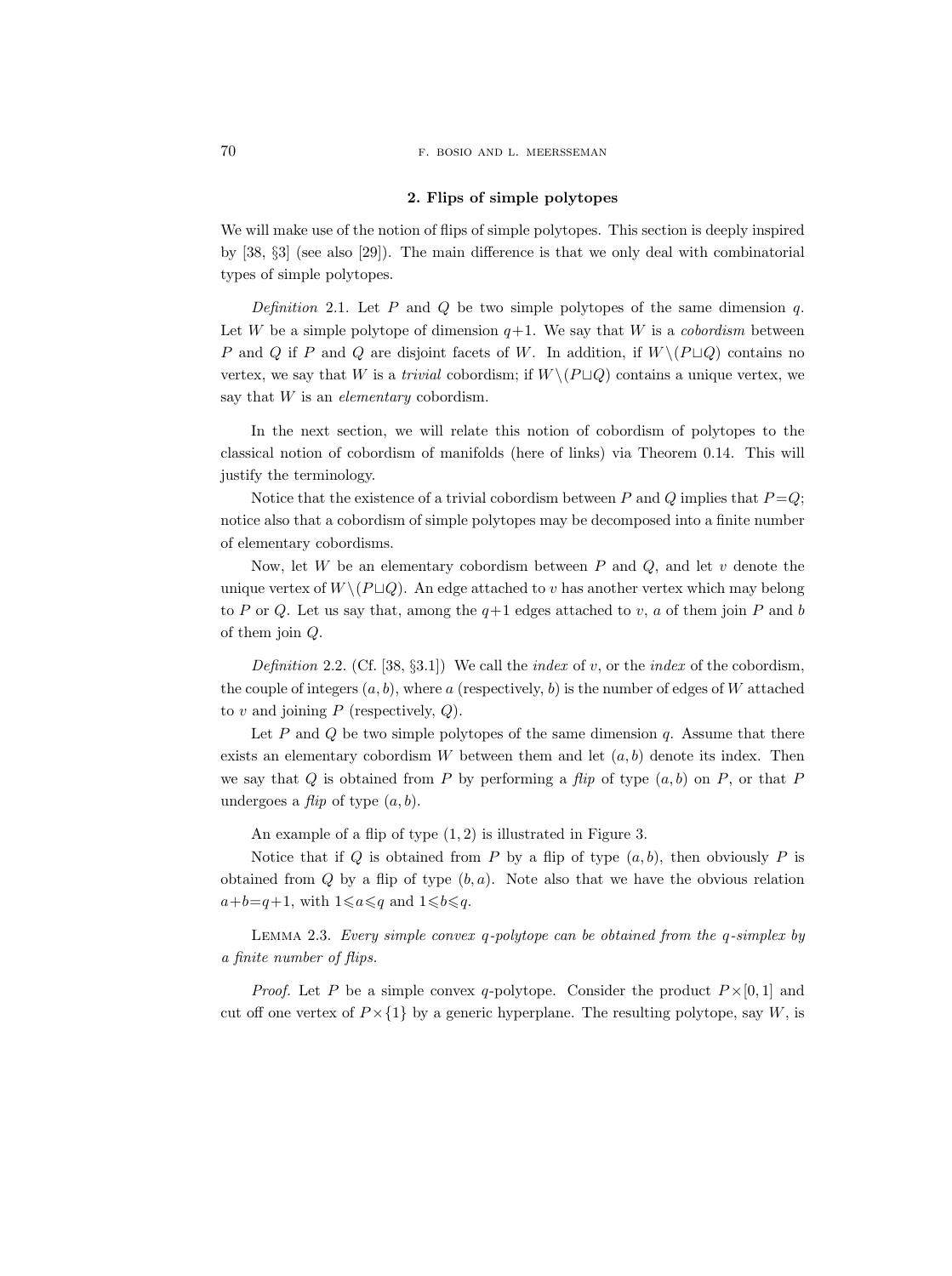## 2. Flips of simple polytopes

We will make use of the notion of flips of simple polytopes. This section is deeply inspired by [38, §3] (see also [29]). The main difference is that we only deal with combinatorial types of simple polytopes.

*Definition* 2.1. Let $P$ and $Q$ be two simple polytopes of the same dimension $q$. Let $W$ be a simple polytope of dimension $q+1$. We say that $W$ is a *cobordism* between $P$ and $Q$ if $P$ and $Q$ are disjoint facets of $W$. In addition, if $W\setminus(P\sqcup Q)$ contains no vertex, we say that $W$ is a *trivial* cobordism; if $W\setminus(P\sqcup Q)$ contains a unique vertex, we say that $W$ is an *elementary* cobordism.

In the next section, we will relate this notion of cobordism of polytopes to the classical notion of cobordism of manifolds (here of links) via Theorem 0.14. This will justify the terminology.

Notice that the existence of a trivial cobordism between $P$ and $Q$ implies that $P=Q$; notice also that a cobordism of simple polytopes may be decomposed into a finite number of elementary cobordisms.

Now, let $W$ be an elementary cobordism between $P$ and $Q$, and let $v$ denote the unique vertex of $W\setminus(P\sqcup Q)$. An edge attached to $v$ has another vertex which may belong to $P$ or $Q$. Let us say that, among the $q+1$ edges attached to $v$, $a$ of them join $P$ and $b$ of them join $Q$.

*Definition* 2.2. (Cf. [38, §3.1]) We call the *index* of $v$, or the *index* of the cobordism, the couple of integers $(a,b)$, where $a$ (respectively, $b$) is the number of edges of $W$ attached to $v$ and joining $P$ (respectively, $Q$).

Let $P$ and $Q$ be two simple polytopes of the same dimension $q$. Assume that there exists an elementary cobordism $W$ between them and let $(a,b)$ denote its index. Then we say that $Q$ is obtained from $P$ by performing a *flip* of type $(a,b)$ on $P$, or that $P$ undergoes a *flip* of type $(a,b)$.

An example of a flip of type $(1,2)$ is illustrated in Figure 3.

Notice that if $Q$ is obtained from $P$ by a flip of type $(a,b)$, then obviously $P$ is obtained from $Q$ by a flip of type $(b,a)$. Note also that we have the obvious relation $a+b=q+1$, with $1\leqslant a\leqslant q$ and $1\leqslant b\leqslant q$.

LEMMA 2.3. *Every simple convex $q$-polytope can be obtained from the $q$-simplex by a finite number of flips.*

*Proof.* Let $P$ be a simple convex $q$-polytope. Consider the product $P\times[0,1]$ and cut off one vertex of $P\times\{1\}$ by a generic hyperplane. The resulting polytope, say $W$, is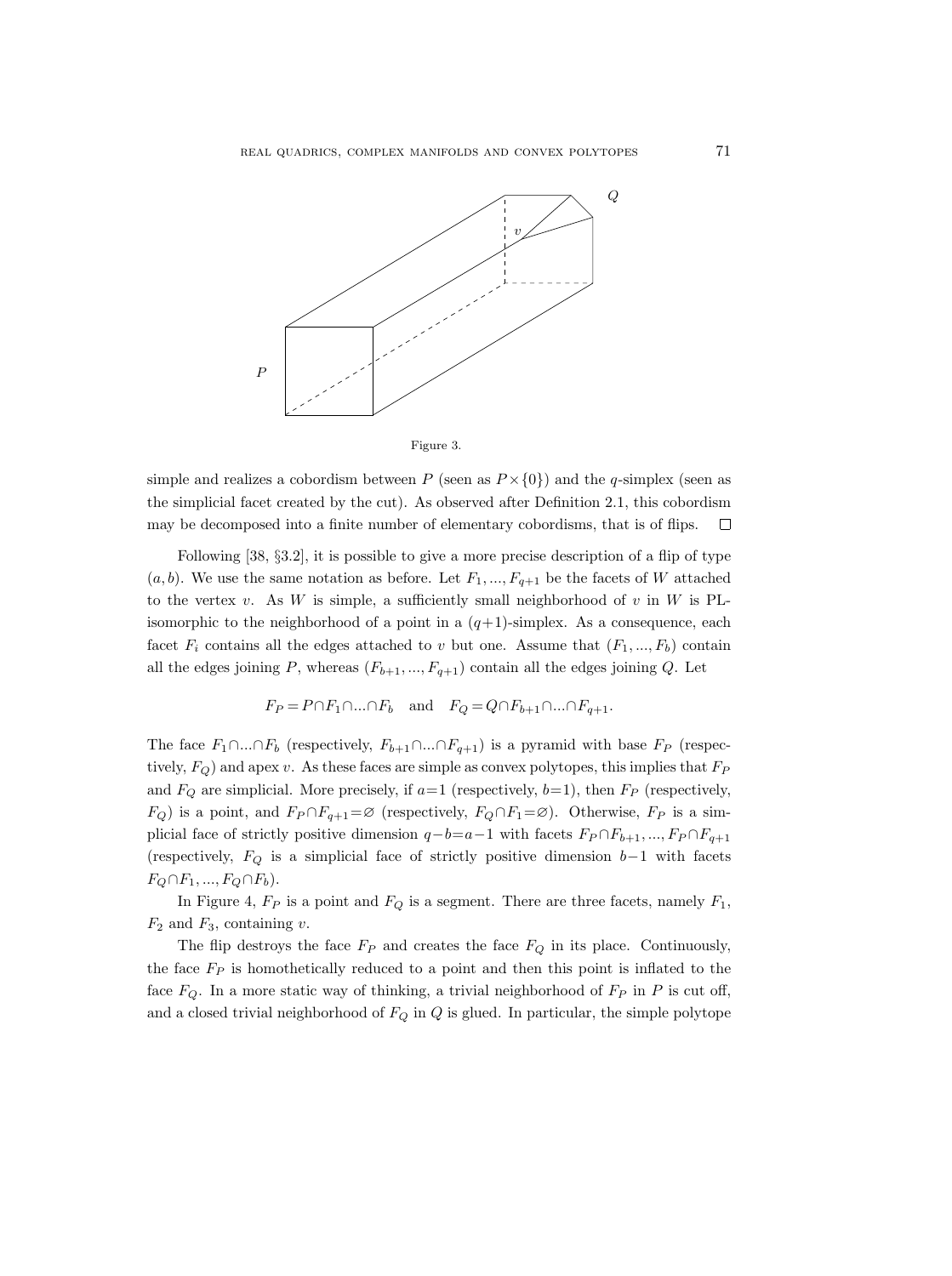Figure 3.

simple and realizes a cobordism between $P$ (seen as $P\times\{0\}$) and the $q$-simplex (seen as the simplicial facet created by the cut). As observed after Definition 2.1, this cobordism may be decomposed into a finite number of elementary cobordisms, that is of flips. $\square$

Following [38, §3.2], it is possible to give a more precise description of a flip of type $(a,b)$. We use the same notation as before. Let $F_1,...,F_{q+1}$ be the facets of $W$ attached to the vertex $v$. As $W$ is simple, a sufficiently small neighborhood of $v$ in $W$ is PL-isomorphic to the neighborhood of a point in a $(q+1)$-simplex. As a consequence, each facet $F_i$ contains all the edges attached to $v$ but one. Assume that $(F_1,...,F_b)$ contain all the edges joining $P$, whereas $(F_{b+1},...,F_{q+1})$ contain all the edges joining $Q$. Let

$$F_P=P\cap F_1\cap...\cap F_b \quad \text{and} \quad F_Q=Q\cap F_{b+1}\cap...\cap F_{q+1}.$$

The face $F_1\cap...\cap F_b$ (respectively, $F_{b+1}\cap...\cap F_{q+1}$) is a pyramid with base $F_P$ (respectively, $F_Q$) and apex $v$. As these faces are simple as convex polytopes, this implies that $F_P$ and $F_Q$ are simplicial. More precisely, if $a=1$ (respectively, $b=1$), then $F_P$ (respectively, $F_Q$) is a point, and $F_P\cap F_{q+1}=\varnothing$ (respectively, $F_Q\cap F_1=\varnothing$). Otherwise, $F_P$ is a simplicial face of strictly positive dimension $q-b=a-1$ with facets $F_P\cap F_{b+1},...,F_P\cap F_{q+1}$ (respectively, $F_Q$ is a simplicial face of strictly positive dimension $b-1$ with facets $F_Q\cap F_1,...,F_Q\cap F_b$).

In Figure 4, $F_P$ is a point and $F_Q$ is a segment. There are three facets, namely $F_1$, $F_2$ and $F_3$, containing $v$.

The flip destroys the face $F_P$ and creates the face $F_Q$ in its place. Continuously, the face $F_P$ is homothetically reduced to a point and then this point is inflated to the face $F_Q$. In a more static way of thinking, a trivial neighborhood of $F_P$ in $P$ is cut off, and a closed trivial neighborhood of $F_Q$ in $Q$ is glued. In particular, the simple polytope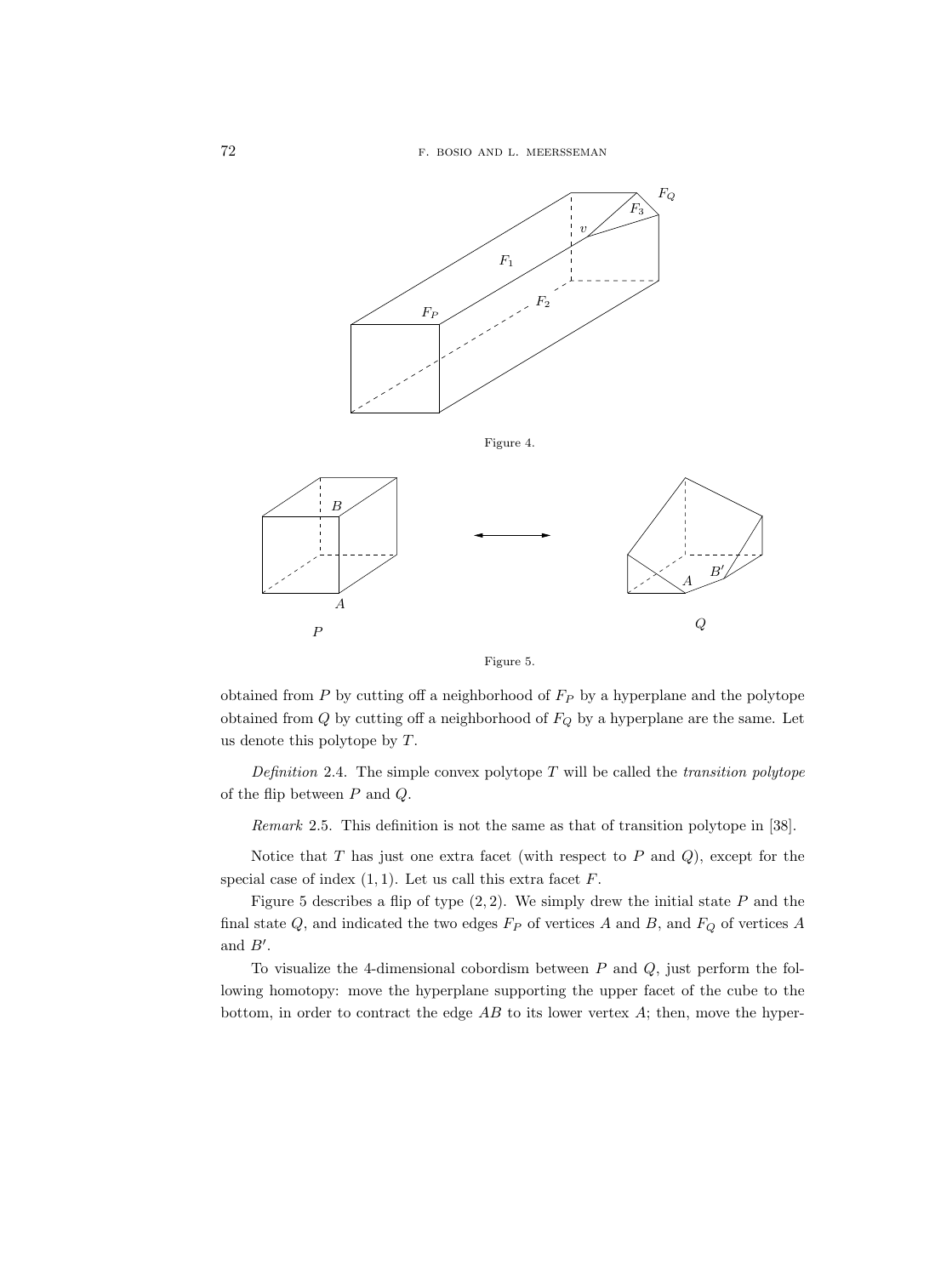Figure 4.

Figure 5.

obtained from $P$ by cutting off a neighborhood of $F_P$ by a hyperplane and the polytope obtained from $Q$ by cutting off a neighborhood of $F_Q$ by a hyperplane are the same. Let us denote this polytope by $T$.

*Definition* 2.4. The simple convex polytope $T$ will be called the *transition polytope* of the flip between $P$ and $Q$.

*Remark* 2.5. This definition is not the same as that of transition polytope in [38].

Notice that $T$ has just one extra facet (with respect to $P$ and $Q$), except for the special case of index $(1, 1)$. Let us call this extra facet $F$.

Figure 5 describes a flip of type $(2, 2)$. We simply drew the initial state $P$ and the final state $Q$, and indicated the two edges $F_P$ of vertices $A$ and $B$, and $F_Q$ of vertices $A$ and $B'$.

To visualize the 4-dimensional cobordism between $P$ and $Q$, just perform the following homotopy: move the hyperplane supporting the upper facet of the cube to the bottom, in order to contract the edge $AB$ to its lower vertex $A$; then, move the hyper-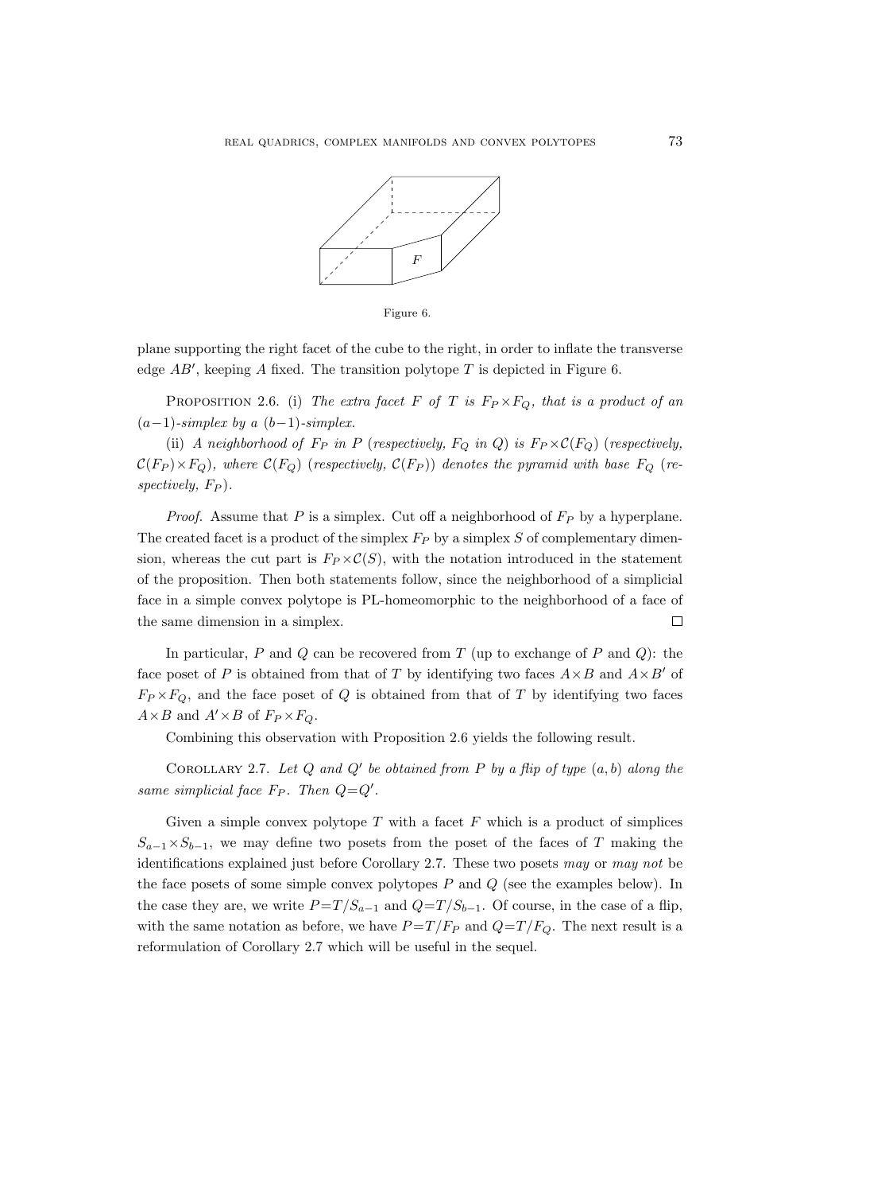Figure 6.

plane supporting the right facet of the cube to the right, in order to inflate the transverse edge $AB'$, keeping $A$ fixed. The transition polytope $T$ is depicted in Figure 6.

PROPOSITION 2.6. (i) *The extra facet $F$ of $T$ is $F_P \times F_Q$, that is a product of an $(a-1)$-simplex by a $(b-1)$-simplex.*

(ii) *A neighborhood of $F_P$ in $P$ (respectively, $F_Q$ in $Q$) is $F_P \times \mathcal{C}(F_Q)$ (respectively, $\mathcal{C}(F_P) \times F_Q$), where $\mathcal{C}(F_Q)$ (respectively, $\mathcal{C}(F_P)$) denotes the pyramid with base $F_Q$ (respectively, $F_P$).*

*Proof.* Assume that $P$ is a simplex. Cut off a neighborhood of $F_P$ by a hyperplane. The created facet is a product of the simplex $F_P$ by a simplex $S$ of complementary dimension, whereas the cut part is $F_P \times \mathcal{C}(S)$, with the notation introduced in the statement of the proposition. Then both statements follow, since the neighborhood of a simplicial face in a simple convex polytope is PL-homeomorphic to the neighborhood of a face of the same dimension in a simplex. $\square$

In particular, $P$ and $Q$ can be recovered from $T$ (up to exchange of $P$ and $Q$): the face poset of $P$ is obtained from that of $T$ by identifying two faces $A \times B$ and $A \times B'$ of $F_P \times F_Q$, and the face poset of $Q$ is obtained from that of $T$ by identifying two faces $A \times B$ and $A' \times B$ of $F_P \times F_Q$.

Combining this observation with Proposition 2.6 yields the following result.

COROLLARY 2.7. *Let $Q$ and $Q'$ be obtained from $P$ by a flip of type $(a,b)$ along the same simplicial face $F_P$. Then $Q = Q'$.*

Given a simple convex polytope $T$ with a facet $F$ which is a product of simplices $S_{a-1} \times S_{b-1}$, we may define two posets from the poset of the faces of $T$ making the identifications explained just before Corollary 2.7. These two posets *may* or *may not* be the face posets of some simple convex polytopes $P$ and $Q$ (see the examples below). In the case they are, we write $P = T/S_{a-1}$ and $Q = T/S_{b-1}$. Of course, in the case of a flip, with the same notation as before, we have $P = T/F_P$ and $Q = T/F_Q$. The next result is a reformulation of Corollary 2.7 which will be useful in the sequel.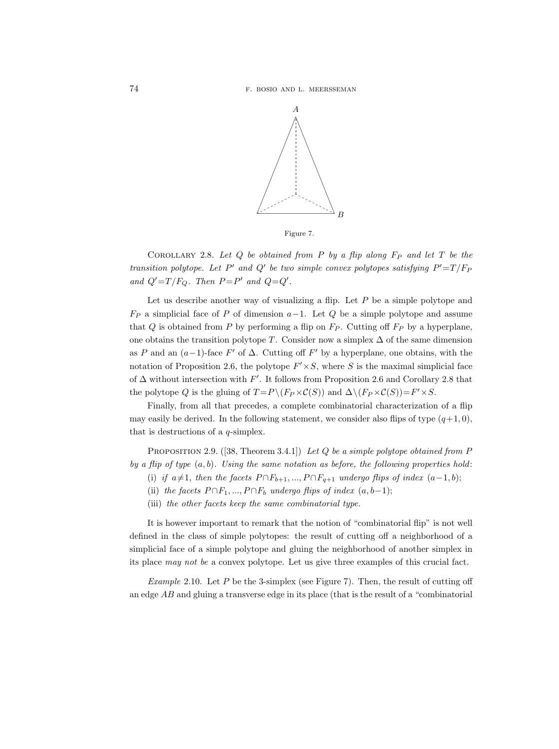Figure 7.

COROLLARY 2.8. *Let $Q$ be obtained from $P$ by a flip along $F_P$ and let $T$ be the transition polytope. Let $P'$ and $Q'$ be two simple convex polytopes satisfying $P'=T/F_P$ and $Q'=T/F_Q$. Then $P=P'$ and $Q=Q'$.*

Let us describe another way of visualizing a flip. Let $P$ be a simple polytope and $F_P$ a simplicial face of $P$ of dimension $a-1$. Let $Q$ be a simple polytope and assume that $Q$ is obtained from $P$ by performing a flip on $F_P$. Cutting off $F_P$ by a hyperplane, one obtains the transition polytope $T$. Consider now a simplex $\Delta$ of the same dimension as $P$ and an $(a-1)$-face $F'$ of $\Delta$. Cutting off $F'$ by a hyperplane, one obtains, with the notation of Proposition 2.6, the polytope $F'\times S$, where $S$ is the maximal simplicial face of $\Delta$ without intersection with $F'$. It follows from Proposition 2.6 and Corollary 2.8 that the polytope $Q$ is the gluing of $T=P\setminus(F_P\times\mathcal{C}(S))$ and $\Delta\setminus(F_P\times\mathcal{C}(S))=F'\times S$.

Finally, from all that precedes, a complete combinatorial characterization of a flip may easily be derived. In the following statement, we consider also flips of type $(q+1,0)$, that is destructions of a $q$-simplex.

PROPOSITION 2.9. ([38, Theorem 3.4.1]) *Let $Q$ be a simple polytope obtained from $P$ by a flip of type $(a,b)$. Using the same notation as before, the following properties hold*:

(i) *if $a\neq 1$, then the facets $P\cap F_{b+1},...,P\cap F_{q+1}$ undergo flips of index $(a-1,b)$;*

(ii) *the facets $P\cap F_1,...,P\cap F_b$ undergo flips of index $(a,b-1)$;*

(iii) *the other facets keep the same combinatorial type.*

It is however important to remark that the notion of "combinatorial flip" is not well defined in the class of simple polytopes: the result of cutting off a neighborhood of a simplicial face of a simple polytope and gluing the neighborhood of another simplex in its place *may not be* a convex polytope. Let us give three examples of this crucial fact.

*Example* 2.10. Let $P$ be the 3-simplex (see Figure 7). Then, the result of cutting off an edge $AB$ and gluing a transverse edge in its place (that is the result of a "combinatorial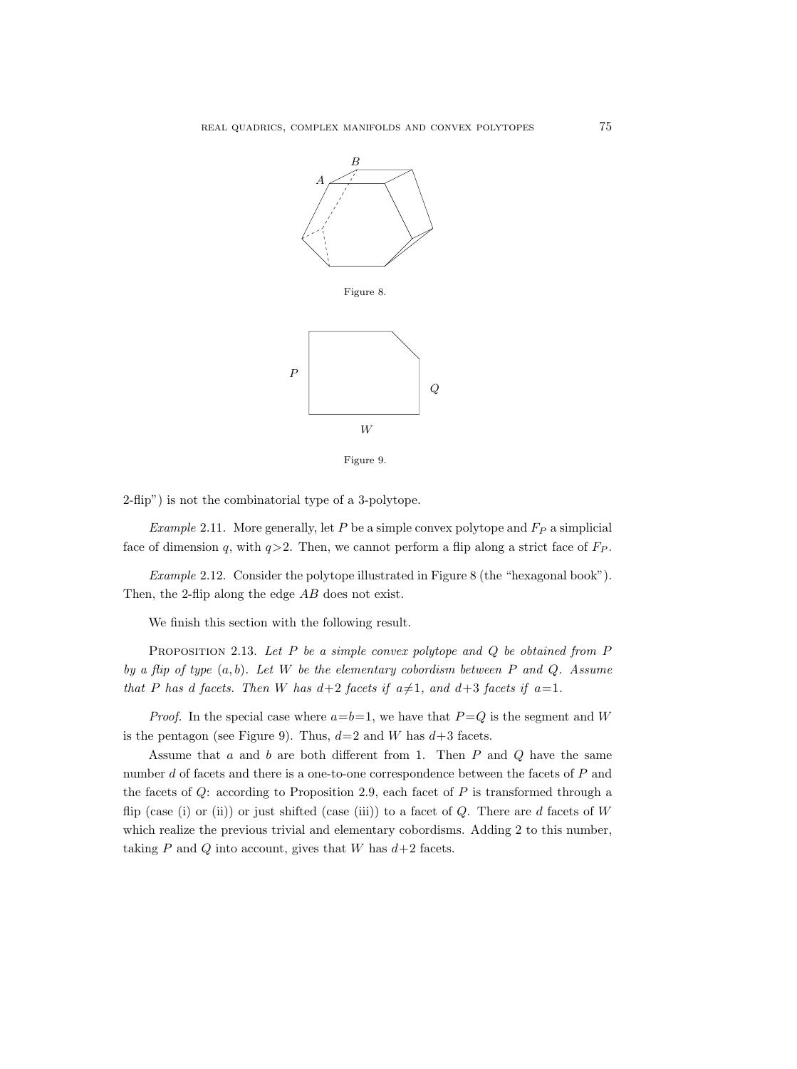Figure 8.

Figure 9.

2-flip") is not the combinatorial type of a 3-polytope.

*Example* 2.11. More generally, let $P$ be a simple convex polytope and $F_P$ a simplicial face of dimension $q$, with $q>2$. Then, we cannot perform a flip along a strict face of $F_P$.

*Example* 2.12. Consider the polytope illustrated in Figure 8 (the "hexagonal book"). Then, the 2-flip along the edge $AB$ does not exist.

We finish this section with the following result.

PROPOSITION 2.13. *Let $P$ be a simple convex polytope and $Q$ be obtained from $P$ by a flip of type $(a,b)$. Let $W$ be the elementary cobordism between $P$ and $Q$. Assume that $P$ has $d$ facets. Then $W$ has $d+2$ facets if $a\neq 1$, and $d+3$ facets if $a=1$.*

*Proof.* In the special case where $a=b=1$, we have that $P=Q$ is the segment and $W$ is the pentagon (see Figure 9). Thus, $d=2$ and $W$ has $d+3$ facets.

Assume that $a$ and $b$ are both different from 1. Then $P$ and $Q$ have the same number $d$ of facets and there is a one-to-one correspondence between the facets of $P$ and the facets of $Q$: according to Proposition 2.9, each facet of $P$ is transformed through a flip (case (i) or (ii)) or just shifted (case (iii)) to a facet of $Q$. There are $d$ facets of $W$ which realize the previous trivial and elementary cobordisms. Adding 2 to this number, taking $P$ and $Q$ into account, gives that $W$ has $d+2$ facets.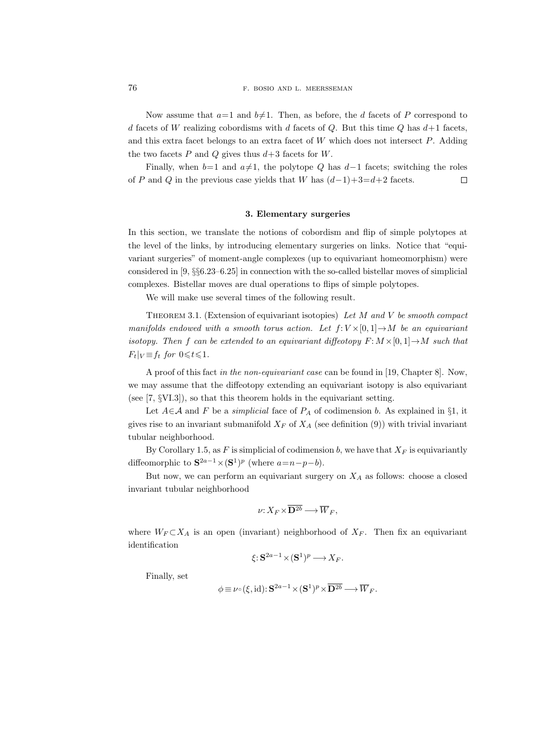Now assume that $a=1$ and $b\neq 1$. Then, as before, the $d$ facets of $P$ correspond to $d$ facets of $W$ realizing cobordisms with $d$ facets of $Q$. But this time $Q$ has $d+1$ facets, and this extra facet belongs to an extra facet of $W$ which does not intersect $P$. Adding the two facets $P$ and $Q$ gives thus $d+3$ facets for $W$.

Finally, when $b=1$ and $a\neq 1$, the polytope $Q$ has $d-1$ facets; switching the roles of $P$ and $Q$ in the previous case yields that $W$ has $(d-1)+3=d+2$ facets. $\square$

## 3. Elementary surgeries

In this section, we translate the notions of cobordism and flip of simple polytopes at the level of the links, by introducing elementary surgeries on links. Notice that "equivariant surgeries" of moment-angle complexes (up to equivariant homeomorphism) were considered in [9, §§6.23–6.25] in connection with the so-called bistellar moves of simplicial complexes. Bistellar moves are dual operations to flips of simple polytopes.

We will make use several times of the following result.

Theorem 3.1. (Extension of equivariant isotopies) *Let $M$ and $V$ be smooth compact manifolds endowed with a smooth torus action. Let $f: V\times[0,1]\to M$ be an equivariant isotopy. Then $f$ can be extended to an equivariant diffeotopy $F: M\times[0,1]\to M$ such that $F_t|_V\equiv f_t$ for $0\leqslant t\leqslant 1$.*

A proof of this fact *in the non-equivariant case* can be found in [19, Chapter 8]. Now, we may assume that the diffeotopy extending an equivariant isotopy is also equivariant (see [7, §VI.3]), so that this theorem holds in the equivariant setting.

Let $A\in\mathcal{A}$ and $F$ be a *simplicial* face of $P_A$ of codimension $b$. As explained in §1, it gives rise to an invariant submanifold $X_F$ of $X_A$ (see definition (9)) with trivial invariant tubular neighborhood.

By Corollary 1.5, as $F$ is simplicial of codimension $b$, we have that $X_F$ is equivariantly diffeomorphic to $\mathbf{S}^{2a-1}\times(\mathbf{S}^1)^p$ (where $a=n-p-b$).

But now, we can perform an equivariant surgery on $X_A$ as follows: choose a closed invariant tubular neighborhood

$$\nu: X_F\times\overline{\mathbf{D}^{2b}}\longrightarrow \overline{W}_F,$$

where $W_F\subset X_A$ is an open (invariant) neighborhood of $X_F$. Then fix an equivariant identification

$$\xi: \mathbf{S}^{2a-1}\times(\mathbf{S}^1)^p\longrightarrow X_F.$$

Finally, set

$$\phi\equiv\nu\circ(\xi,\mathrm{id}): \mathbf{S}^{2a-1}\times(\mathbf{S}^1)^p\times\overline{\mathbf{D}^{2b}}\longrightarrow\overline{W}_F.$$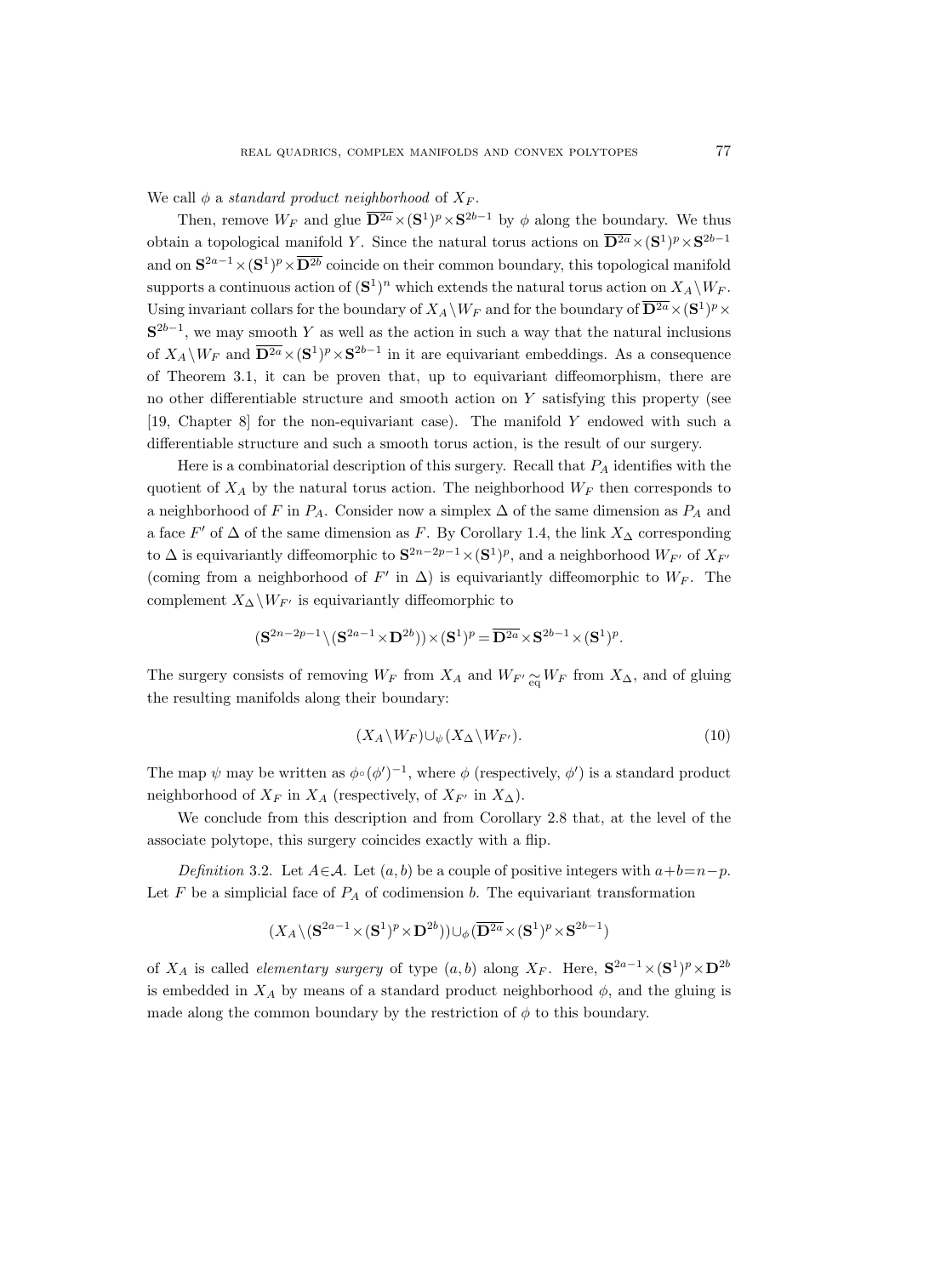We call $\phi$ a *standard product neighborhood* of $X_F$.

Then, remove $W_F$ and glue $\overline{\mathbf{D}^{2a}}\times(\mathbf{S}^1)^p\times\mathbf{S}^{2b-1}$ by $\phi$ along the boundary. We thus obtain a topological manifold $Y$. Since the natural torus actions on $\overline{\mathbf{D}^{2a}}\times(\mathbf{S}^1)^p\times\mathbf{S}^{2b-1}$ and on $\mathbf{S}^{2a-1}\times(\mathbf{S}^1)^p\times\overline{\mathbf{D}^{2b}}$ coincide on their common boundary, this topological manifold supports a continuous action of $(\mathbf{S}^1)^n$ which extends the natural torus action on $X_A\setminus W_F$. Using invariant collars for the boundary of $X_A\setminus W_F$ and for the boundary of $\overline{\mathbf{D}^{2a}}\times(\mathbf{S}^1)^p\times\mathbf{S}^{2b-1}$, we may smooth $Y$ as well as the action in such a way that the natural inclusions of $X_A\setminus W_F$ and $\overline{\mathbf{D}^{2a}}\times(\mathbf{S}^1)^p\times\mathbf{S}^{2b-1}$ in it are equivariant embeddings. As a consequence of Theorem 3.1, it can be proven that, up to equivariant diffeomorphism, there are no other differentiable structure and smooth action on $Y$ satisfying this property (see [19, Chapter 8] for the non-equivariant case). The manifold $Y$ endowed with such a differentiable structure and such a smooth torus action, is the result of our surgery.

Here is a combinatorial description of this surgery. Recall that $P_A$ identifies with the quotient of $X_A$ by the natural torus action. The neighborhood $W_F$ then corresponds to a neighborhood of $F$ in $P_A$. Consider now a simplex $\Delta$ of the same dimension as $P_A$ and a face $F'$ of $\Delta$ of the same dimension as $F$. By Corollary 1.4, the link $X_\Delta$ corresponding to $\Delta$ is equivariantly diffeomorphic to $\mathbf{S}^{2n-2p-1}\times(\mathbf{S}^1)^p$, and a neighborhood $W_{F'}$ of $X_{F'}$ (coming from a neighborhood of $F'$ in $\Delta$) is equivariantly diffeomorphic to $W_F$. The complement $X_\Delta\setminus W_{F'}$ is equivariantly diffeomorphic to

$$(\mathbf{S}^{2n-2p-1}\setminus(\mathbf{S}^{2a-1}\times\mathbf{D}^{2b}))\times(\mathbf{S}^1)^p=\overline{\mathbf{D}^{2a}}\times\mathbf{S}^{2b-1}\times(\mathbf{S}^1)^p.$$

The surgery consists of removing $W_F$ from $X_A$ and $W_{F'}\underset{\text{eq}}{\sim}W_F$ from $X_\Delta$, and of gluing the resulting manifolds along their boundary:

$$(X_A\setminus W_F)\cup_\psi(X_\Delta\setminus W_{F'}).\tag{10}$$

The map $\psi$ may be written as $\phi\circ(\phi')^{-1}$, where $\phi$ (respectively, $\phi'$) is a standard product neighborhood of $X_F$ in $X_A$ (respectively, of $X_{F'}$ in $X_\Delta$).

We conclude from this description and from Corollary 2.8 that, at the level of the associate polytope, this surgery coincides exactly with a flip.

*Definition* 3.2. Let $A\in\mathcal{A}$. Let $(a,b)$ be a couple of positive integers with $a+b=n-p$. Let $F$ be a simplicial face of $P_A$ of codimension $b$. The equivariant transformation

$$(X_A\setminus(\mathbf{S}^{2a-1}\times(\mathbf{S}^1)^p\times\mathbf{D}^{2b}))\cup_\phi(\overline{\mathbf{D}^{2a}}\times(\mathbf{S}^1)^p\times\mathbf{S}^{2b-1})$$

of $X_A$ is called *elementary surgery* of type $(a,b)$ along $X_F$. Here, $\mathbf{S}^{2a-1}\times(\mathbf{S}^1)^p\times\mathbf{D}^{2b}$ is embedded in $X_A$ by means of a standard product neighborhood $\phi$, and the gluing is made along the common boundary by the restriction of $\phi$ to this boundary.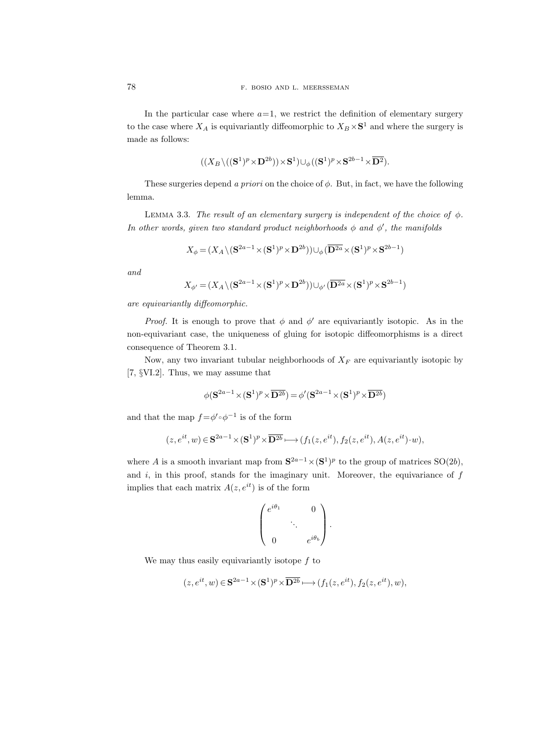In the particular case where $a=1$, we restrict the definition of elementary surgery to the case where $X_A$ is equivariantly diffeomorphic to $X_B \times \mathbf{S}^1$ and where the surgery is made as follows:

$$((X_B \setminus ((\mathbf{S}^1)^p \times \mathbf{D}^{2b})) \times \mathbf{S}^1) \cup_\phi ((\mathbf{S}^1)^p \times \mathbf{S}^{2b-1} \times \overline{\mathbf{D}^2}).$$

These surgeries depend *a priori* on the choice of $\phi$. But, in fact, we have the following lemma.

LEMMA 3.3. *The result of an elementary surgery is independent of the choice of $\phi$. In other words, given two standard product neighborhoods $\phi$ and $\phi'$, the manifolds*

$$X_\phi = (X_A \setminus (\mathbf{S}^{2a-1} \times (\mathbf{S}^1)^p \times \mathbf{D}^{2b})) \cup_\phi (\overline{\mathbf{D}^{2a}} \times (\mathbf{S}^1)^p \times \mathbf{S}^{2b-1})$$

*and*

$$X_{\phi'} = (X_A \setminus (\mathbf{S}^{2a-1} \times (\mathbf{S}^1)^p \times \mathbf{D}^{2b})) \cup_{\phi'} (\overline{\mathbf{D}^{2a}} \times (\mathbf{S}^1)^p \times \mathbf{S}^{2b-1})$$

*are equivariantly diffeomorphic.*

*Proof.* It is enough to prove that $\phi$ and $\phi'$ are equivariantly isotopic. As in the non-equivariant case, the uniqueness of gluing for isotopic diffeomorphisms is a direct consequence of Theorem 3.1.

Now, any two invariant tubular neighborhoods of $X_F$ are equivariantly isotopic by [7, §VI.2]. Thus, we may assume that

$$\phi(\mathbf{S}^{2a-1} \times (\mathbf{S}^1)^p \times \overline{\mathbf{D}^{2b}}) = \phi'(\mathbf{S}^{2a-1} \times (\mathbf{S}^1)^p \times \overline{\mathbf{D}^{2b}})$$

and that the map $f = \phi' \circ \phi^{-1}$ is of the form

$$(z, e^{it}, w) \in \mathbf{S}^{2a-1} \times (\mathbf{S}^1)^p \times \overline{\mathbf{D}^{2b}} \longmapsto (f_1(z, e^{it}), f_2(z, e^{it}), A(z, e^{it}) \cdot w),$$

where $A$ is a smooth invariant map from $\mathbf{S}^{2a-1} \times (\mathbf{S}^1)^p$ to the group of matrices $\mathrm{SO}(2b)$, and $i$, in this proof, stands for the imaginary unit. Moreover, the equivariance of $f$ implies that each matrix $A(z, e^{it})$ is of the form

$$\begin{pmatrix} e^{i\theta_1} & & 0 \\ & \ddots & \\ 0 & & e^{i\theta_b} \end{pmatrix}.$$

We may thus easily equivariantly isotope $f$ to

$$(z, e^{it}, w) \in \mathbf{S}^{2a-1} \times (\mathbf{S}^1)^p \times \overline{\mathbf{D}^{2b}} \longmapsto (f_1(z, e^{it}), f_2(z, e^{it}), w),$$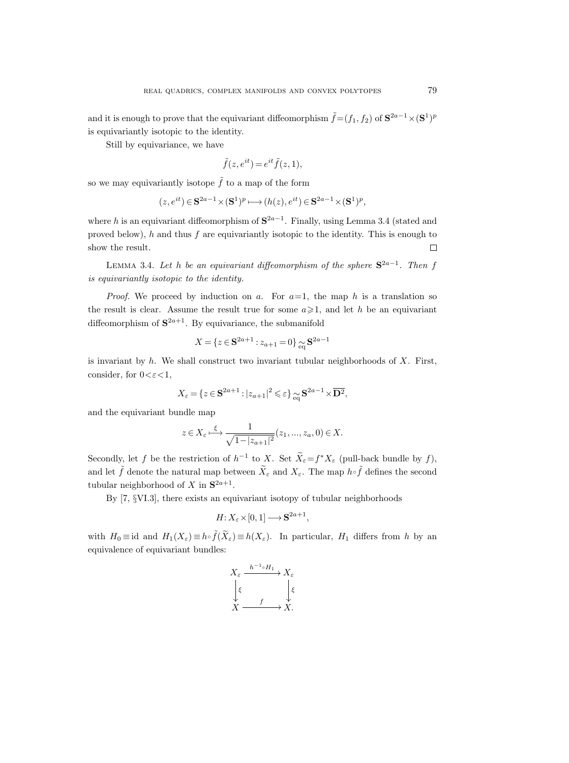and it is enough to prove that the equivariant diffeomorphism $\tilde{f}=(f_1,f_2)$ of $\mathbf{S}^{2a-1}\times(\mathbf{S}^1)^p$ is equivariantly isotopic to the identity.

Still by equivariance, we have

$$\tilde{f}(z,e^{it})=e^{it}\tilde{f}(z,1),$$

so we may equivariantly isotope $\tilde{f}$ to a map of the form

$$(z,e^{it})\in\mathbf{S}^{2a-1}\times(\mathbf{S}^1)^p\longmapsto(h(z),e^{it})\in\mathbf{S}^{2a-1}\times(\mathbf{S}^1)^p,$$

where $h$ is an equivariant diffeomorphism of $\mathbf{S}^{2a-1}$. Finally, using Lemma 3.4 (stated and proved below), $h$ and thus $f$ are equivariantly isotopic to the identity. This is enough to show the result. □

LEMMA 3.4. *Let $h$ be an equivariant diffeomorphism of the sphere $\mathbf{S}^{2a-1}$. Then $f$ is equivariantly isotopic to the identity.*

*Proof.* We proceed by induction on $a$. For $a=1$, the map $h$ is a translation so the result is clear. Assume the result true for some $a\geqslant 1$, and let $h$ be an equivariant diffeomorphism of $\mathbf{S}^{2a+1}$. By equivariance, the submanifold

$$X=\{z\in\mathbf{S}^{2a+1}:z_{a+1}=0\}\underset{\text{eq}}{\sim}\mathbf{S}^{2a-1}$$

is invariant by $h$. We shall construct two invariant tubular neighborhoods of $X$. First, consider, for $0<\varepsilon<1$,

$$X_\varepsilon=\{z\in\mathbf{S}^{2a+1}:|z_{a+1}|^2\leqslant\varepsilon\}\underset{\text{eq}}{\sim}\mathbf{S}^{2a-1}\times\overline{\mathbf{D}^2},$$

and the equivariant bundle map

$$z\in X_\varepsilon\overset{\xi}{\longmapsto}\frac{1}{\sqrt{1-|z_{a+1}|^2}}(z_1,...,z_a,0)\in X.$$

Secondly, let $f$ be the restriction of $h^{-1}$ to $X$. Set $\widetilde{X}_\varepsilon=f^*X_\varepsilon$ (pull-back bundle by $f$), and let $\tilde{f}$ denote the natural map between $\widetilde{X}_\varepsilon$ and $X_\varepsilon$. The map $h\circ\tilde{f}$ defines the second tubular neighborhood of $X$ in $\mathbf{S}^{2a+1}$.

By [7, §VI.3], there exists an equivariant isotopy of tubular neighborhoods

$$H\colon X_\varepsilon\times[0,1]\longrightarrow\mathbf{S}^{2a+1},$$

with $H_0\equiv\text{id}$ and $H_1(X_\varepsilon)\equiv h\circ\tilde{f}(\widetilde{X}_\varepsilon)\equiv h(X_\varepsilon)$. In particular, $H_1$ differs from $h$ by an equivalence of equivariant bundles:

$$\begin{array}{ccc} X_\varepsilon & \xrightarrow{h^{-1}\circ H_1} & X_\varepsilon \\ \big\downarrow{\scriptstyle\xi} & & \big\downarrow{\scriptstyle\xi} \\ X & \xrightarrow{\quad f\quad} & X. \end{array}$$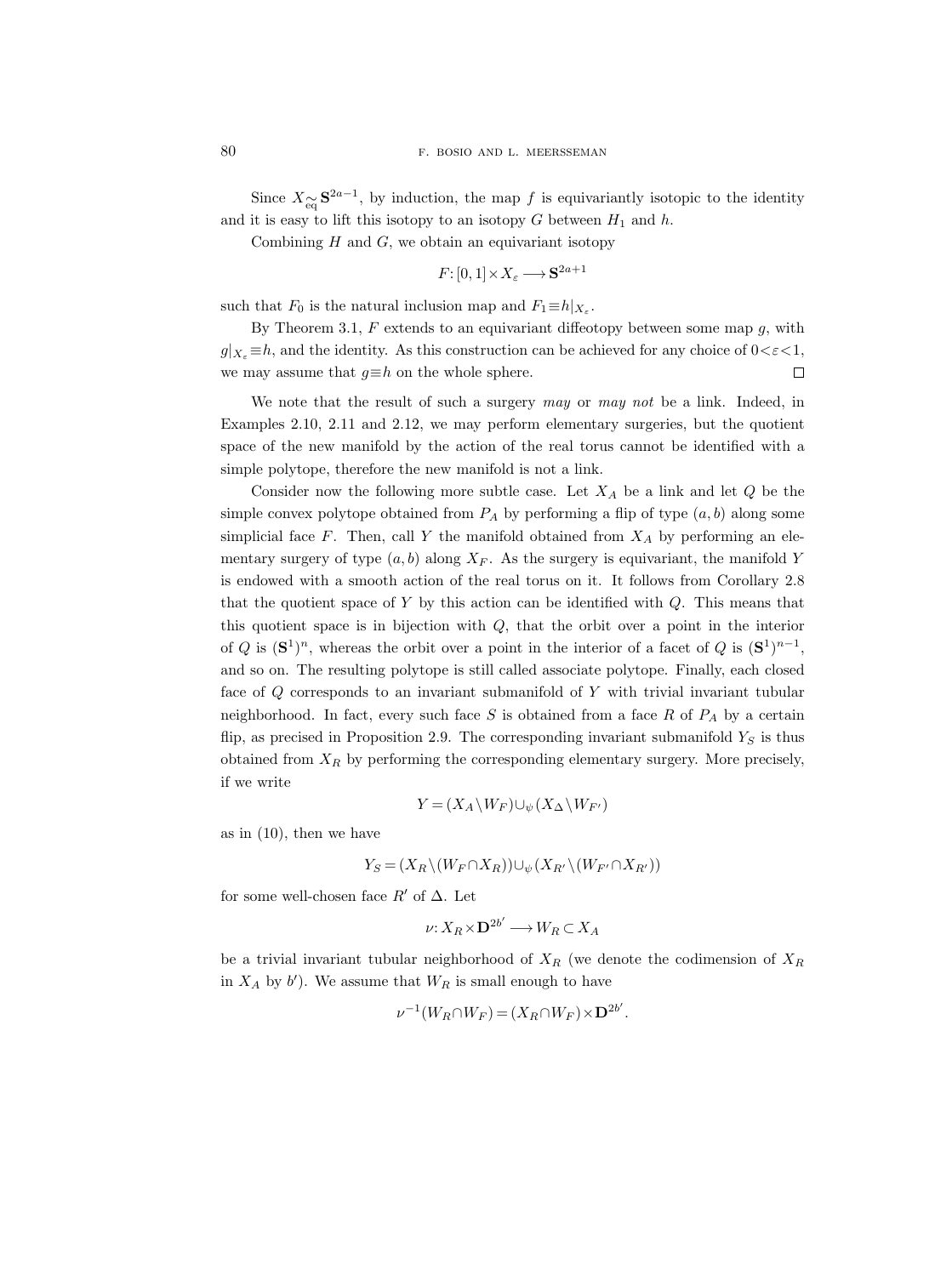Since $X \underset{\text{eq}}{\simeq} \mathbf{S}^{2a-1}$, by induction, the map $f$ is equivariantly isotopic to the identity and it is easy to lift this isotopy to an isotopy $G$ between $H_1$ and $h$.

Combining $H$ and $G$, we obtain an equivariant isotopy

$$F: [0,1] \times X_\varepsilon \longrightarrow \mathbf{S}^{2a+1}$$

such that $F_0$ is the natural inclusion map and $F_1 \equiv h|_{X_\varepsilon}$.

By Theorem 3.1, $F$ extends to an equivariant diffeotopy between some map $g$, with $g|_{X_\varepsilon} \equiv h$, and the identity. As this construction can be achieved for any choice of $0 < \varepsilon < 1$, we may assume that $g \equiv h$ on the whole sphere. $\square$

We note that the result of such a surgery *may* or *may not* be a link. Indeed, in Examples 2.10, 2.11 and 2.12, we may perform elementary surgeries, but the quotient space of the new manifold by the action of the real torus cannot be identified with a simple polytope, therefore the new manifold is not a link.

Consider now the following more subtle case. Let $X_A$ be a link and let $Q$ be the simple convex polytope obtained from $P_A$ by performing a flip of type $(a,b)$ along some simplicial face $F$. Then, call $Y$ the manifold obtained from $X_A$ by performing an elementary surgery of type $(a,b)$ along $X_F$. As the surgery is equivariant, the manifold $Y$ is endowed with a smooth action of the real torus on it. It follows from Corollary 2.8 that the quotient space of $Y$ by this action can be identified with $Q$. This means that this quotient space is in bijection with $Q$, that the orbit over a point in the interior of $Q$ is $(\mathbf{S}^1)^n$, whereas the orbit over a point in the interior of a facet of $Q$ is $(\mathbf{S}^1)^{n-1}$, and so on. The resulting polytope is still called associate polytope. Finally, each closed face of $Q$ corresponds to an invariant submanifold of $Y$ with trivial invariant tubular neighborhood. In fact, every such face $S$ is obtained from a face $R$ of $P_A$ by a certain flip, as precised in Proposition 2.9. The corresponding invariant submanifold $Y_S$ is thus obtained from $X_R$ by performing the corresponding elementary surgery. More precisely, if we write

$$Y = (X_A \setminus W_F) \cup_\psi (X_\Delta \setminus W_{F'})$$

as in (10), then we have

$$Y_S = (X_R \setminus (W_F \cap X_R)) \cup_\psi (X_{R'} \setminus (W_{F'} \cap X_{R'}))$$

for some well-chosen face $R'$ of $\Delta$. Let

$$\nu: X_R \times \mathbf{D}^{2b'} \longrightarrow W_R \subset X_A$$

be a trivial invariant tubular neighborhood of $X_R$ (we denote the codimension of $X_R$ in $X_A$ by $b'$). We assume that $W_R$ is small enough to have

$$\nu^{-1}(W_R \cap W_F) = (X_R \cap W_F) \times \mathbf{D}^{2b'}.$$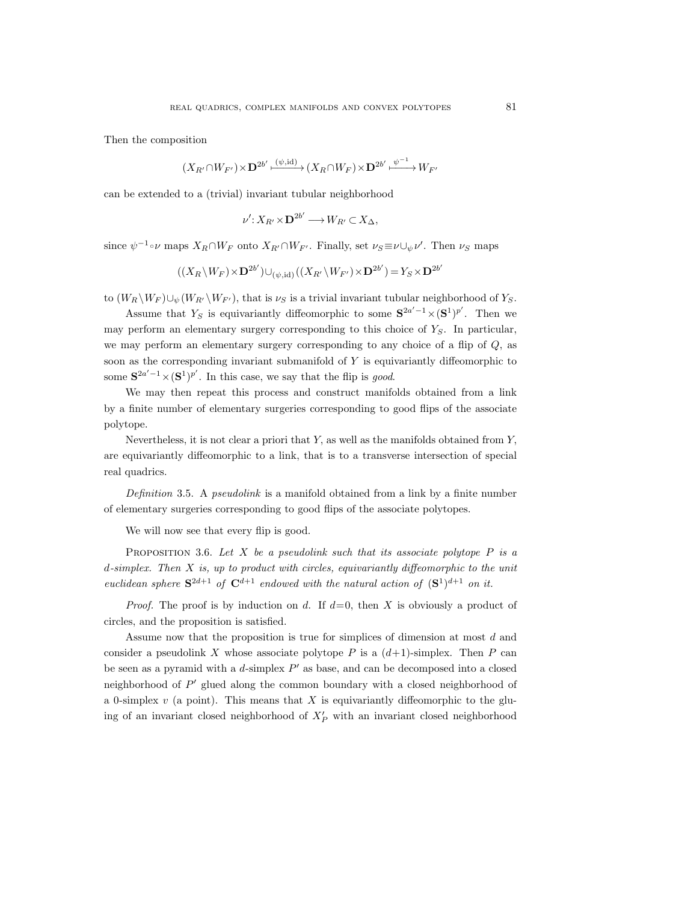Then the composition

$$(X_{R'}\cap W_{F'})\times \mathbf{D}^{2b'} \xrightarrow{(\psi,\mathrm{id})} (X_R\cap W_F)\times \mathbf{D}^{2b'} \xrightarrow{\psi^{-1}} W_{F'}$$

can be extended to a (trivial) invariant tubular neighborhood

$$\nu' : X_{R'}\times \mathbf{D}^{2b'} \longrightarrow W_{R'} \subset X_\Delta,$$

since $\psi^{-1}\circ\nu$ maps $X_R\cap W_F$ onto $X_{R'}\cap W_{F'}$. Finally, set $\nu_S \equiv \nu\cup_\psi \nu'$. Then $\nu_S$ maps

$$((X_R\setminus W_F)\times \mathbf{D}^{2b'})\cup_{(\psi,\mathrm{id})}((X_{R'}\setminus W_{F'})\times \mathbf{D}^{2b'}) = Y_S\times \mathbf{D}^{2b'}$$

to $(W_R\setminus W_F)\cup_\psi (W_{R'}\setminus W_{F'})$, that is $\nu_S$ is a trivial invariant tubular neighborhood of $Y_S$.

Assume that $Y_S$ is equivariantly diffeomorphic to some $\mathbf{S}^{2a'-1}\times(\mathbf{S}^1)^{p'}$. Then we may perform an elementary surgery corresponding to this choice of $Y_S$. In particular, we may perform an elementary surgery corresponding to any choice of a flip of $Q$, as soon as the corresponding invariant submanifold of $Y$ is equivariantly diffeomorphic to some $\mathbf{S}^{2a'-1}\times(\mathbf{S}^1)^{p'}$. In this case, we say that the flip is *good*.

We may then repeat this process and construct manifolds obtained from a link by a finite number of elementary surgeries corresponding to good flips of the associate polytope.

Nevertheless, it is not clear a priori that $Y$, as well as the manifolds obtained from $Y$, are equivariantly diffeomorphic to a link, that is to a transverse intersection of special real quadrics.

*Definition* 3.5. A *pseudolink* is a manifold obtained from a link by a finite number of elementary surgeries corresponding to good flips of the associate polytopes.

We will now see that every flip is good.

PROPOSITION 3.6. *Let $X$ be a pseudolink such that its associate polytope $P$ is a $d$-simplex. Then $X$ is, up to product with circles, equivariantly diffeomorphic to the unit euclidean sphere $\mathbf{S}^{2d+1}$ of $\mathbf{C}^{d+1}$ endowed with the natural action of $(\mathbf{S}^1)^{d+1}$ on it.*

*Proof.* The proof is by induction on $d$. If $d=0$, then $X$ is obviously a product of circles, and the proposition is satisfied.

Assume now that the proposition is true for simplices of dimension at most $d$ and consider a pseudolink $X$ whose associate polytope $P$ is a $(d+1)$-simplex. Then $P$ can be seen as a pyramid with a $d$-simplex $P'$ as base, and can be decomposed into a closed neighborhood of $P'$ glued along the common boundary with a closed neighborhood of a 0-simplex $v$ (a point). This means that $X$ is equivariantly diffeomorphic to the gluing of an invariant closed neighborhood of $X'_P$ with an invariant closed neighborhood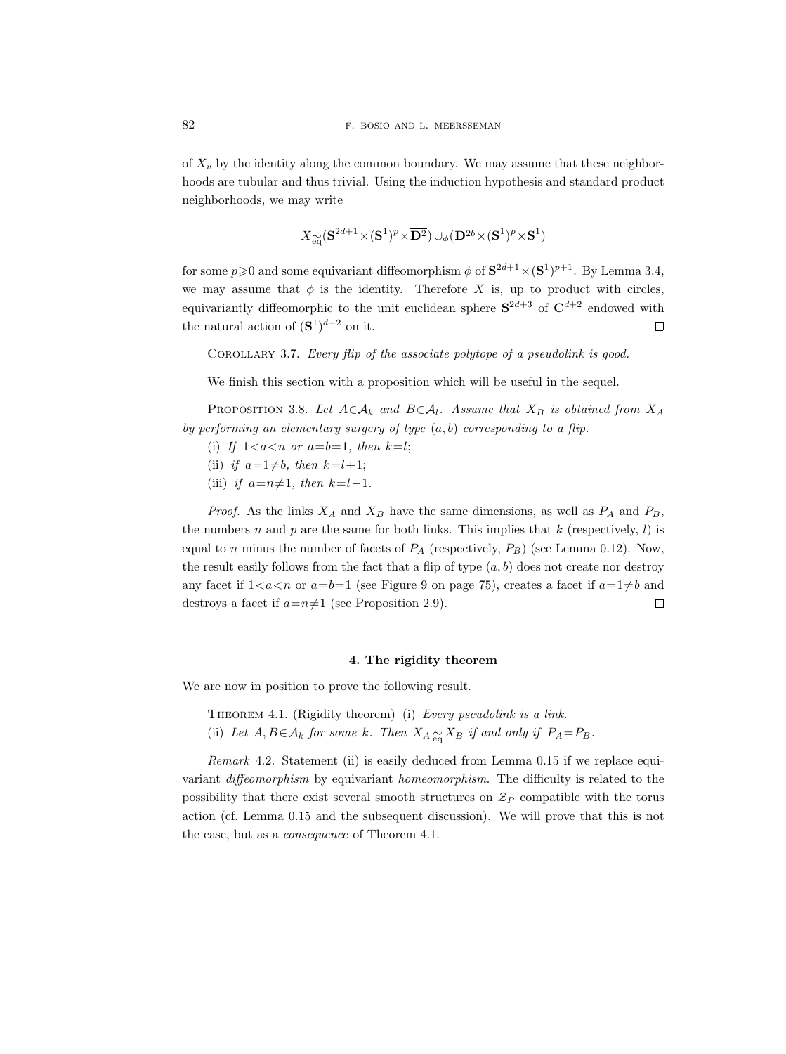of $X_v$ by the identity along the common boundary. We may assume that these neighborhoods are tubular and thus trivial. Using the induction hypothesis and standard product neighborhoods, we may write

$$X \underset{\text{eq}}{\simeq} (\mathbf{S}^{2d+1} \times (\mathbf{S}^1)^p \times \overline{\mathbf{D}^2}) \cup_\phi (\overline{\mathbf{D}^{2b}} \times (\mathbf{S}^1)^p \times \mathbf{S}^1)$$

for some $p \geqslant 0$ and some equivariant diffeomorphism $\phi$ of $\mathbf{S}^{2d+1} \times (\mathbf{S}^1)^{p+1}$. By Lemma 3.4, we may assume that $\phi$ is the identity. Therefore $X$ is, up to product with circles, equivariantly diffeomorphic to the unit euclidean sphere $\mathbf{S}^{2d+3}$ of $\mathbf{C}^{d+2}$ endowed with the natural action of $(\mathbf{S}^1)^{d+2}$ on it. □

Corollary 3.7. *Every flip of the associate polytope of a pseudolink is good.*

We finish this section with a proposition which will be useful in the sequel.

Proposition 3.8. *Let $A \in \mathcal{A}_k$ and $B \in \mathcal{A}_l$. Assume that $X_B$ is obtained from $X_A$ by performing an elementary surgery of type $(a,b)$ corresponding to a flip.*

(i) *If $1<a<n$ or $a=b=1$, then $k=l$;*

(ii) *if $a=1 \neq b$, then $k=l+1$;*

(iii) *if $a=n \neq 1$, then $k=l-1$.*

*Proof.* As the links $X_A$ and $X_B$ have the same dimensions, as well as $P_A$ and $P_B$, the numbers $n$ and $p$ are the same for both links. This implies that $k$ (respectively, $l$) is equal to $n$ minus the number of facets of $P_A$ (respectively, $P_B$) (see Lemma 0.12). Now, the result easily follows from the fact that a flip of type $(a,b)$ does not create nor destroy any facet if $1<a<n$ or $a=b=1$ (see Figure 9 on page 75), creates a facet if $a=1 \neq b$ and destroys a facet if $a=n \neq 1$ (see Proposition 2.9). □

## 4. The rigidity theorem

We are now in position to prove the following result.

Theorem 4.1. (Rigidity theorem) (i) *Every pseudolink is a link.*

(ii) *Let $A, B \in \mathcal{A}_k$ for some $k$. Then $X_A \underset{\text{eq}}{\simeq} X_B$ if and only if $P_A = P_B$.*

*Remark* 4.2. Statement (ii) is easily deduced from Lemma 0.15 if we replace equivariant *diffeomorphism* by equivariant *homeomorphism*. The difficulty is related to the possibility that there exist several smooth structures on $\mathcal{Z}_P$ compatible with the torus action (cf. Lemma 0.15 and the subsequent discussion). We will prove that this is not the case, but as a *consequence* of Theorem 4.1.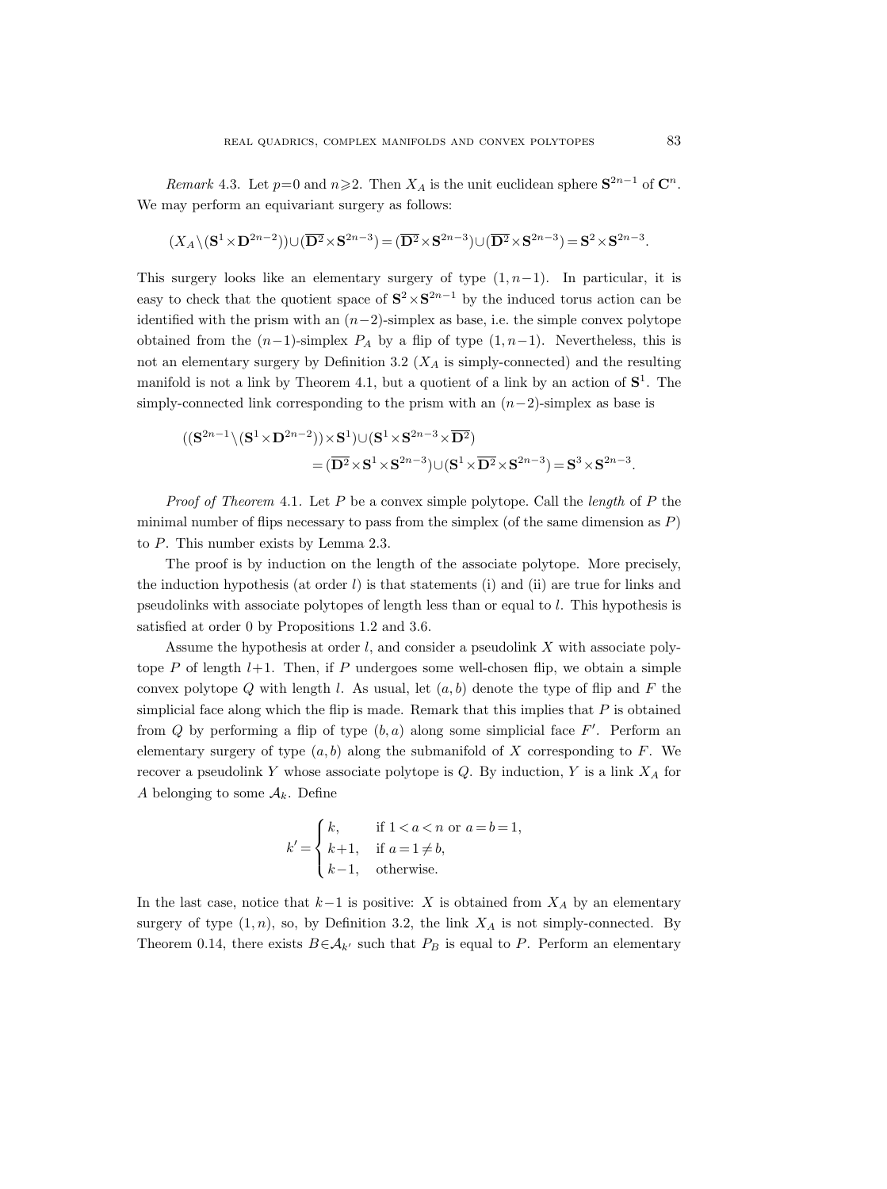*Remark* 4.3. Let $p=0$ and $n\geqslant 2$. Then $X_A$ is the unit euclidean sphere $\mathbf{S}^{2n-1}$ of $\mathbf{C}^n$. We may perform an equivariant surgery as follows:

$$(X_A\setminus(\mathbf{S}^1\times\mathbf{D}^{2n-2}))\cup(\overline{\mathbf{D}^2}\times\mathbf{S}^{2n-3})=(\overline{\mathbf{D}^2}\times\mathbf{S}^{2n-3})\cup(\overline{\mathbf{D}^2}\times\mathbf{S}^{2n-3})=\mathbf{S}^2\times\mathbf{S}^{2n-3}.$$

This surgery looks like an elementary surgery of type $(1,n-1)$. In particular, it is easy to check that the quotient space of $\mathbf{S}^2\times\mathbf{S}^{2n-1}$ by the induced torus action can be identified with the prism with an $(n-2)$-simplex as base, i.e. the simple convex polytope obtained from the $(n-1)$-simplex $P_A$ by a flip of type $(1,n-1)$. Nevertheless, this is not an elementary surgery by Definition 3.2 ($X_A$ is simply-connected) and the resulting manifold is not a link by Theorem 4.1, but a quotient of a link by an action of $\mathbf{S}^1$. The simply-connected link corresponding to the prism with an $(n-2)$-simplex as base is

$$\begin{aligned}((\mathbf{S}^{2n-1}\setminus(\mathbf{S}^1\times\mathbf{D}^{2n-2}))\times\mathbf{S}^1)&\cup(\mathbf{S}^1\times\mathbf{S}^{2n-3}\times\overline{\mathbf{D}^2})\\&=(\overline{\mathbf{D}^2}\times\mathbf{S}^1\times\mathbf{S}^{2n-3})\cup(\mathbf{S}^1\times\overline{\mathbf{D}^2}\times\mathbf{S}^{2n-3})=\mathbf{S}^3\times\mathbf{S}^{2n-3}.\end{aligned}$$

*Proof of Theorem* 4.1. Let $P$ be a convex simple polytope. Call the *length* of $P$ the minimal number of flips necessary to pass from the simplex (of the same dimension as $P$) to $P$. This number exists by Lemma 2.3.

The proof is by induction on the length of the associate polytope. More precisely, the induction hypothesis (at order $l$) is that statements (i) and (ii) are true for links and pseudolinks with associate polytopes of length less than or equal to $l$. This hypothesis is satisfied at order 0 by Propositions 1.2 and 3.6.

Assume the hypothesis at order $l$, and consider a pseudolink $X$ with associate polytope $P$ of length $l+1$. Then, if $P$ undergoes some well-chosen flip, we obtain a simple convex polytope $Q$ with length $l$. As usual, let $(a,b)$ denote the type of flip and $F$ the simplicial face along which the flip is made. Remark that this implies that $P$ is obtained from $Q$ by performing a flip of type $(b,a)$ along some simplicial face $F'$. Perform an elementary surgery of type $(a,b)$ along the submanifold of $X$ corresponding to $F$. We recover a pseudolink $Y$ whose associate polytope is $Q$. By induction, $Y$ is a link $X_A$ for $A$ belonging to some $\mathcal{A}_k$. Define

$$k'=\begin{cases}k, & \text{if } 1<a<n \text{ or } a=b=1,\\ k+1, & \text{if } a=1\neq b,\\ k-1, & \text{otherwise.}\end{cases}$$

In the last case, notice that $k-1$ is positive: $X$ is obtained from $X_A$ by an elementary surgery of type $(1,n)$, so, by Definition 3.2, the link $X_A$ is not simply-connected. By Theorem 0.14, there exists $B\in\mathcal{A}_{k'}$ such that $P_B$ is equal to $P$. Perform an elementary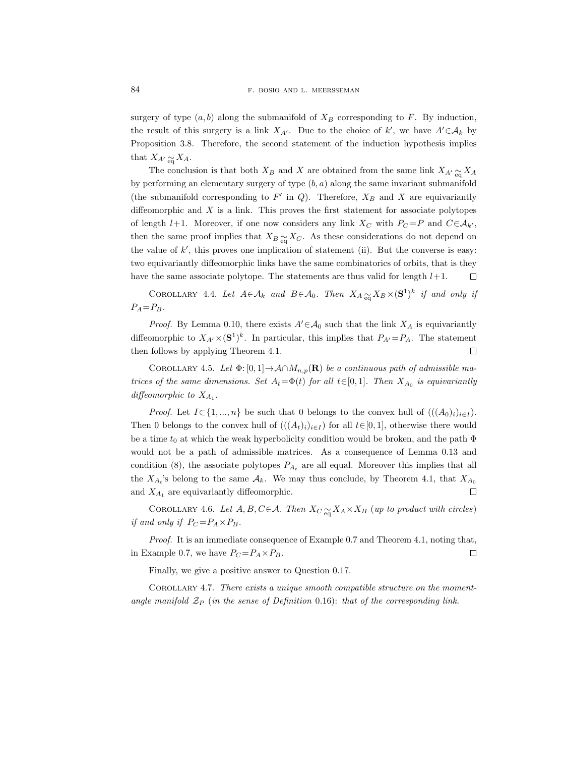surgery of type $(a, b)$ along the submanifold of $X_B$ corresponding to $F$. By induction, the result of this surgery is a link $X_{A'}$. Due to the choice of $k'$, we have $A' \in \mathcal{A}_k$ by Proposition 3.8. Therefore, the second statement of the induction hypothesis implies that $X_{A'} \underset{\text{eq}}{\simeq} X_A$.

The conclusion is that both $X_B$ and $X$ are obtained from the same link $X_{A'} \underset{\text{eq}}{\simeq} X_A$ by performing an elementary surgery of type $(b, a)$ along the same invariant submanifold (the submanifold corresponding to $F'$ in $Q$). Therefore, $X_B$ and $X$ are equivariantly diffeomorphic and $X$ is a link. This proves the first statement for associate polytopes of length $l+1$. Moreover, if one now considers any link $X_C$ with $P_C = P$ and $C \in \mathcal{A}_{k'}$, then the same proof implies that $X_B \underset{\text{eq}}{\simeq} X_C$. As these considerations do not depend on the value of $k'$, this proves one implication of statement (ii). But the converse is easy: two equivariantly diffeomorphic links have the same combinatorics of orbits, that is they have the same associate polytope. The statements are thus valid for length $l+1$. $\square$

Corollary 4.4. *Let $A \in \mathcal{A}_k$ and $B \in \mathcal{A}_0$. Then $X_A \underset{\text{eq}}{\simeq} X_B \times (\mathbf{S}^1)^k$ if and only if $P_A = P_B$.*

*Proof.* By Lemma 0.10, there exists $A' \in \mathcal{A}_0$ such that the link $X_A$ is equivariantly diffeomorphic to $X_{A'} \times (\mathbf{S}^1)^k$. In particular, this implies that $P_{A'} = P_A$. The statement then follows by applying Theorem 4.1. $\square$

Corollary 4.5. *Let $\Phi: [0, 1] \to \mathcal{A} \cap M_{n,p}(\mathbf{R})$ be a continuous path of admissible matrices of the same dimensions. Set $A_t = \Phi(t)$ for all $t \in [0, 1]$. Then $X_{A_0}$ is equivariantly diffeomorphic to $X_{A_1}$.*

*Proof.* Let $I \subset \{1, ..., n\}$ be such that 0 belongs to the convex hull of $(((A_0)_i)_{i \in I})$. Then 0 belongs to the convex hull of $(((A_t)_i)_{i \in I})$ for all $t \in [0, 1]$, otherwise there would be a time $t_0$ at which the weak hyperbolicity condition would be broken, and the path $\Phi$ would not be a path of admissible matrices. As a consequence of Lemma 0.13 and condition (8), the associate polytopes $P_{A_t}$ are all equal. Moreover this implies that all the $X_{A_t}$'s belong to the same $\mathcal{A}_k$. We may thus conclude, by Theorem 4.1, that $X_{A_0}$ and $X_{A_1}$ are equivariantly diffeomorphic. $\square$

Corollary 4.6. *Let $A, B, C \in \mathcal{A}$. Then $X_C \underset{\text{eq}}{\simeq} X_A \times X_B$ (up to product with circles) if and only if $P_C = P_A \times P_B$.*

*Proof.* It is an immediate consequence of Example 0.7 and Theorem 4.1, noting that, in Example 0.7, we have $P_C = P_A \times P_B$. $\square$

Finally, we give a positive answer to Question 0.17.

Corollary 4.7. *There exists a unique smooth compatible structure on the moment-angle manifold $\mathcal{Z}_P$ (in the sense of Definition 0.16): that of the corresponding link.*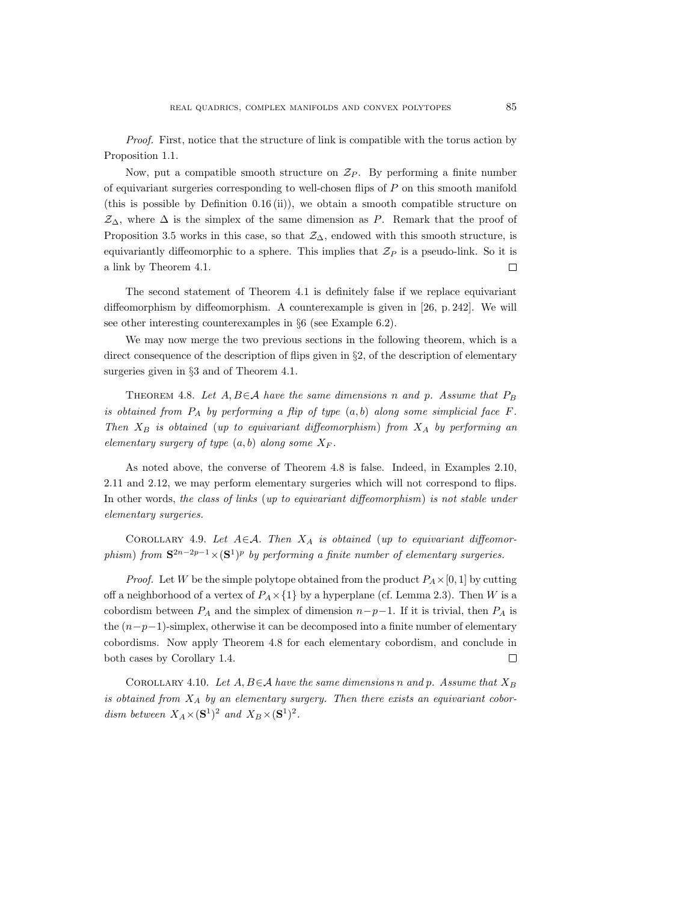*Proof.* First, notice that the structure of link is compatible with the torus action by Proposition 1.1.

Now, put a compatible smooth structure on $\mathcal{Z}_P$. By performing a finite number of equivariant surgeries corresponding to well-chosen flips of $P$ on this smooth manifold (this is possible by Definition 0.16 (ii)), we obtain a smooth compatible structure on $\mathcal{Z}_\Delta$, where $\Delta$ is the simplex of the same dimension as $P$. Remark that the proof of Proposition 3.5 works in this case, so that $\mathcal{Z}_\Delta$, endowed with this smooth structure, is equivariantly diffeomorphic to a sphere. This implies that $\mathcal{Z}_P$ is a pseudo-link. So it is a link by Theorem 4.1. $\square$

The second statement of Theorem 4.1 is definitely false if we replace equivariant diffeomorphism by diffeomorphism. A counterexample is given in [26, p. 242]. We will see other interesting counterexamples in §6 (see Example 6.2).

We may now merge the two previous sections in the following theorem, which is a direct consequence of the description of flips given in §2, of the description of elementary surgeries given in §3 and of Theorem 4.1.

THEOREM 4.8. *Let $A, B \in \mathcal{A}$ have the same dimensions $n$ and $p$. Assume that $P_B$ is obtained from $P_A$ by performing a flip of type $(a, b)$ along some simplicial face $F$. Then $X_B$ is obtained (up to equivariant diffeomorphism) from $X_A$ by performing an elementary surgery of type $(a, b)$ along some $X_F$.*

As noted above, the converse of Theorem 4.8 is false. Indeed, in Examples 2.10, 2.11 and 2.12, we may perform elementary surgeries which will not correspond to flips. In other words, *the class of links (up to equivariant diffeomorphism) is not stable under elementary surgeries.*

COROLLARY 4.9. *Let $A \in \mathcal{A}$. Then $X_A$ is obtained (up to equivariant diffeomorphism) from $\mathbf{S}^{2n-2p-1} \times (\mathbf{S}^1)^p$ by performing a finite number of elementary surgeries.*

*Proof.* Let $W$ be the simple polytope obtained from the product $P_A \times [0, 1]$ by cutting off a neighborhood of a vertex of $P_A \times \{1\}$ by a hyperplane (cf. Lemma 2.3). Then $W$ is a cobordism between $P_A$ and the simplex of dimension $n-p-1$. If it is trivial, then $P_A$ is the $(n-p-1)$-simplex, otherwise it can be decomposed into a finite number of elementary cobordisms. Now apply Theorem 4.8 for each elementary cobordism, and conclude in both cases by Corollary 1.4. $\square$

COROLLARY 4.10. *Let $A, B \in \mathcal{A}$ have the same dimensions $n$ and $p$. Assume that $X_B$ is obtained from $X_A$ by an elementary surgery. Then there exists an equivariant cobordism between $X_A \times (\mathbf{S}^1)^2$ and $X_B \times (\mathbf{S}^1)^2$.*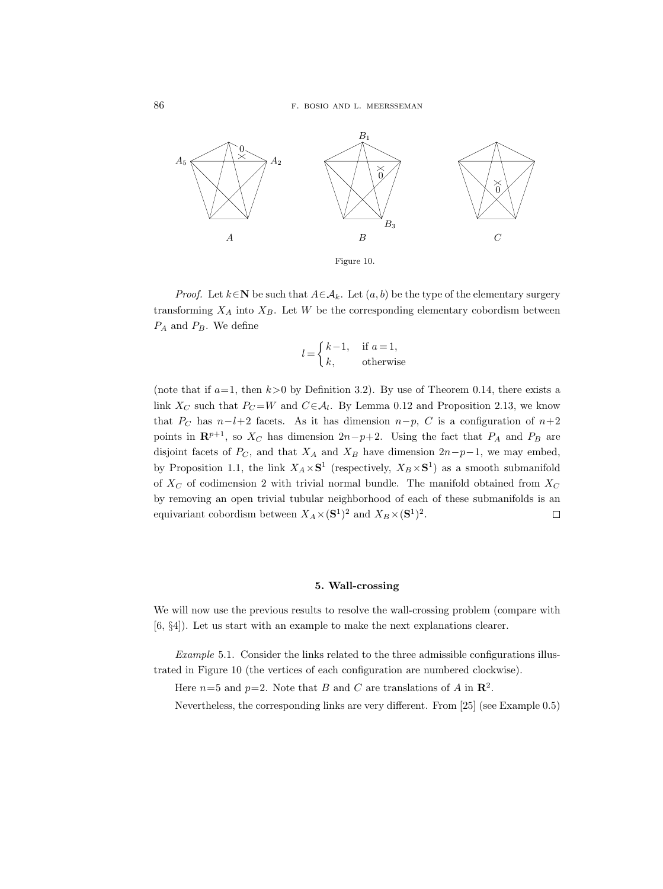Figure 10.

*Proof.* Let $k\in\mathbf{N}$ be such that $A\in\mathcal{A}_k$. Let $(a,b)$ be the type of the elementary surgery transforming $X_A$ into $X_B$. Let $W$ be the corresponding elementary cobordism between $P_A$ and $P_B$. We define

$$l=\begin{cases} k-1, & \text{if } a=1,\\ k, & \text{otherwise}\end{cases}$$

(note that if $a=1$, then $k>0$ by Definition 3.2). By use of Theorem 0.14, there exists a link $X_C$ such that $P_C=W$ and $C\in\mathcal{A}_l$. By Lemma 0.12 and Proposition 2.13, we know that $P_C$ has $n-l+2$ facets. As it has dimension $n-p$, $C$ is a configuration of $n+2$ points in $\mathbf{R}^{p+1}$, so $X_C$ has dimension $2n-p+2$. Using the fact that $P_A$ and $P_B$ are disjoint facets of $P_C$, and that $X_A$ and $X_B$ have dimension $2n-p-1$, we may embed, by Proposition 1.1, the link $X_A\times\mathbf{S}^1$ (respectively, $X_B\times\mathbf{S}^1$) as a smooth submanifold of $X_C$ of codimension 2 with trivial normal bundle. The manifold obtained from $X_C$ by removing an open trivial tubular neighborhood of each of these submanifolds is an equivariant cobordism between $X_A\times(\mathbf{S}^1)^2$ and $X_B\times(\mathbf{S}^1)^2$. $\square$

## 5. Wall-crossing

We will now use the previous results to resolve the wall-crossing problem (compare with [6, §4]). Let us start with an example to make the next explanations clearer.

*Example* 5.1. Consider the links related to the three admissible configurations illustrated in Figure 10 (the vertices of each configuration are numbered clockwise).

Here $n=5$ and $p=2$. Note that $B$ and $C$ are translations of $A$ in $\mathbf{R}^2$.

Nevertheless, the corresponding links are very different. From [25] (see Example 0.5)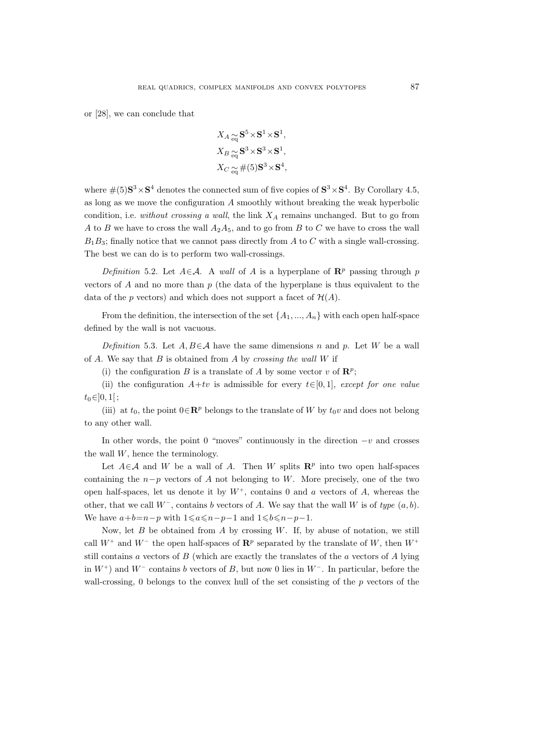or [28], we can conclude that

$$
\begin{aligned}
X_A &\underset{\text{eq}}{\simeq} \mathbf{S}^5 \times \mathbf{S}^1 \times \mathbf{S}^1, \\
X_B &\underset{\text{eq}}{\simeq} \mathbf{S}^3 \times \mathbf{S}^3 \times \mathbf{S}^1, \\
X_C &\underset{\text{eq}}{\simeq} \#(5)\mathbf{S}^3 \times \mathbf{S}^4,
\end{aligned}
$$

where $\#(5)\mathbf{S}^3 \times \mathbf{S}^4$ denotes the connected sum of five copies of $\mathbf{S}^3 \times \mathbf{S}^4$. By Corollary 4.5, as long as we move the configuration $A$ smoothly without breaking the weak hyperbolic condition, i.e. *without crossing a wall*, the link $X_A$ remains unchanged. But to go from $A$ to $B$ we have to cross the wall $A_2A_5$, and to go from $B$ to $C$ we have to cross the wall $B_1B_3$; finally notice that we cannot pass directly from $A$ to $C$ with a single wall-crossing. The best we can do is to perform two wall-crossings.

*Definition* 5.2. Let $A \in \mathcal{A}$. A *wall* of $A$ is a hyperplane of $\mathbf{R}^p$ passing through $p$ vectors of $A$ and no more than $p$ (the data of the hyperplane is thus equivalent to the data of the $p$ vectors) and which does not support a facet of $\mathcal{H}(A)$.

From the definition, the intersection of the set $\{A_1, ..., A_n\}$ with each open half-space defined by the wall is not vacuous.

*Definition* 5.3. Let $A, B \in \mathcal{A}$ have the same dimensions $n$ and $p$. Let $W$ be a wall of $A$. We say that $B$ is obtained from $A$ by *crossing the wall* $W$ if

(i) the configuration $B$ is a translate of $A$ by some vector $v$ of $\mathbf{R}^p$;

(ii) the configuration $A + tv$ is admissible for every $t \in [0, 1]$, *except for one value* $t_0 \in ]0, 1[$;

(iii) at $t_0$, the point $0 \in \mathbf{R}^p$ belongs to the translate of $W$ by $t_0 v$ and does not belong to any other wall.

In other words, the point 0 "moves" continuously in the direction $-v$ and crosses the wall $W$, hence the terminology.

Let $A \in \mathcal{A}$ and $W$ be a wall of $A$. Then $W$ splits $\mathbf{R}^p$ into two open half-spaces containing the $n-p$ vectors of $A$ not belonging to $W$. More precisely, one of the two open half-spaces, let us denote it by $W^+$, contains 0 and $a$ vectors of $A$, whereas the other, that we call $W^-$, contains $b$ vectors of $A$. We say that the wall $W$ is of *type* $(a, b)$. We have $a + b = n - p$ with $1 \leqslant a \leqslant n - p - 1$ and $1 \leqslant b \leqslant n - p - 1$.

Now, let $B$ be obtained from $A$ by crossing $W$. If, by abuse of notation, we still call $W^+$ and $W^-$ the open half-spaces of $\mathbf{R}^p$ separated by the translate of $W$, then $W^+$ still contains $a$ vectors of $B$ (which are exactly the translates of the $a$ vectors of $A$ lying in $W^+$) and $W^-$ contains $b$ vectors of $B$, but now 0 lies in $W^-$. In particular, before the wall-crossing, 0 belongs to the convex hull of the set consisting of the $p$ vectors of the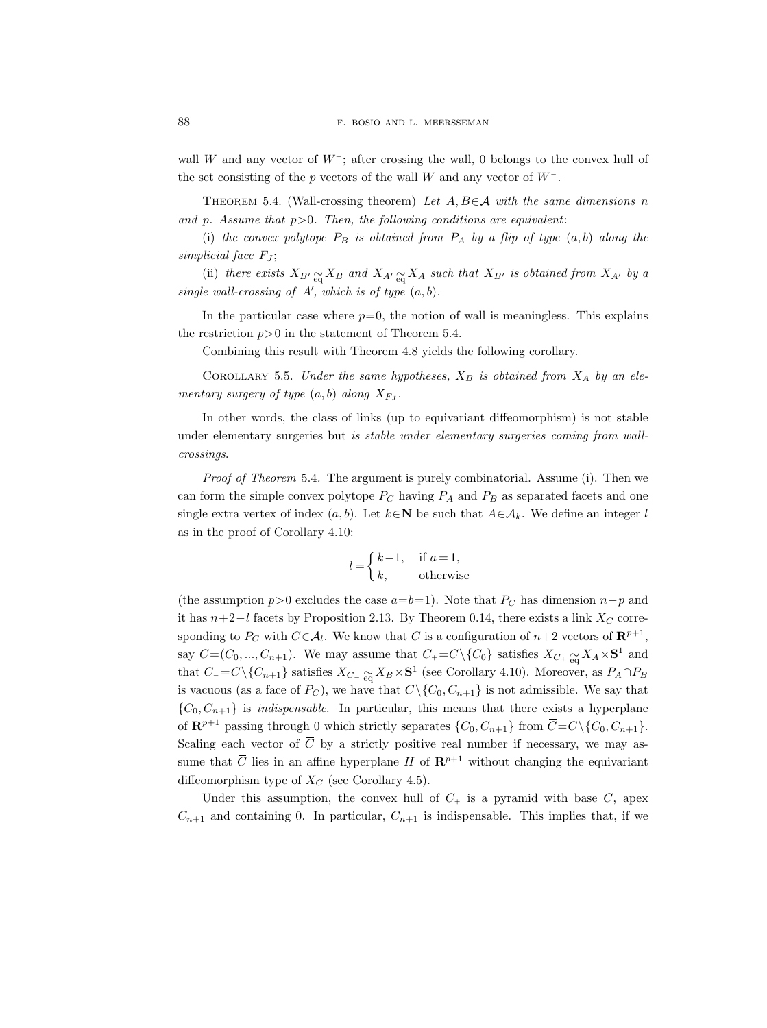wall $W$ and any vector of $W^+$; after crossing the wall, 0 belongs to the convex hull of the set consisting of the $p$ vectors of the wall $W$ and any vector of $W^-$.

THEOREM 5.4. (Wall-crossing theorem) *Let $A, B \in \mathcal{A}$ with the same dimensions $n$ and $p$. Assume that $p>0$. Then, the following conditions are equivalent*:

(i) *the convex polytope $P_B$ is obtained from $P_A$ by a flip of type $(a,b)$ along the simplicial face $F_J$*;

(ii) *there exists $X_{B'} \underset{\text{eq}}{\simeq} X_B$ and $X_{A'} \underset{\text{eq}}{\simeq} X_A$ such that $X_{B'}$ is obtained from $X_{A'}$ by a single wall-crossing of $A'$, which is of type $(a,b)$.*

In the particular case where $p=0$, the notion of wall is meaningless. This explains the restriction $p>0$ in the statement of Theorem 5.4.

Combining this result with Theorem 4.8 yields the following corollary.

COROLLARY 5.5. *Under the same hypotheses, $X_B$ is obtained from $X_A$ by an elementary surgery of type $(a,b)$ along $X_{F_J}$.*

In other words, the class of links (up to equivariant diffeomorphism) is not stable under elementary surgeries but *is stable under elementary surgeries coming from wall-crossings*.

*Proof of Theorem* 5.4. The argument is purely combinatorial. Assume (i). Then we can form the simple convex polytope $P_C$ having $P_A$ and $P_B$ as separated facets and one single extra vertex of index $(a,b)$. Let $k \in \mathbf{N}$ be such that $A \in \mathcal{A}_k$. We define an integer $l$ as in the proof of Corollary 4.10:

$$
l = \begin{cases} k-1, & \text{if } a=1, \\ k, & \text{otherwise} \end{cases}
$$

(the assumption $p>0$ excludes the case $a=b=1$). Note that $P_C$ has dimension $n-p$ and it has $n+2-l$ facets by Proposition 2.13. By Theorem 0.14, there exists a link $X_C$ corresponding to $P_C$ with $C \in \mathcal{A}_l$. We know that $C$ is a configuration of $n+2$ vectors of $\mathbf{R}^{p+1}$, say $C=(C_0, ..., C_{n+1})$. We may assume that $C_+ = C \setminus \{C_0\}$ satisfies $X_{C_+} \underset{\text{eq}}{\simeq} X_A \times \mathbf{S}^1$ and that $C_- = C \setminus \{C_{n+1}\}$ satisfies $X_{C_-} \underset{\text{eq}}{\simeq} X_B \times \mathbf{S}^1$ (see Corollary 4.10). Moreover, as $P_A \cap P_B$ is vacuous (as a face of $P_C$), we have that $C \setminus \{C_0, C_{n+1}\}$ is not admissible. We say that $\{C_0, C_{n+1}\}$ is *indispensable*. In particular, this means that there exists a hyperplane of $\mathbf{R}^{p+1}$ passing through 0 which strictly separates $\{C_0, C_{n+1}\}$ from $\overline{C} = C \setminus \{C_0, C_{n+1}\}$. Scaling each vector of $\overline{C}$ by a strictly positive real number if necessary, we may assume that $\overline{C}$ lies in an affine hyperplane $H$ of $\mathbf{R}^{p+1}$ without changing the equivariant diffeomorphism type of $X_C$ (see Corollary 4.5).

Under this assumption, the convex hull of $C_+$ is a pyramid with base $\overline{C}$, apex $C_{n+1}$ and containing 0. In particular, $C_{n+1}$ is indispensable. This implies that, if we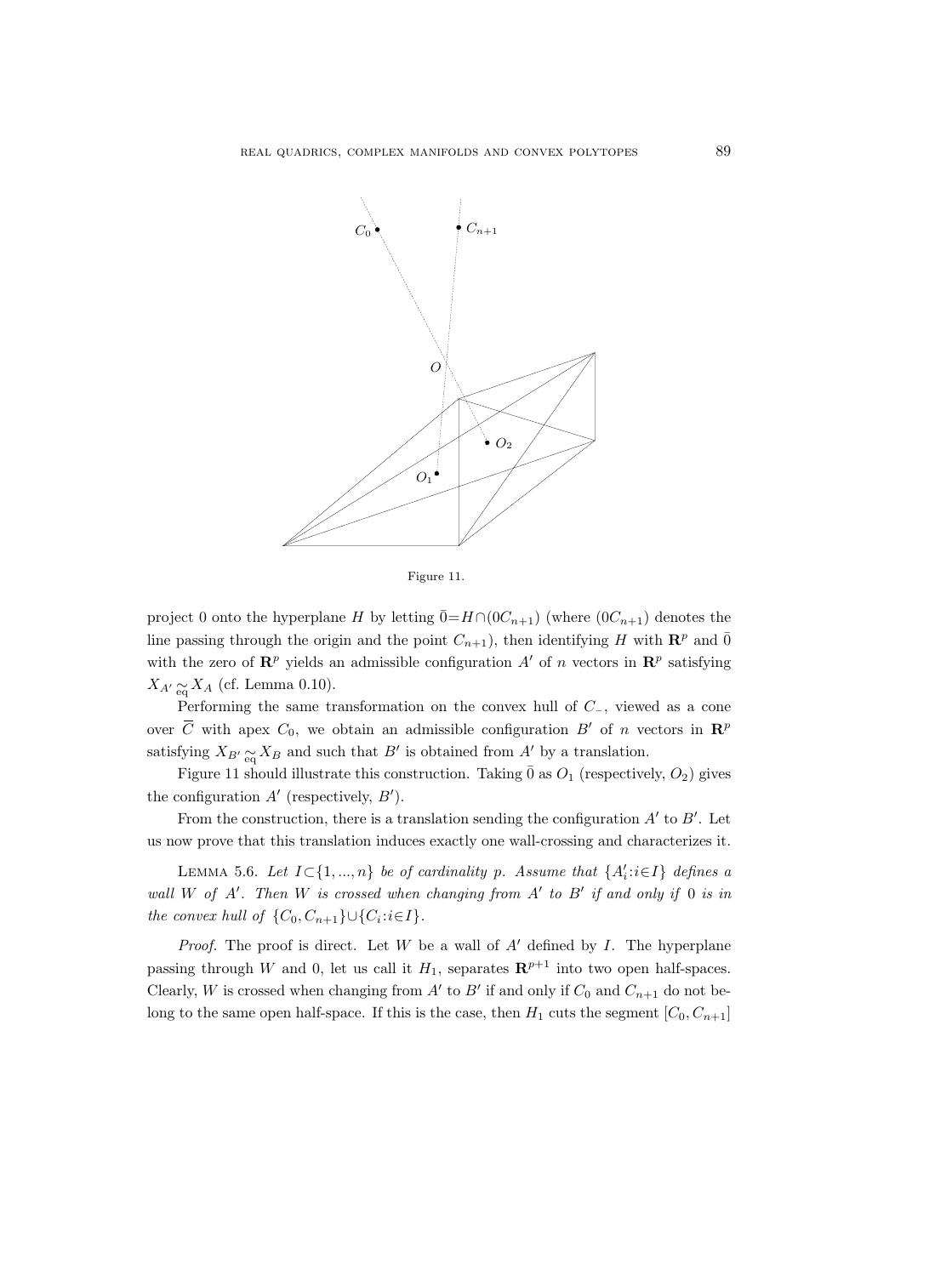Figure 11.

project 0 onto the hyperplane $H$ by letting $\bar{0}=H\cap(0C_{n+1})$ (where $(0C_{n+1})$ denotes the line passing through the origin and the point $C_{n+1}$), then identifying $H$ with $\mathbf{R}^p$ and $\bar{0}$ with the zero of $\mathbf{R}^p$ yields an admissible configuration $A'$ of $n$ vectors in $\mathbf{R}^p$ satisfying $X_{A'} \underset{\text{eq}}{\simeq} X_A$ (cf. Lemma 0.10).

Performing the same transformation on the convex hull of $C_-$, viewed as a cone over $\overline{C}$ with apex $C_0$, we obtain an admissible configuration $B'$ of $n$ vectors in $\mathbf{R}^p$ satisfying $X_{B'} \underset{\text{eq}}{\simeq} X_B$ and such that $B'$ is obtained from $A'$ by a translation.

Figure 11 should illustrate this construction. Taking $\bar{0}$ as $O_1$ (respectively, $O_2$) gives the configuration $A'$ (respectively, $B'$).

From the construction, there is a translation sending the configuration $A'$ to $B'$. Let us now prove that this translation induces exactly one wall-crossing and characterizes it.

Lemma 5.6. *Let $I\subset\{1,...,n\}$ be of cardinality $p$. Assume that $\{A'_i: i\in I\}$ defines a wall $W$ of $A'$. Then $W$ is crossed when changing from $A'$ to $B'$ if and only if $0$ is in the convex hull of $\{C_0, C_{n+1}\}\cup\{C_i: i\in I\}$.*

*Proof.* The proof is direct. Let $W$ be a wall of $A'$ defined by $I$. The hyperplane passing through $W$ and 0, let us call it $H_1$, separates $\mathbf{R}^{p+1}$ into two open half-spaces. Clearly, $W$ is crossed when changing from $A'$ to $B'$ if and only if $C_0$ and $C_{n+1}$ do not belong to the same open half-space. If this is the case, then $H_1$ cuts the segment $[C_0, C_{n+1}]$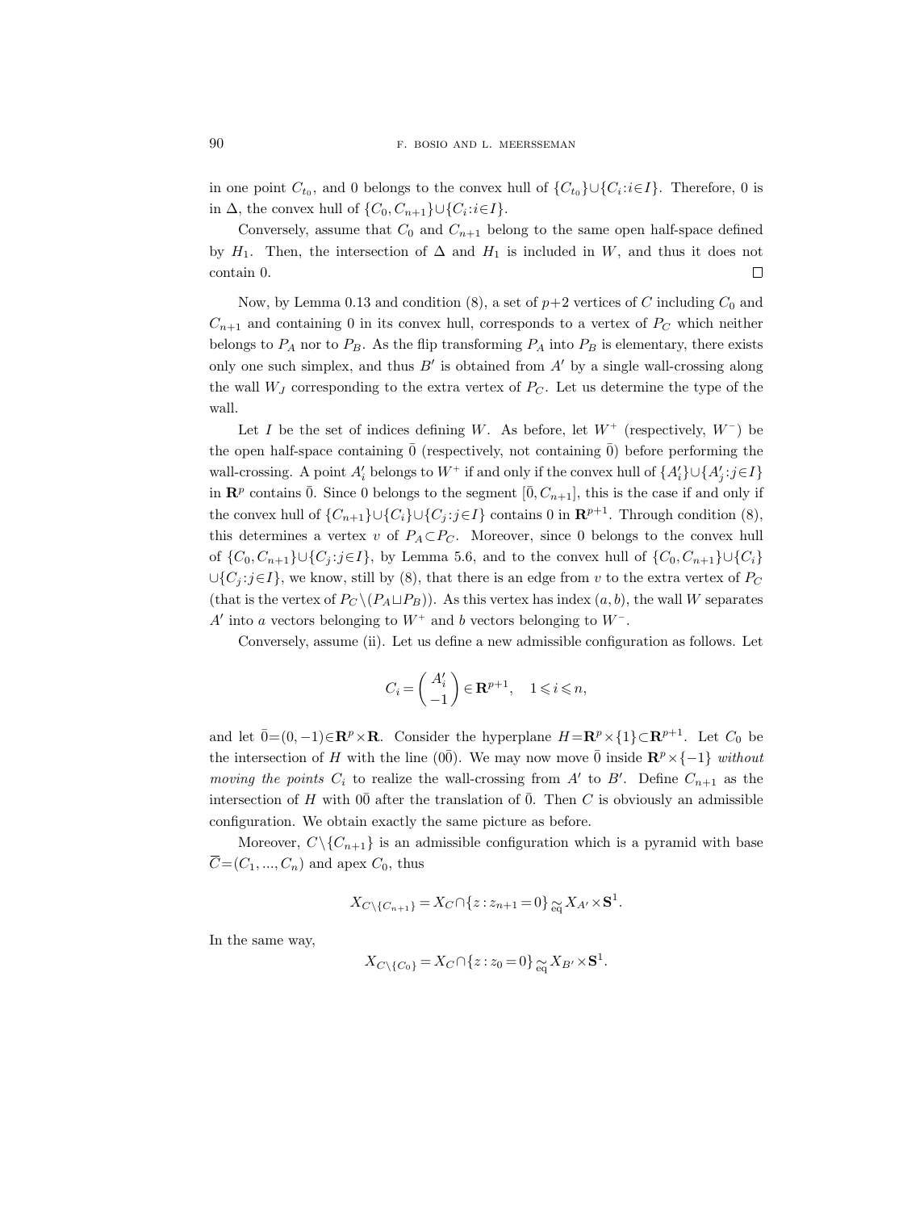in one point $C_{t_0}$, and 0 belongs to the convex hull of $\{C_{t_0}\}\cup\{C_i:i\in I\}$. Therefore, 0 is in $\Delta$, the convex hull of $\{C_0, C_{n+1}\}\cup\{C_i:i\in I\}$.

Conversely, assume that $C_0$ and $C_{n+1}$ belong to the same open half-space defined by $H_1$. Then, the intersection of $\Delta$ and $H_1$ is included in $W$, and thus it does not contain 0. □

Now, by Lemma 0.13 and condition (8), a set of $p+2$ vertices of $C$ including $C_0$ and $C_{n+1}$ and containing 0 in its convex hull, corresponds to a vertex of $P_C$ which neither belongs to $P_A$ nor to $P_B$. As the flip transforming $P_A$ into $P_B$ is elementary, there exists only one such simplex, and thus $B'$ is obtained from $A'$ by a single wall-crossing along the wall $W_J$ corresponding to the extra vertex of $P_C$. Let us determine the type of the wall.

Let $I$ be the set of indices defining $W$. As before, let $W^+$ (respectively, $W^-$) be the open half-space containing $\bar{0}$ (respectively, not containing $\bar{0}$) before performing the wall-crossing. A point $A'_i$ belongs to $W^+$ if and only if the convex hull of $\{A'_i\}\cup\{A'_j:j\in I\}$ in $\mathbf{R}^p$ contains $\bar{0}$. Since 0 belongs to the segment $[\bar{0}, C_{n+1}]$, this is the case if and only if the convex hull of $\{C_{n+1}\}\cup\{C_i\}\cup\{C_j:j\in I\}$ contains 0 in $\mathbf{R}^{p+1}$. Through condition (8), this determines a vertex $v$ of $P_A\subset P_C$. Moreover, since 0 belongs to the convex hull of $\{C_0, C_{n+1}\}\cup\{C_j:j\in I\}$, by Lemma 5.6, and to the convex hull of $\{C_0, C_{n+1}\}\cup\{C_i\}$ $\cup\{C_j:j\in I\}$, we know, still by (8), that there is an edge from $v$ to the extra vertex of $P_C$ (that is the vertex of $P_C\setminus(P_A\sqcup P_B)$). As this vertex has index $(a,b)$, the wall $W$ separates $A'$ into $a$ vectors belonging to $W^+$ and $b$ vectors belonging to $W^-$.

Conversely, assume (ii). Let us define a new admissible configuration as follows. Let

$$C_i = \begin{pmatrix} A'_i \\ -1 \end{pmatrix} \in \mathbf{R}^{p+1}, \quad 1 \leqslant i \leqslant n,$$

and let $\bar{0}=(0,-1)\in\mathbf{R}^p\times\mathbf{R}$. Consider the hyperplane $H=\mathbf{R}^p\times\{1\}\subset\mathbf{R}^{p+1}$. Let $C_0$ be the intersection of $H$ with the line $(0\bar{0})$. We may now move $\bar{0}$ inside $\mathbf{R}^p\times\{-1\}$ *without moving the points* $C_i$ to realize the wall-crossing from $A'$ to $B'$. Define $C_{n+1}$ as the intersection of $H$ with $0\bar{0}$ after the translation of $\bar{0}$. Then $C$ is obviously an admissible configuration. We obtain exactly the same picture as before.

Moreover, $C\setminus\{C_{n+1}\}$ is an admissible configuration which is a pyramid with base $\overline{C}=(C_1, ..., C_n)$ and apex $C_0$, thus

$$X_{C\setminus\{C_{n+1}\}} = X_C \cap \{z : z_{n+1}=0\} \underset{\text{eq}}{\simeq} X_{A'}\times\mathbf{S}^1.$$

In the same way,

$$X_{C\setminus\{C_0\}} = X_C \cap \{z : z_0=0\} \underset{\text{eq}}{\simeq} X_{B'}\times\mathbf{S}^1.$$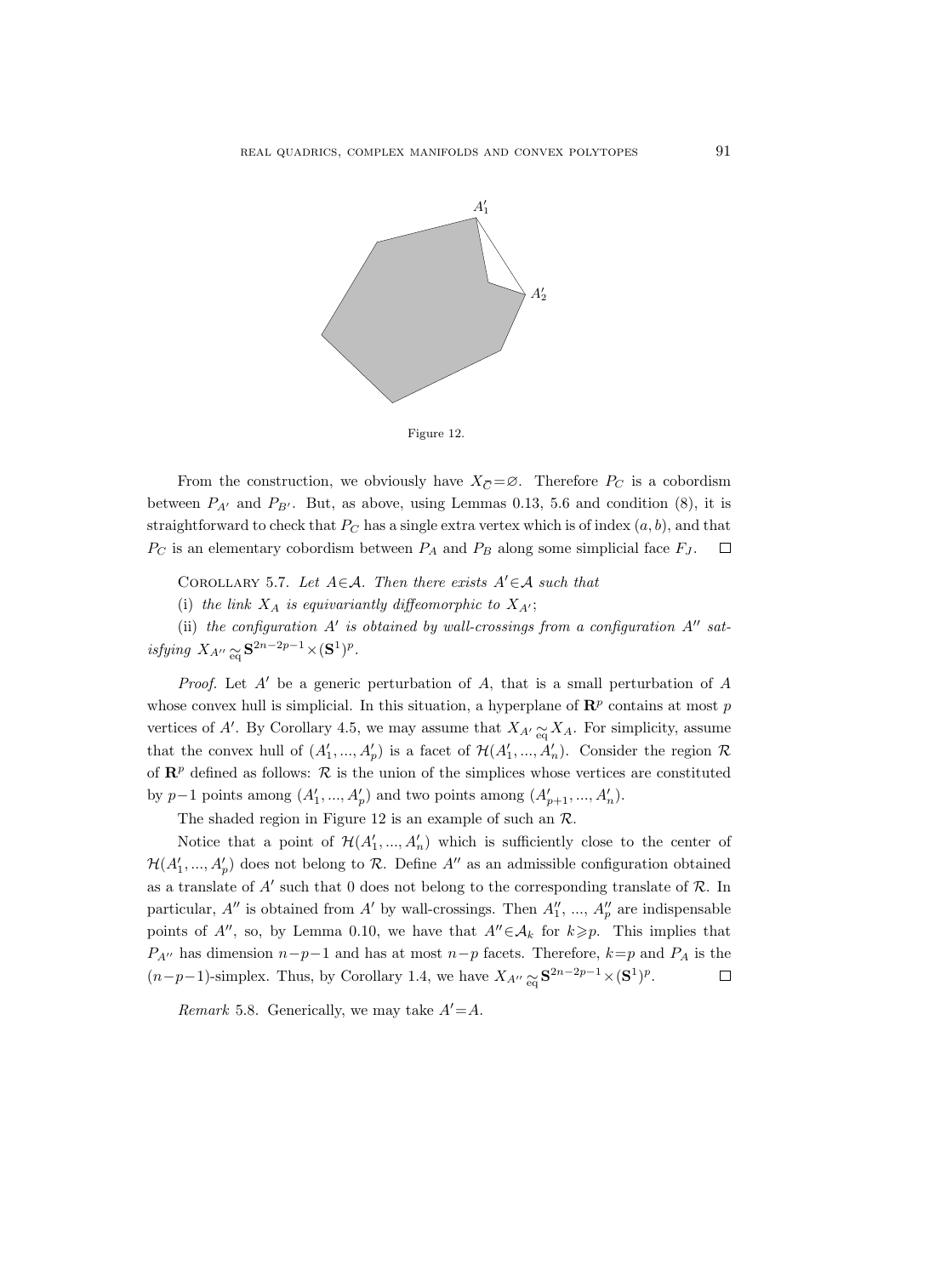Figure 12.

From the construction, we obviously have $X_{\overline{C}}=\varnothing$. Therefore $P_C$ is a cobordism between $P_{A'}$ and $P_{B'}$. But, as above, using Lemmas 0.13, 5.6 and condition (8), it is straightforward to check that $P_C$ has a single extra vertex which is of index $(a,b)$, and that $P_C$ is an elementary cobordism between $P_A$ and $P_B$ along some simplicial face $F_J$. $\square$

COROLLARY 5.7. *Let $A\in\mathcal{A}$. Then there exists $A'\in\mathcal{A}$ such that*

(i) *the link $X_A$ is equivariantly diffeomorphic to $X_{A'}$;*

(ii) *the configuration $A'$ is obtained by wall-crossings from a configuration $A''$ satisfying $X_{A''}\underset{\text{eq}}{\approx}\mathbf{S}^{2n-2p-1}\times(\mathbf{S}^1)^p$.*

*Proof.* Let $A'$ be a generic perturbation of $A$, that is a small perturbation of $A$ whose convex hull is simplicial. In this situation, a hyperplane of $\mathbf{R}^p$ contains at most $p$ vertices of $A'$. By Corollary 4.5, we may assume that $X_{A'}\underset{\text{eq}}{\approx}X_A$. For simplicity, assume that the convex hull of $(A'_1,...,A'_p)$ is a facet of $\mathcal{H}(A'_1,...,A'_n)$. Consider the region $\mathcal{R}$ of $\mathbf{R}^p$ defined as follows: $\mathcal{R}$ is the union of the simplices whose vertices are constituted by $p-1$ points among $(A'_1,...,A'_p)$ and two points among $(A'_{p+1},...,A'_n)$.

The shaded region in Figure 12 is an example of such an $\mathcal{R}$.

Notice that a point of $\mathcal{H}(A'_1,...,A'_n)$ which is sufficiently close to the center of $\mathcal{H}(A'_1,...,A'_p)$ does not belong to $\mathcal{R}$. Define $A''$ as an admissible configuration obtained as a translate of $A'$ such that 0 does not belong to the corresponding translate of $\mathcal{R}$. In particular, $A''$ is obtained from $A'$ by wall-crossings. Then $A''_1$, ..., $A''_p$ are indispensable points of $A''$, so, by Lemma 0.10, we have that $A''\in\mathcal{A}_k$ for $k\geqslant p$. This implies that $P_{A''}$ has dimension $n-p-1$ and has at most $n-p$ facets. Therefore, $k=p$ and $P_A$ is the $(n-p-1)$-simplex. Thus, by Corollary 1.4, we have $X_{A''}\underset{\text{eq}}{\approx}\mathbf{S}^{2n-2p-1}\times(\mathbf{S}^1)^p$. $\square$

*Remark* 5.8. Generically, we may take $A'=A$.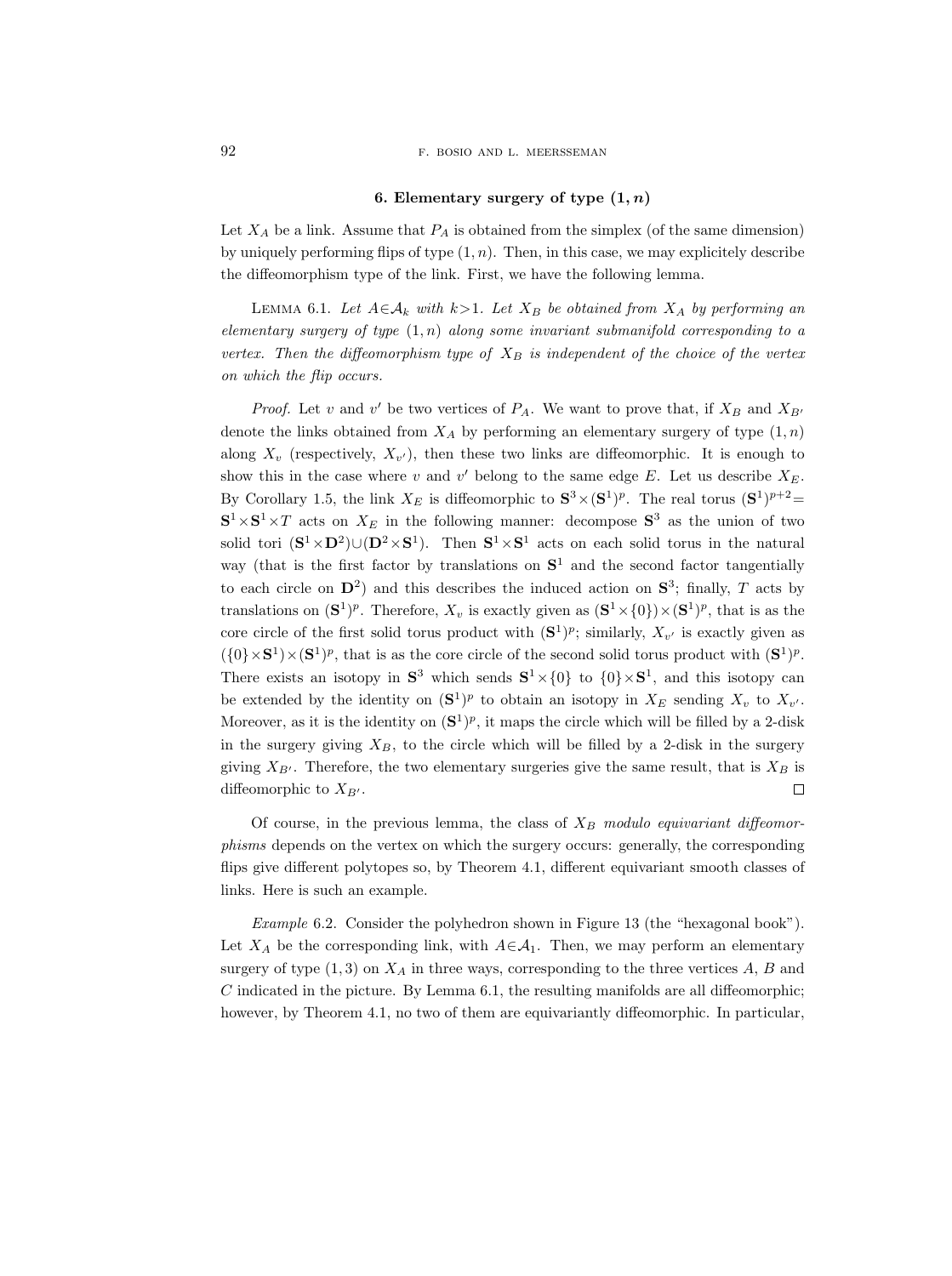## 6. Elementary surgery of type $(1, n)$

Let $X_A$ be a link. Assume that $P_A$ is obtained from the simplex (of the same dimension) by uniquely performing flips of type $(1, n)$. Then, in this case, we may explicitely describe the diffeomorphism type of the link. First, we have the following lemma.

LEMMA 6.1. *Let $A \in \mathcal{A}_k$ with $k > 1$. Let $X_B$ be obtained from $X_A$ by performing an elementary surgery of type $(1, n)$ along some invariant submanifold corresponding to a vertex. Then the diffeomorphism type of $X_B$ is independent of the choice of the vertex on which the flip occurs.*

*Proof.* Let $v$ and $v'$ be two vertices of $P_A$. We want to prove that, if $X_B$ and $X_{B'}$ denote the links obtained from $X_A$ by performing an elementary surgery of type $(1, n)$ along $X_v$ (respectively, $X_{v'}$), then these two links are diffeomorphic. It is enough to show this in the case where $v$ and $v'$ belong to the same edge $E$. Let us describe $X_E$. By Corollary 1.5, the link $X_E$ is diffeomorphic to $\mathbf{S}^3 \times (\mathbf{S}^1)^p$. The real torus $(\mathbf{S}^1)^{p+2} = \mathbf{S}^1 \times \mathbf{S}^1 \times T$ acts on $X_E$ in the following manner: decompose $\mathbf{S}^3$ as the union of two solid tori $(\mathbf{S}^1 \times \mathbf{D}^2) \cup (\mathbf{D}^2 \times \mathbf{S}^1)$. Then $\mathbf{S}^1 \times \mathbf{S}^1$ acts on each solid torus in the natural way (that is the first factor by translations on $\mathbf{S}^1$ and the second factor tangentially to each circle on $\mathbf{D}^2$) and this describes the induced action on $\mathbf{S}^3$; finally, $T$ acts by translations on $(\mathbf{S}^1)^p$. Therefore, $X_v$ is exactly given as $(\mathbf{S}^1 \times \{0\}) \times (\mathbf{S}^1)^p$, that is as the core circle of the first solid torus product with $(\mathbf{S}^1)^p$; similarly, $X_{v'}$ is exactly given as $(\{0\} \times \mathbf{S}^1) \times (\mathbf{S}^1)^p$, that is as the core circle of the second solid torus product with $(\mathbf{S}^1)^p$. There exists an isotopy in $\mathbf{S}^3$ which sends $\mathbf{S}^1 \times \{0\}$ to $\{0\} \times \mathbf{S}^1$, and this isotopy can be extended by the identity on $(\mathbf{S}^1)^p$ to obtain an isotopy in $X_E$ sending $X_v$ to $X_{v'}$. Moreover, as it is the identity on $(\mathbf{S}^1)^p$, it maps the circle which will be filled by a 2-disk in the surgery giving $X_B$, to the circle which will be filled by a 2-disk in the surgery giving $X_{B'}$. Therefore, the two elementary surgeries give the same result, that is $X_B$ is diffeomorphic to $X_{B'}$. $\square$

Of course, in the previous lemma, the class of $X_B$ *modulo equivariant diffeomorphisms* depends on the vertex on which the surgery occurs: generally, the corresponding flips give different polytopes so, by Theorem 4.1, different equivariant smooth classes of links. Here is such an example.

*Example* 6.2. Consider the polyhedron shown in Figure 13 (the "hexagonal book"). Let $X_A$ be the corresponding link, with $A \in \mathcal{A}_1$. Then, we may perform an elementary surgery of type $(1, 3)$ on $X_A$ in three ways, corresponding to the three vertices $A$, $B$ and $C$ indicated in the picture. By Lemma 6.1, the resulting manifolds are all diffeomorphic; however, by Theorem 4.1, no two of them are equivariantly diffeomorphic. In particular,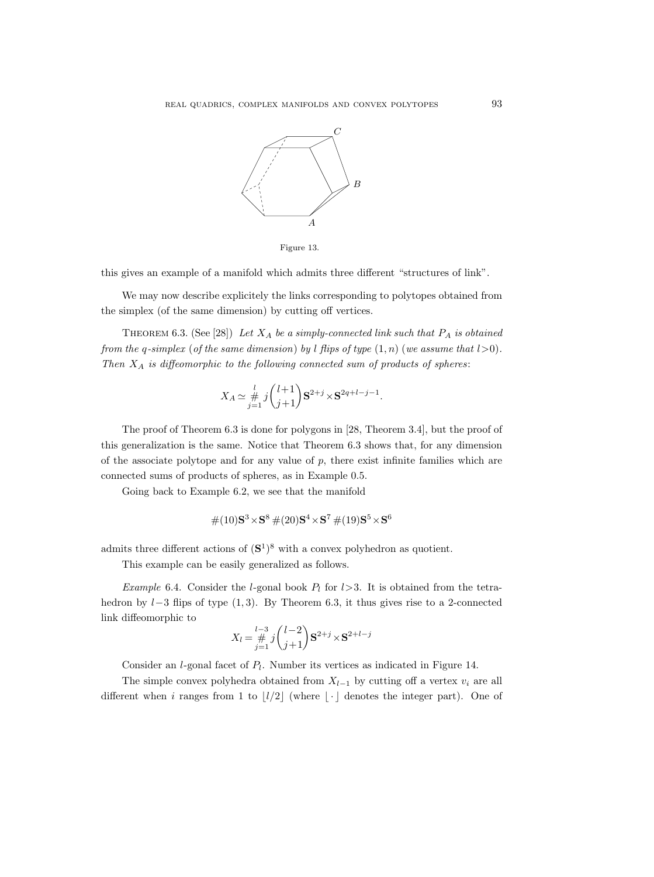Figure 13.

this gives an example of a manifold which admits three different "structures of link".

We may now describe explicitely the links corresponding to polytopes obtained from the simplex (of the same dimension) by cutting off vertices.

Theorem 6.3. (See [28]) *Let $X_A$ be a simply-connected link such that $P_A$ is obtained from the $q$-simplex* (*of the same dimension*) *by $l$ flips of type* $(1,n)$ (*we assume that* $l>0$). *Then $X_A$ is diffeomorphic to the following connected sum of products of spheres*:

$$X_A \simeq \mathop{\#}_{j=1}^{l} j\binom{l+1}{j+1}\mathbf{S}^{2+j}\times\mathbf{S}^{2q+l-j-1}.$$

The proof of Theorem 6.3 is done for polygons in [28, Theorem 3.4], but the proof of this generalization is the same. Notice that Theorem 6.3 shows that, for any dimension of the associate polytope and for any value of $p$, there exist infinite families which are connected sums of products of spheres, as in Example 0.5.

Going back to Example 6.2, we see that the manifold

$$\#(10)\mathbf{S}^3\times\mathbf{S}^8\,\#(20)\mathbf{S}^4\times\mathbf{S}^7\,\#(19)\mathbf{S}^5\times\mathbf{S}^6$$

admits three different actions of $(\mathbf{S}^1)^8$ with a convex polyhedron as quotient.

This example can be easily generalized as follows.

*Example* 6.4. Consider the $l$-gonal book $P_l$ for $l>3$. It is obtained from the tetrahedron by $l-3$ flips of type $(1,3)$. By Theorem 6.3, it thus gives rise to a 2-connected link diffeomorphic to

$$X_l = \mathop{\#}_{j=1}^{l-3} j\binom{l-2}{j+1}\mathbf{S}^{2+j}\times\mathbf{S}^{2+l-j}$$

Consider an $l$-gonal facet of $P_l$. Number its vertices as indicated in Figure 14.

The simple convex polyhedra obtained from $X_{l-1}$ by cutting off a vertex $v_i$ are all different when $i$ ranges from 1 to $\lfloor l/2\rfloor$ (where $\lfloor\cdot\rfloor$ denotes the integer part). One of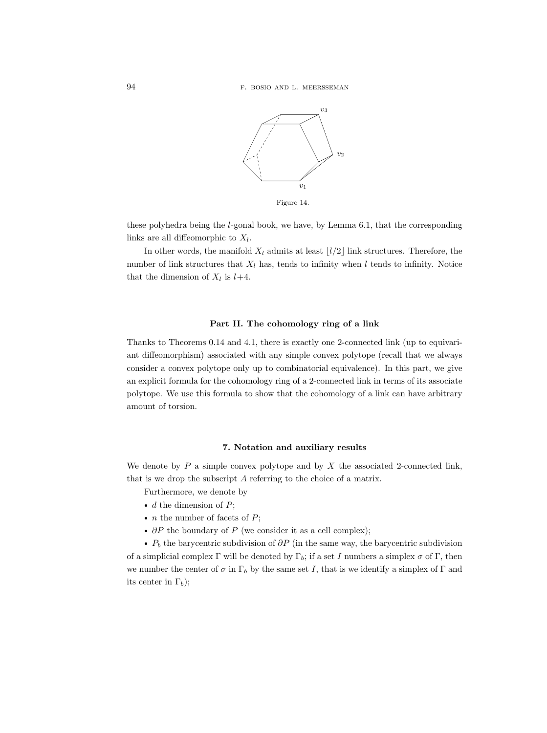Figure 14.

these polyhedra being the $l$-gonal book, we have, by Lemma 6.1, that the corresponding links are all diffeomorphic to $X_l$.

In other words, the manifold $X_l$ admits at least $\lfloor l/2 \rfloor$ link structures. Therefore, the number of link structures that $X_l$ has, tends to infinity when $l$ tends to infinity. Notice that the dimension of $X_l$ is $l+4$.

## Part II. The cohomology ring of a link

Thanks to Theorems 0.14 and 4.1, there is exactly one 2-connected link (up to equivariant diffeomorphism) associated with any simple convex polytope (recall that we always consider a convex polytope only up to combinatorial equivalence). In this part, we give an explicit formula for the cohomology ring of a 2-connected link in terms of its associate polytope. We use this formula to show that the cohomology of a link can have arbitrary amount of torsion.

### 7. Notation and auxiliary results

We denote by $P$ a simple convex polytope and by $X$ the associated 2-connected link, that is we drop the subscript $A$ referring to the choice of a matrix.

Furthermore, we denote by

- $d$ the dimension of $P$;
- $n$ the number of facets of $P$;
- $\partial P$ the boundary of $P$ (we consider it as a cell complex);
- $P_b$ the barycentric subdivision of $\partial P$ (in the same way, the barycentric subdivision of a simplicial complex $\Gamma$ will be denoted by $\Gamma_b$; if a set $I$ numbers a simplex $\sigma$ of $\Gamma$, then we number the center of $\sigma$ in $\Gamma_b$ by the same set $I$, that is we identify a simplex of $\Gamma$ and its center in $\Gamma_b$);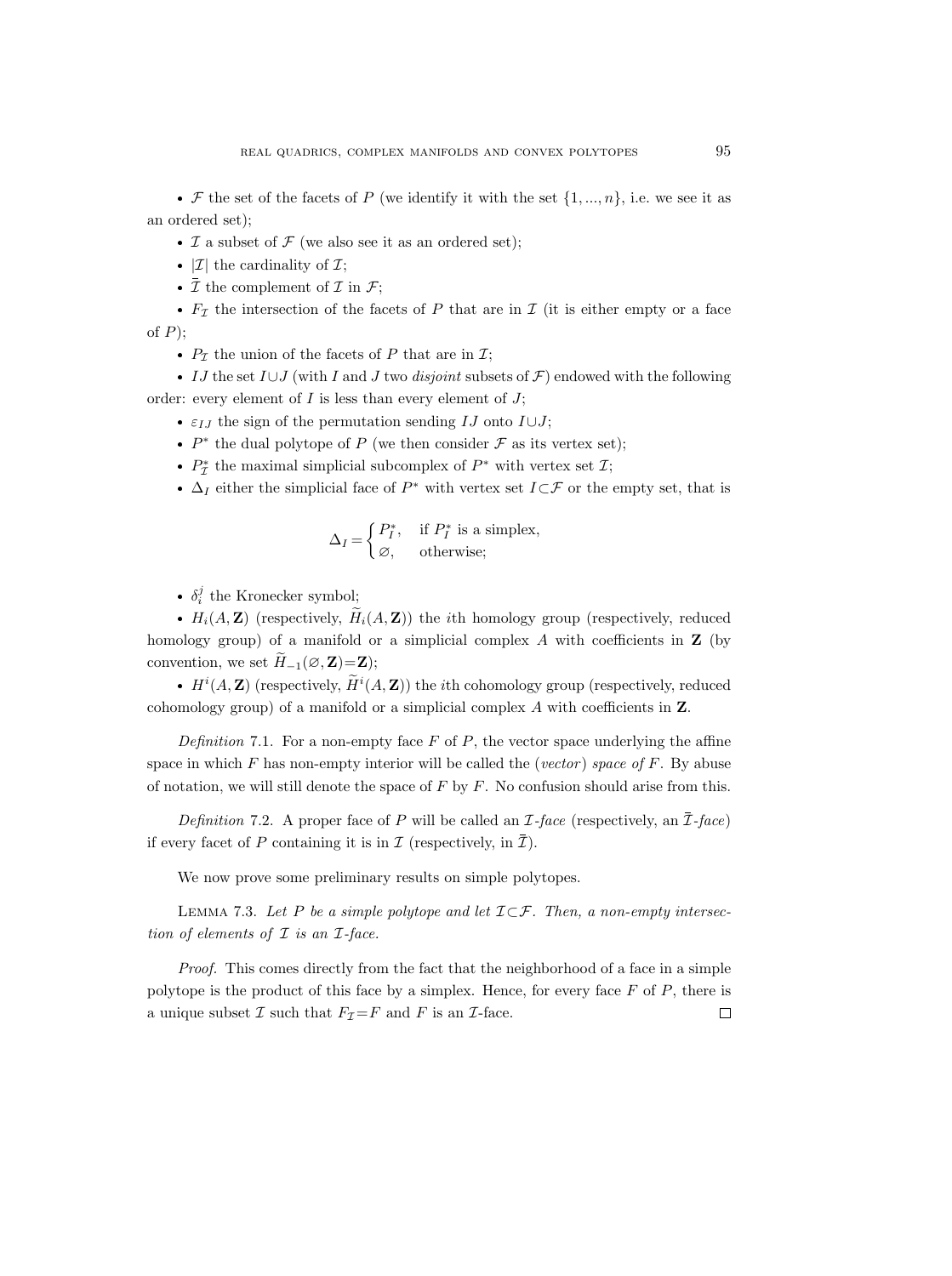- $\mathcal{F}$ the set of the facets of $P$ (we identify it with the set $\{1, ..., n\}$, i.e. we see it as an ordered set);
- $\mathcal{I}$ a subset of $\mathcal{F}$ (we also see it as an ordered set);
- $|\mathcal{I}|$ the cardinality of $\mathcal{I}$;
- $\bar{\mathcal{I}}$ the complement of $\mathcal{I}$ in $\mathcal{F}$;
- $F_{\mathcal{I}}$ the intersection of the facets of $P$ that are in $\mathcal{I}$ (it is either empty or a face of $P$);
- $P_{\mathcal{I}}$ the union of the facets of $P$ that are in $\mathcal{I}$;
- $IJ$ the set $I \cup J$ (with $I$ and $J$ two *disjoint* subsets of $\mathcal{F}$) endowed with the following order: every element of $I$ is less than every element of $J$;
- $\varepsilon_{IJ}$ the sign of the permutation sending $IJ$ onto $I \cup J$;
- $P^*$ the dual polytope of $P$ (we then consider $\mathcal{F}$ as its vertex set);
- $P^*_{\mathcal{I}}$ the maximal simplicial subcomplex of $P^*$ with vertex set $\mathcal{I}$;
- $\Delta_I$ either the simplicial face of $P^*$ with vertex set $I \subset \mathcal{F}$ or the empty set, that is

$$\Delta_I = \begin{cases} P^*_I, & \text{if } P^*_I \text{ is a simplex,} \\ \varnothing, & \text{otherwise;} \end{cases}$$

- $\delta^j_i$ the Kronecker symbol;
- $H_i(A, \mathbf{Z})$ (respectively, $\widetilde{H}_i(A, \mathbf{Z})$) the $i$th homology group (respectively, reduced homology group) of a manifold or a simplicial complex $A$ with coefficients in $\mathbf{Z}$ (by convention, we set $\widetilde{H}_{-1}(\varnothing, \mathbf{Z}) = \mathbf{Z}$);
- $H^i(A, \mathbf{Z})$ (respectively, $\widetilde{H}^i(A, \mathbf{Z})$) the $i$th cohomology group (respectively, reduced cohomology group) of a manifold or a simplicial complex $A$ with coefficients in $\mathbf{Z}$.

*Definition* 7.1. For a non-empty face $F$ of $P$, the vector space underlying the affine space in which $F$ has non-empty interior will be called the (*vector*) *space of* $F$. By abuse of notation, we will still denote the space of $F$ by $F$. No confusion should arise from this.

*Definition* 7.2. A proper face of $P$ will be called an $\mathcal{I}$-*face* (respectively, an $\bar{\mathcal{I}}$-*face*) if every facet of $P$ containing it is in $\mathcal{I}$ (respectively, in $\bar{\mathcal{I}}$).

We now prove some preliminary results on simple polytopes.

LEMMA 7.3. *Let $P$ be a simple polytope and let $\mathcal{I} \subset \mathcal{F}$. Then, a non-empty intersection of elements of $\mathcal{I}$ is an $\mathcal{I}$-face.*

*Proof.* This comes directly from the fact that the neighborhood of a face in a simple polytope is the product of this face by a simplex. Hence, for every face $F$ of $P$, there is a unique subset $\mathcal{I}$ such that $F_{\mathcal{I}} = F$ and $F$ is an $\mathcal{I}$-face. $\square$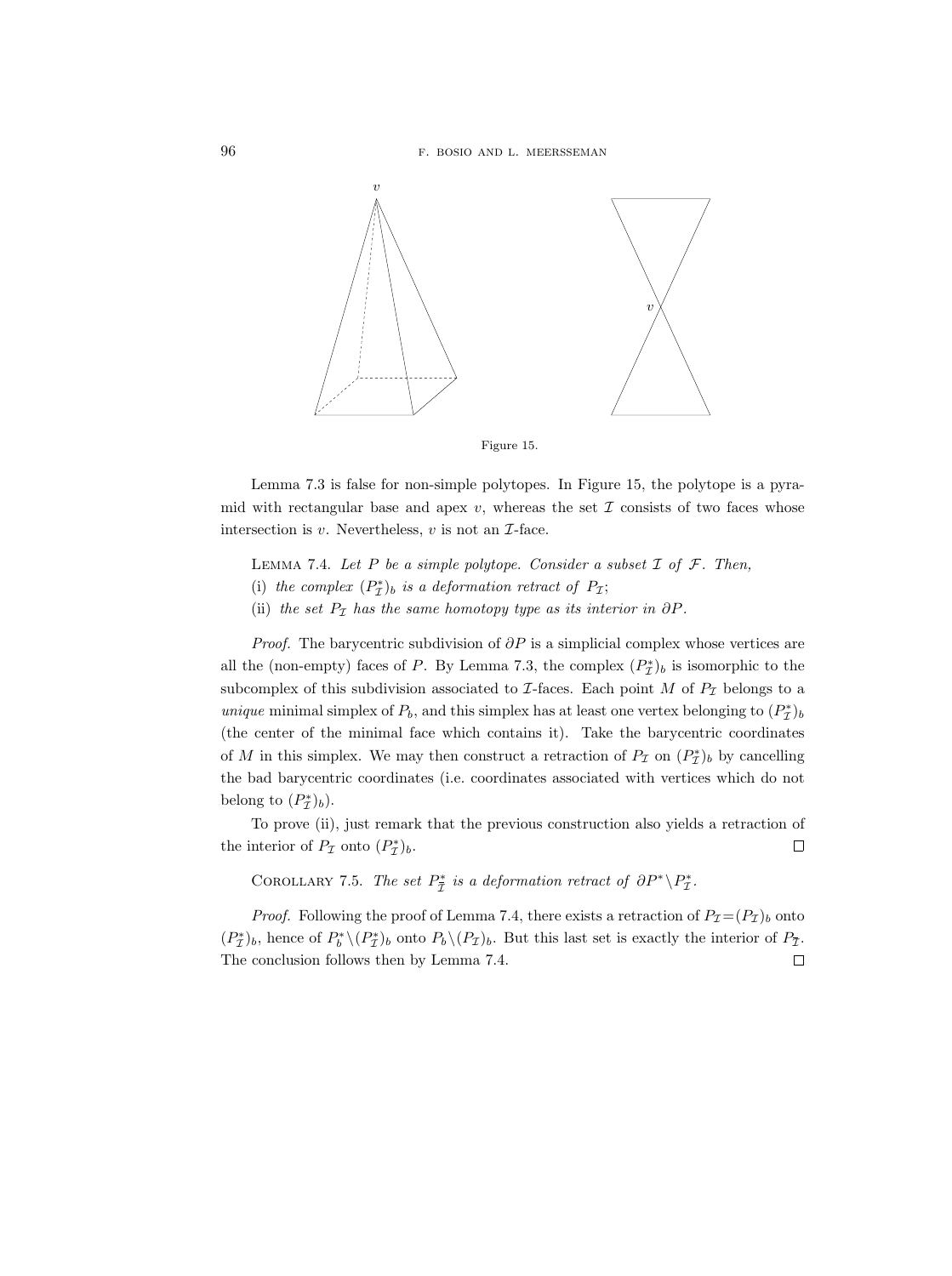Figure 15.

Lemma 7.3 is false for non-simple polytopes. In Figure 15, the polytope is a pyramid with rectangular base and apex $v$, whereas the set $\mathcal{I}$ consists of two faces whose intersection is $v$. Nevertheless, $v$ is not an $\mathcal{I}$-face.

Lemma 7.4. *Let $P$ be a simple polytope. Consider a subset $\mathcal{I}$ of $\mathcal{F}$. Then,*

(i) *the complex $(P^*_{\mathcal{I}})_b$ is a deformation retract of $P_{\mathcal{I}}$;*

(ii) *the set $P_{\mathcal{I}}$ has the same homotopy type as its interior in $\partial P$.*

*Proof.* The barycentric subdivision of $\partial P$ is a simplicial complex whose vertices are all the (non-empty) faces of $P$. By Lemma 7.3, the complex $(P^*_{\mathcal{I}})_b$ is isomorphic to the subcomplex of this subdivision associated to $\mathcal{I}$-faces. Each point $M$ of $P_{\mathcal{I}}$ belongs to a *unique* minimal simplex of $P_b$, and this simplex has at least one vertex belonging to $(P^*_{\mathcal{I}})_b$ (the center of the minimal face which contains it). Take the barycentric coordinates of $M$ in this simplex. We may then construct a retraction of $P_{\mathcal{I}}$ on $(P^*_{\mathcal{I}})_b$ by cancelling the bad barycentric coordinates (i.e. coordinates associated with vertices which do not belong to $(P^*_{\mathcal{I}})_b$).

To prove (ii), just remark that the previous construction also yields a retraction of the interior of $P_{\mathcal{I}}$ onto $(P^*_{\mathcal{I}})_b$. $\square$

Corollary 7.5. *The set $P^*_{\bar{\mathcal{I}}}$ is a deformation retract of $\partial P^* \setminus P^*_{\mathcal{I}}$.*

*Proof.* Following the proof of Lemma 7.4, there exists a retraction of $P_{\mathcal{I}}=(P_{\mathcal{I}})_b$ onto $(P^*_{\mathcal{I}})_b$, hence of $P^*_b \setminus (P^*_{\mathcal{I}})_b$ onto $P_b \setminus (P_{\mathcal{I}})_b$. But this last set is exactly the interior of $P_{\bar{\mathcal{I}}}$. The conclusion follows then by Lemma 7.4. $\square$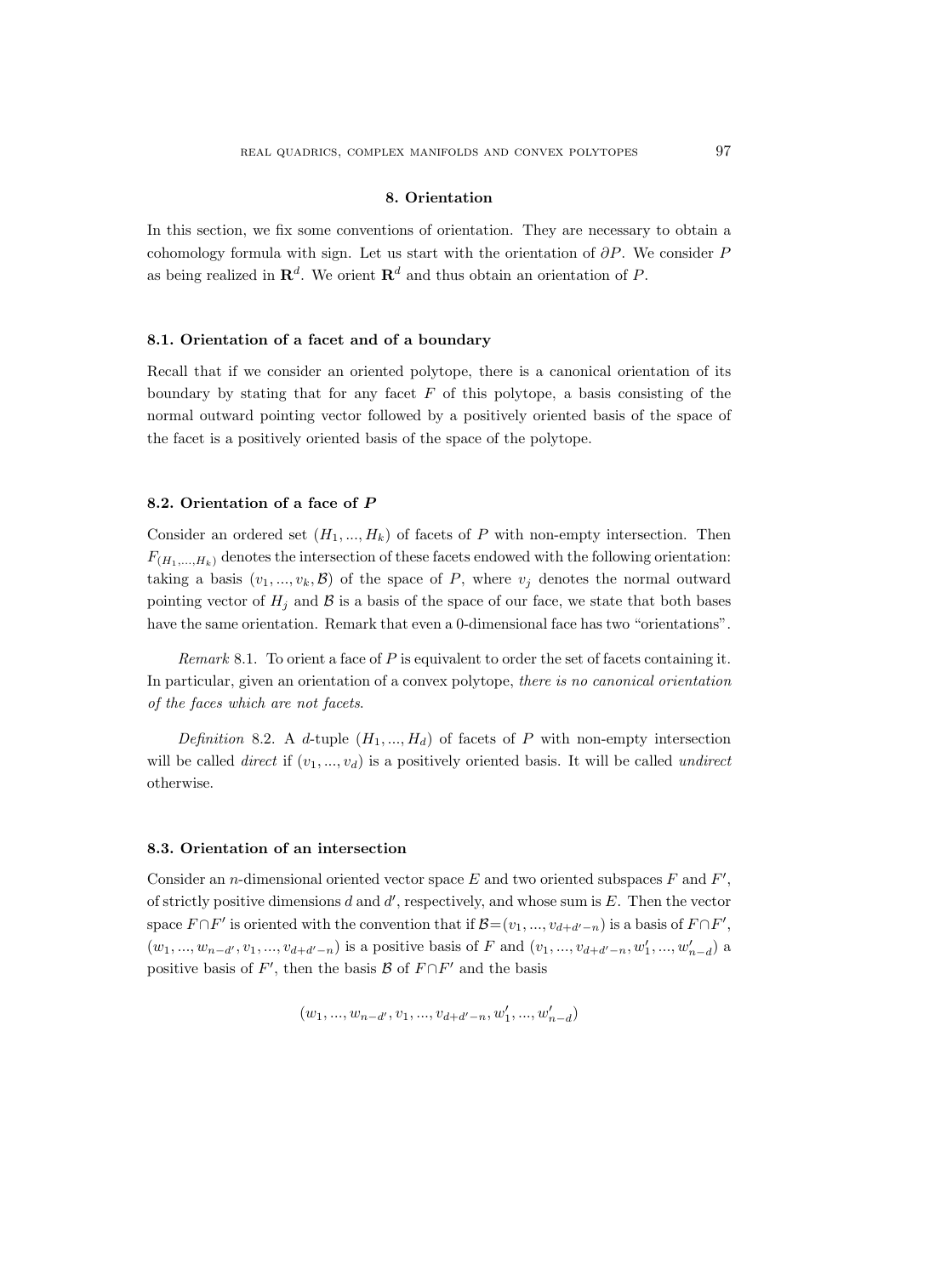## 8. Orientation

In this section, we fix some conventions of orientation. They are necessary to obtain a cohomology formula with sign. Let us start with the orientation of $\partial P$. We consider $P$ as being realized in $\mathbf{R}^d$. We orient $\mathbf{R}^d$ and thus obtain an orientation of $P$.

### 8.1. Orientation of a facet and of a boundary

Recall that if we consider an oriented polytope, there is a canonical orientation of its boundary by stating that for any facet $F$ of this polytope, a basis consisting of the normal outward pointing vector followed by a positively oriented basis of the space of the facet is a positively oriented basis of the space of the polytope.

### 8.2. Orientation of a face of *P*

Consider an ordered set $(H_1, ..., H_k)$ of facets of $P$ with non-empty intersection. Then $F_{(H_1,...,H_k)}$ denotes the intersection of these facets endowed with the following orientation: taking a basis $(v_1, ..., v_k, \mathcal{B})$ of the space of $P$, where $v_j$ denotes the normal outward pointing vector of $H_j$ and $\mathcal{B}$ is a basis of the space of our face, we state that both bases have the same orientation. Remark that even a 0-dimensional face has two "orientations".

*Remark* 8.1. To orient a face of $P$ is equivalent to order the set of facets containing it. In particular, given an orientation of a convex polytope, *there is no canonical orientation of the faces which are not facets*.

*Definition* 8.2. A $d$-tuple $(H_1, ..., H_d)$ of facets of $P$ with non-empty intersection will be called *direct* if $(v_1, ..., v_d)$ is a positively oriented basis. It will be called *undirect* otherwise.

### 8.3. Orientation of an intersection

Consider an $n$-dimensional oriented vector space $E$ and two oriented subspaces $F$ and $F'$, of strictly positive dimensions $d$ and $d'$, respectively, and whose sum is $E$. Then the vector space $F \cap F'$ is oriented with the convention that if $\mathcal{B}=(v_1, ..., v_{d+d'-n})$ is a basis of $F \cap F'$, $(w_1, ..., w_{n-d'}, v_1, ..., v_{d+d'-n})$ is a positive basis of $F$ and $(v_1, ..., v_{d+d'-n}, w'_1, ..., w'_{n-d})$ a positive basis of $F'$, then the basis $\mathcal{B}$ of $F \cap F'$ and the basis

$$(w_1, ..., w_{n-d'}, v_1, ..., v_{d+d'-n}, w'_1, ..., w'_{n-d})$$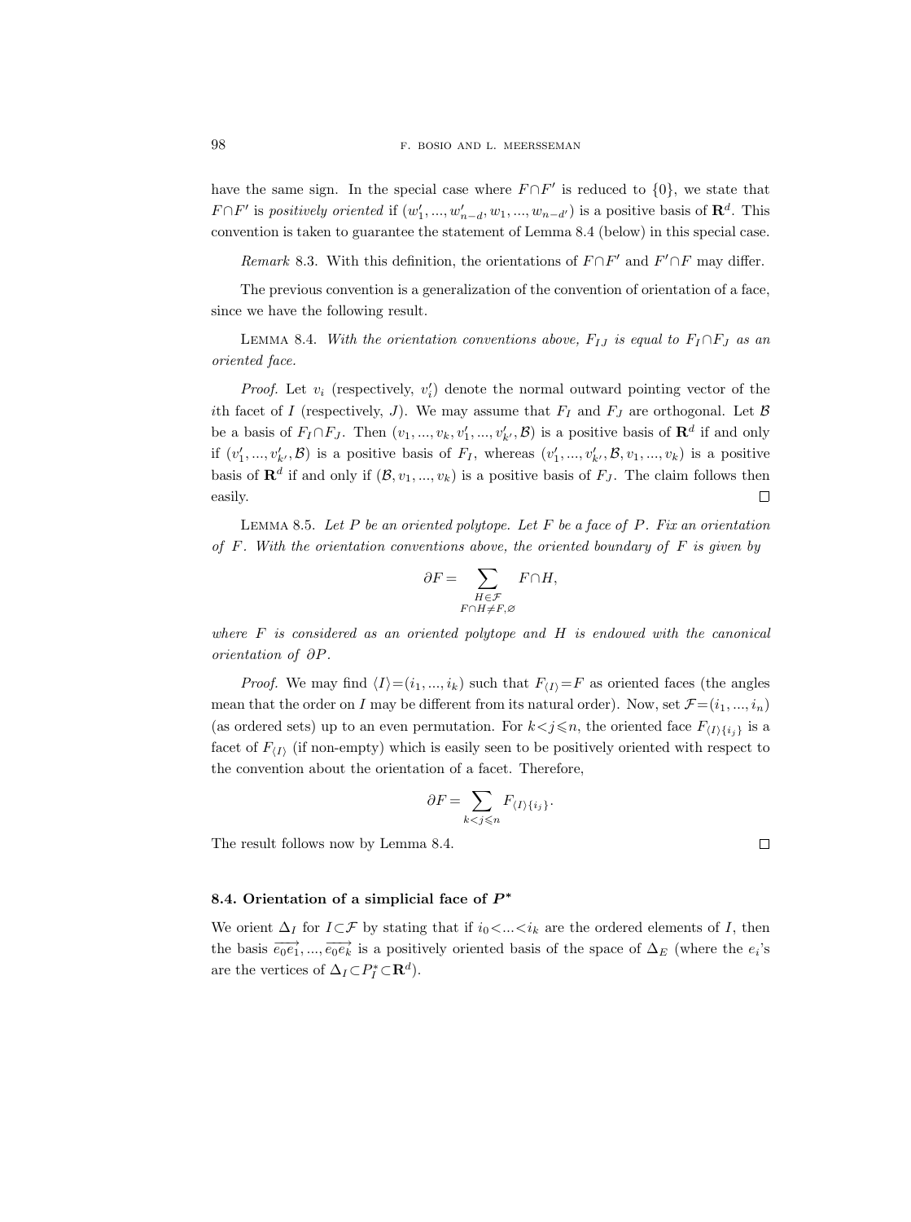have the same sign. In the special case where $F\cap F'$ is reduced to $\{0\}$, we state that $F\cap F'$ is *positively oriented* if $(w'_1, ..., w'_{n-d}, w_1, ..., w_{n-d'})$ is a positive basis of $\mathbf{R}^d$. This convention is taken to guarantee the statement of Lemma 8.4 (below) in this special case.

*Remark* 8.3. With this definition, the orientations of $F\cap F'$ and $F'\cap F$ may differ.

The previous convention is a generalization of the convention of orientation of a face, since we have the following result.

LEMMA 8.4. *With the orientation conventions above, $F_{IJ}$ is equal to $F_I\cap F_J$ as an oriented face.*

*Proof.* Let $v_i$ (respectively, $v'_i$) denote the normal outward pointing vector of the $i$th facet of $I$ (respectively, $J$). We may assume that $F_I$ and $F_J$ are orthogonal. Let $\mathcal{B}$ be a basis of $F_I\cap F_J$. Then $(v_1, ..., v_k, v'_1, ..., v'_{k'}, \mathcal{B})$ is a positive basis of $\mathbf{R}^d$ if and only if $(v'_1, ..., v'_{k'}, \mathcal{B})$ is a positive basis of $F_I$, whereas $(v'_1, ..., v'_{k'}, \mathcal{B}, v_1, ..., v_k)$ is a positive basis of $\mathbf{R}^d$ if and only if $(\mathcal{B}, v_1, ..., v_k)$ is a positive basis of $F_J$. The claim follows then easily. □

LEMMA 8.5. *Let $P$ be an oriented polytope. Let $F$ be a face of $P$. Fix an orientation of $F$. With the orientation conventions above, the oriented boundary of $F$ is given by*

$$\partial F = \sum_{\substack{H\in\mathcal{F}\\ F\cap H\neq F,\varnothing}} F\cap H,$$

*where $F$ is considered as an oriented polytope and $H$ is endowed with the canonical orientation of $\partial P$.*

*Proof.* We may find $\langle I\rangle=(i_1, ..., i_k)$ such that $F_{\langle I\rangle}=F$ as oriented faces (the angles mean that the order on $I$ may be different from its natural order). Now, set $\mathcal{F}=(i_1, ..., i_n)$ (as ordered sets) up to an even permutation. For $k<j\leqslant n$, the oriented face $F_{\langle I\rangle\{i_j\}}$ is a facet of $F_{\langle I\rangle}$ (if non-empty) which is easily seen to be positively oriented with respect to the convention about the orientation of a facet. Therefore,

$$\partial F = \sum_{k<j\leqslant n} F_{\langle I\rangle\{i_j\}}.$$

The result follows now by Lemma 8.4. □

### 8.4. Orientation of a simplicial face of $P^*$

We orient $\Delta_I$ for $I\subset\mathcal{F}$ by stating that if $i_0<...<i_k$ are the ordered elements of $I$, then the basis $\overrightarrow{e_0e_1}, ..., \overrightarrow{e_0e_k}$ is a positively oriented basis of the space of $\Delta_E$ (where the $e_i$'s are the vertices of $\Delta_I\subset P^*_I\subset\mathbf{R}^d$).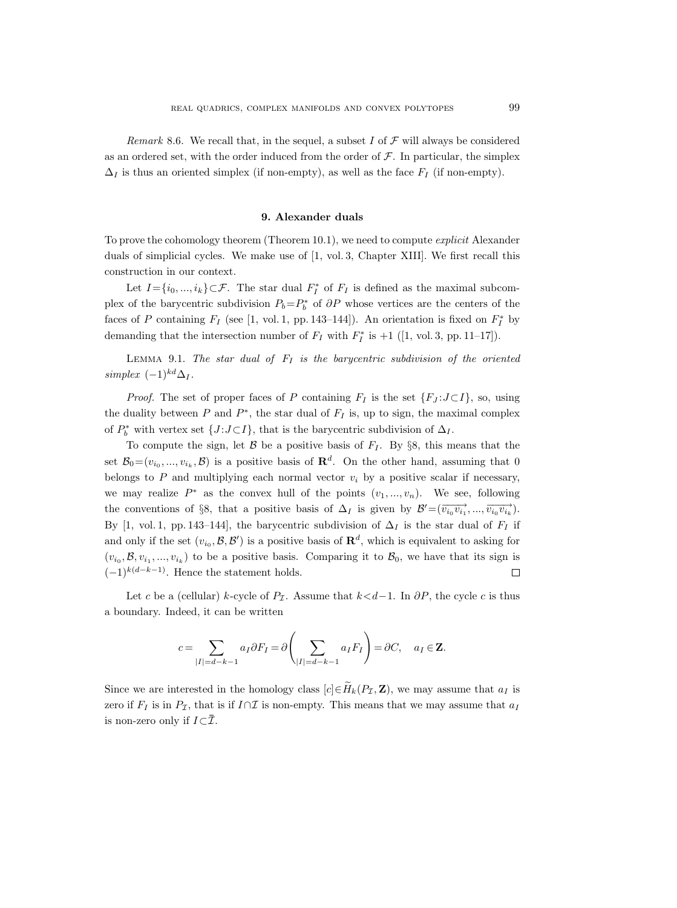*Remark* 8.6. We recall that, in the sequel, a subset $I$ of $\mathcal{F}$ will always be considered as an ordered set, with the order induced from the order of $\mathcal{F}$. In particular, the simplex $\Delta_I$ is thus an oriented simplex (if non-empty), as well as the face $F_I$ (if non-empty).

## 9. Alexander duals

To prove the cohomology theorem (Theorem 10.1), we need to compute *explicit* Alexander duals of simplicial cycles. We make use of [1, vol. 3, Chapter XIII]. We first recall this construction in our context.

Let $I=\{i_0, ..., i_k\}\subset\mathcal{F}$. The star dual $F_I^*$ of $F_I$ is defined as the maximal subcomplex of the barycentric subdivision $P_b=P_b^*$ of $\partial P$ whose vertices are the centers of the faces of $P$ containing $F_I$ (see [1, vol. 1, pp. 143–144]). An orientation is fixed on $F_I^*$ by demanding that the intersection number of $F_I$ with $F_I^*$ is $+1$ ([1, vol. 3, pp. 11–17]).

Lemma 9.1. *The star dual of $F_I$ is the barycentric subdivision of the oriented simplex $(-1)^{kd}\Delta_I$.*

*Proof.* The set of proper faces of $P$ containing $F_I$ is the set $\{F_J : J\subset I\}$, so, using the duality between $P$ and $P^*$, the star dual of $F_I$ is, up to sign, the maximal complex of $P_b^*$ with vertex set $\{J : J\subset I\}$, that is the barycentric subdivision of $\Delta_I$.

To compute the sign, let $\mathcal{B}$ be a positive basis of $F_I$. By §8, this means that the set $\mathcal{B}_0=(v_{i_0}, ..., v_{i_k}, \mathcal{B})$ is a positive basis of $\mathbf{R}^d$. On the other hand, assuming that 0 belongs to $P$ and multiplying each normal vector $v_i$ by a positive scalar if necessary, we may realize $P^*$ as the convex hull of the points $(v_1, ..., v_n)$. We see, following the conventions of §8, that a positive basis of $\Delta_I$ is given by $\mathcal{B}'=(\overrightarrow{v_{i_0}v_{i_1}}, ..., \overrightarrow{v_{i_0}v_{i_k}})$. By [1, vol. 1, pp. 143–144], the barycentric subdivision of $\Delta_I$ is the star dual of $F_I$ if and only if the set $(v_{i_0}, \mathcal{B}, \mathcal{B}')$ is a positive basis of $\mathbf{R}^d$, which is equivalent to asking for $(v_{i_0}, \mathcal{B}, v_{i_1}, ..., v_{i_k})$ to be a positive basis. Comparing it to $\mathcal{B}_0$, we have that its sign is $(-1)^{k(d-k-1)}$. Hence the statement holds. $\square$

Let $c$ be a (cellular) $k$-cycle of $P_\mathcal{I}$. Assume that $k<d-1$. In $\partial P$, the cycle $c$ is thus a boundary. Indeed, it can be written

$$c=\sum_{|I|=d-k-1} a_I\partial F_I=\partial\left(\sum_{|I|=d-k-1} a_I F_I\right)=\partial C, \quad a_I\in\mathbf{Z}.$$

Since we are interested in the homology class $[c]\in\widetilde{H}_k(P_\mathcal{I}, \mathbf{Z})$, we may assume that $a_I$ is zero if $F_I$ is in $P_\mathcal{I}$, that is if $I\cap\mathcal{I}$ is non-empty. This means that we may assume that $a_I$ is non-zero only if $I\subset\overline{\mathcal{I}}$.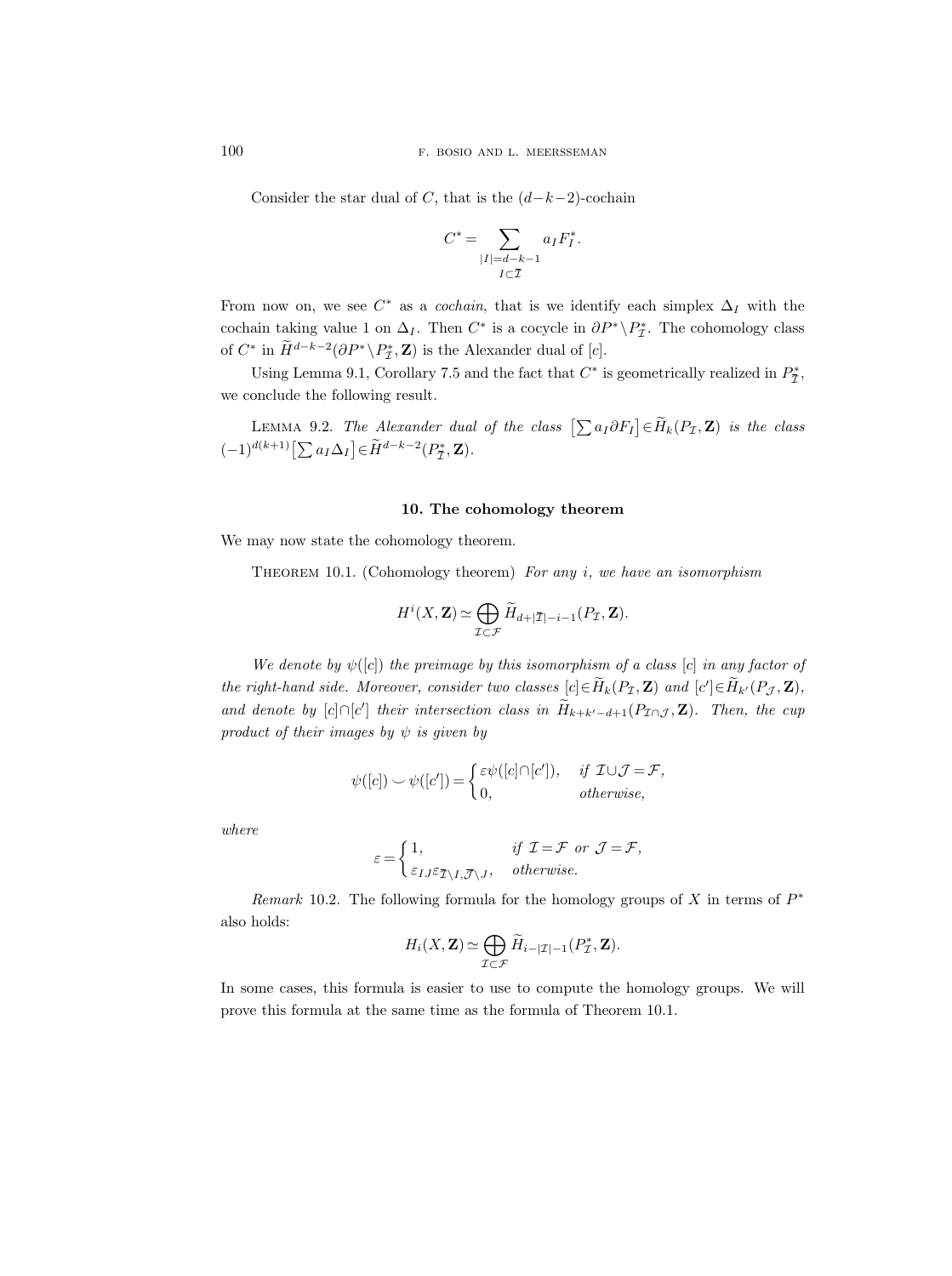Consider the star dual of $C$, that is the $(d-k-2)$-cochain

$$C^* = \sum_{\substack{|I|=d-k-1 \\ I\subset \bar{\mathcal{I}}}} a_I F_I^*.$$

From now on, we see $C^*$ as a *cochain*, that is we identify each simplex $\Delta_I$ with the cochain taking value 1 on $\Delta_I$. Then $C^*$ is a cocycle in $\partial P^* \setminus P^*_{\mathcal{I}}$. The cohomology class of $C^*$ in $\widetilde{H}^{d-k-2}(\partial P^* \setminus P^*_{\mathcal{I}}, \mathbf{Z})$ is the Alexander dual of $[c]$.

Using Lemma 9.1, Corollary 7.5 and the fact that $C^*$ is geometrically realized in $P^*_{\bar{\mathcal{I}}}$, we conclude the following result.

Lemma 9.2. *The Alexander dual of the class* $\left[\sum a_I \partial F_I\right] \in \widetilde{H}_k(P_{\mathcal{I}}, \mathbf{Z})$ *is the class* $(-1)^{d(k+1)}\left[\sum a_I \Delta_I\right] \in \widetilde{H}^{d-k-2}(P^*_{\bar{\mathcal{I}}}, \mathbf{Z})$.

## 10. The cohomology theorem

We may now state the cohomology theorem.

Theorem 10.1. (Cohomology theorem) *For any $i$, we have an isomorphism*

$$H^i(X, \mathbf{Z}) \simeq \bigoplus_{\mathcal{I}\subset\mathcal{F}} \widetilde{H}_{d+|\bar{\mathcal{I}}|-i-1}(P_{\mathcal{I}}, \mathbf{Z}).$$

*We denote by $\psi([c])$ the preimage by this isomorphism of a class $[c]$ in any factor of the right-hand side. Moreover, consider two classes $[c]\in \widetilde{H}_k(P_{\mathcal{I}}, \mathbf{Z})$ and $[c'] \in \widetilde{H}_{k'}(P_{\mathcal{J}}, \mathbf{Z})$, and denote by $[c]\cap[c']$ their intersection class in $\widetilde{H}_{k+k'-d+1}(P_{\mathcal{I}\cap\mathcal{J}}, \mathbf{Z})$. Then, the cup product of their images by $\psi$ is given by*

$$\psi([c]) \smile \psi([c']) = \begin{cases} \varepsilon \psi([c]\cap[c']), & \text{if } \mathcal{I}\cup\mathcal{J} = \mathcal{F}, \\ 0, & \text{otherwise}, \end{cases}$$

*where*

$$\varepsilon = \begin{cases} 1, & \text{if } \mathcal{I}=\mathcal{F} \text{ or } \mathcal{J}=\mathcal{F}, \\ \varepsilon_{IJ}\varepsilon_{\bar{\mathcal{I}}\setminus I, \bar{\mathcal{J}}\setminus J}, & \text{otherwise.} \end{cases}$$

*Remark* 10.2. The following formula for the homology groups of $X$ in terms of $P^*$ also holds:

$$H_i(X, \mathbf{Z}) \simeq \bigoplus_{\mathcal{I}\subset\mathcal{F}} \widetilde{H}_{i-|\mathcal{I}|-1}(P^*_{\mathcal{I}}, \mathbf{Z}).$$

In some cases, this formula is easier to use to compute the homology groups. We will prove this formula at the same time as the formula of Theorem 10.1.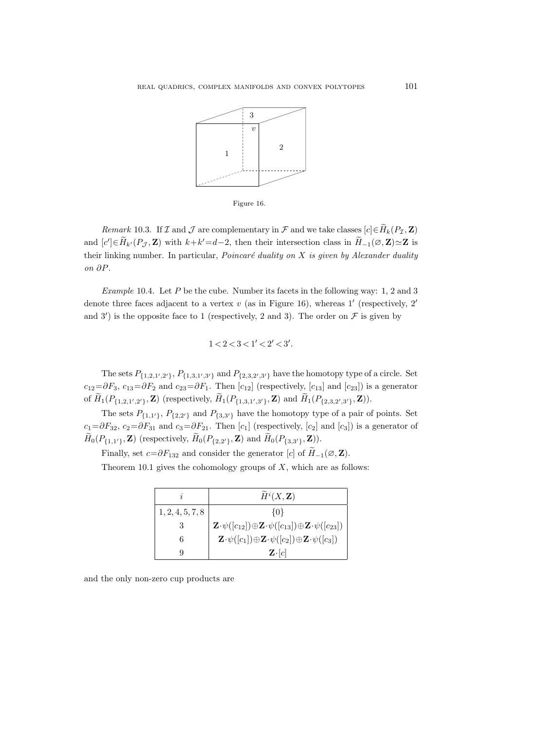Figure 16.

*Remark* 10.3. If $\mathcal{I}$ and $\mathcal{J}$ are complementary in $\mathcal{F}$ and we take classes $[c]\in\widetilde{H}_k(P_{\mathcal{I}},\mathbf{Z})$ and $[c']\in\widetilde{H}_{k'}(P_{\mathcal{J}},\mathbf{Z})$ with $k+k'=d-2$, then their intersection class in $\widetilde{H}_{-1}(\varnothing,\mathbf{Z})\simeq\mathbf{Z}$ is their linking number. In particular, *Poincaré duality on $X$ is given by Alexander duality on $\partial P$.*

*Example* 10.4. Let $P$ be the cube. Number its facets in the following way: 1, 2 and 3 denote three faces adjacent to a vertex $v$ (as in Figure 16), whereas $1'$ (respectively, $2'$ and $3'$) is the opposite face to 1 (respectively, 2 and 3). The order on $\mathcal{F}$ is given by

$$1<2<3<1'<2'<3'.$$

The sets $P_{\{1,2,1',2'\}}$, $P_{\{1,3,1',3'\}}$ and $P_{\{2,3,2',3'\}}$ have the homotopy type of a circle. Set $c_{12}=\partial F_3$, $c_{13}=\partial F_2$ and $c_{23}=\partial F_1$. Then $[c_{12}]$ (respectively, $[c_{13}]$ and $[c_{23}]$) is a generator of $\widetilde{H}_1(P_{\{1,2,1',2'\}},\mathbf{Z})$ (respectively, $\widetilde{H}_1(P_{\{1,3,1',3'\}},\mathbf{Z})$ and $\widetilde{H}_1(P_{\{2,3,2',3'\}},\mathbf{Z})$).

The sets $P_{\{1,1'\}}$, $P_{\{2,2'\}}$ and $P_{\{3,3'\}}$ have the homotopy type of a pair of points. Set $c_1=\partial F_{32}$, $c_2=\partial F_{31}$ and $c_3=\partial F_{21}$. Then $[c_1]$ (respectively, $[c_2]$ and $[c_3]$) is a generator of $\widetilde{H}_0(P_{\{1,1'\}},\mathbf{Z})$ (respectively, $\widetilde{H}_0(P_{\{2,2'\}},\mathbf{Z})$ and $\widetilde{H}_0(P_{\{3,3'\}},\mathbf{Z})$).

Finally, set $c=\partial F_{132}$ and consider the generator $[c]$ of $\widetilde{H}_{-1}(\varnothing,\mathbf{Z})$.

Theorem 10.1 gives the cohomology groups of $X$, which are as follows:

| $i$ | $\widetilde{H}^i(X,\mathbf{Z})$ |
|---|---|
| 1, 2, 4, 5, 7, 8 | $\{0\}$ |
| 3 | $\mathbf{Z}\cdot\psi([c_{12}])\oplus\mathbf{Z}\cdot\psi([c_{13}])\oplus\mathbf{Z}\cdot\psi([c_{23}])$ |
| 6 | $\mathbf{Z}\cdot\psi([c_1])\oplus\mathbf{Z}\cdot\psi([c_2])\oplus\mathbf{Z}\cdot\psi([c_3])$ |
| 9 | $\mathbf{Z}\cdot[c]$ |

and the only non-zero cup products are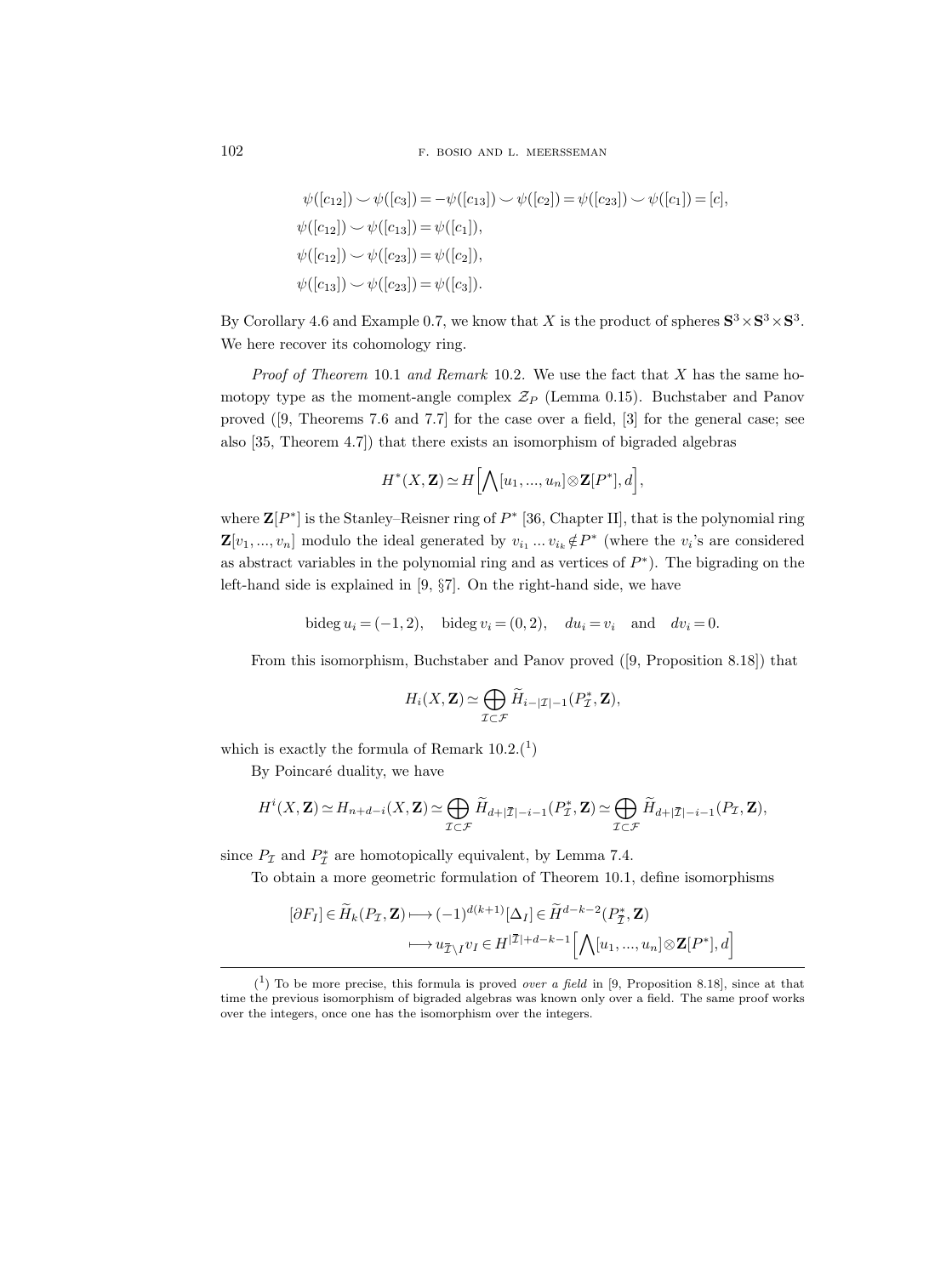$$
\begin{aligned}
\psi([c_{12}]) \smile \psi([c_3]) &= -\psi([c_{13}]) \smile \psi([c_2]) = \psi([c_{23}]) \smile \psi([c_1]) = [c],\\
\psi([c_{12}]) \smile \psi([c_{13}]) &= \psi([c_1]),\\
\psi([c_{12}]) \smile \psi([c_{23}]) &= \psi([c_2]),\\
\psi([c_{13}]) \smile \psi([c_{23}]) &= \psi([c_3]).
\end{aligned}
$$

By Corollary 4.6 and Example 0.7, we know that $X$ is the product of spheres $\mathbf{S}^3 \times \mathbf{S}^3 \times \mathbf{S}^3$. We here recover its cohomology ring.

*Proof of Theorem* 10.1 *and Remark* 10.2. We use the fact that $X$ has the same homotopy type as the moment-angle complex $\mathcal{Z}_P$ (Lemma 0.15). Buchstaber and Panov proved ([9, Theorems 7.6 and 7.7] for the case over a field, [3] for the general case; see also [35, Theorem 4.7]) that there exists an isomorphism of bigraded algebras

$$
H^*(X, \mathbf{Z}) \simeq H\Big[\bigwedge[u_1, ..., u_n] \otimes \mathbf{Z}[P^*], d\Big],
$$

where $\mathbf{Z}[P^*]$ is the Stanley–Reisner ring of $P^*$ [36, Chapter II], that is the polynomial ring $\mathbf{Z}[v_1, ..., v_n]$ modulo the ideal generated by $v_{i_1} ... v_{i_k} \notin P^*$ (where the $v_i$'s are considered as abstract variables in the polynomial ring and as vertices of $P^*$). The bigrading on the left-hand side is explained in [9, §7]. On the right-hand side, we have

$$
\operatorname{bideg} u_i = (-1, 2), \quad \operatorname{bideg} v_i = (0, 2), \quad du_i = v_i \quad \text{and} \quad dv_i = 0.
$$

From this isomorphism, Buchstaber and Panov proved ([9, Proposition 8.18]) that

$$
H_i(X, \mathbf{Z}) \simeq \bigoplus_{\mathcal{I} \subset \mathcal{F}} \widetilde{H}_{i-|\mathcal{I}|-1}(P^*_{\mathcal{I}}, \mathbf{Z}),
$$

which is exactly the formula of Remark 10.2.([1])

By Poincaré duality, we have

$$
H^i(X, \mathbf{Z}) \simeq H_{n+d-i}(X, \mathbf{Z}) \simeq \bigoplus_{\mathcal{I} \subset \mathcal{F}} \widetilde{H}_{d+|\overline{\mathcal{I}}|-i-1}(P^*_{\mathcal{I}}, \mathbf{Z}) \simeq \bigoplus_{\mathcal{I} \subset \mathcal{F}} \widetilde{H}_{d+|\overline{\mathcal{I}}|-i-1}(P_{\mathcal{I}}, \mathbf{Z}),
$$

since $P_{\mathcal{I}}$ and $P^*_{\mathcal{I}}$ are homotopically equivalent, by Lemma 7.4.

To obtain a more geometric formulation of Theorem 10.1, define isomorphisms

$$
\begin{aligned}
[\partial F_I] \in \widetilde{H}_k(P_{\mathcal{I}}, \mathbf{Z}) &\longmapsto (-1)^{d(k+1)}[\Delta_I] \in \widetilde{H}^{d-k-2}(P^*_{\overline{\mathcal{I}}}, \mathbf{Z})\\
&\longmapsto u_{\overline{\mathcal{I}} \setminus I} v_I \in H^{|\overline{\mathcal{I}}|+d-k-1}\Big[\bigwedge[u_1, ..., u_n] \otimes \mathbf{Z}[P^*], d\Big]
\end{aligned}
$$

([1]) To be more precise, this formula is proved *over a field* in [9, Proposition 8.18], since at that time the previous isomorphism of bigraded algebras was known only over a field. The same proof works over the integers, once one has the isomorphism over the integers.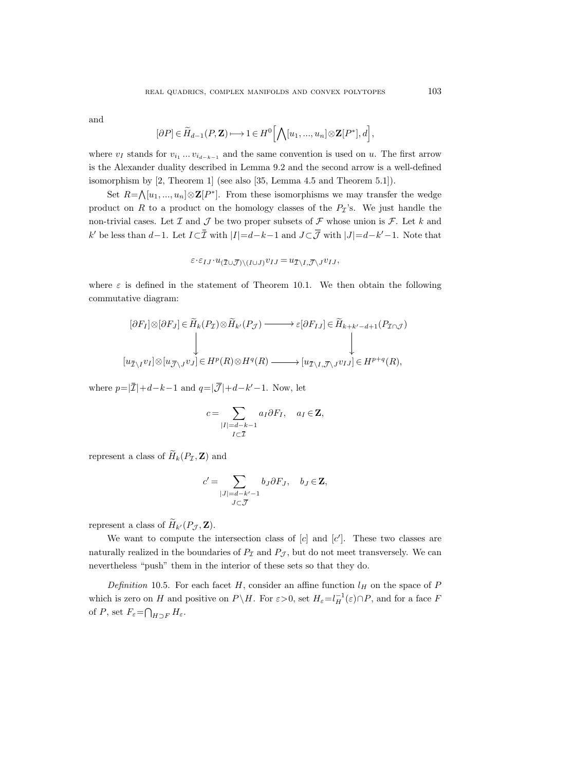and

$$[\partial P] \in \widetilde{H}_{d-1}(P, \mathbf{Z}) \longmapsto 1 \in H^0\Big[\bigwedge[u_1, ..., u_n] \otimes \mathbf{Z}[P^*], d\Big],$$

where $v_I$ stands for $v_{i_1} ... v_{i_{d-k-1}}$ and the same convention is used on $u$. The first arrow is the Alexander duality described in Lemma 9.2 and the second arrow is a well-defined isomorphism by [2, Theorem 1] (see also [35, Lemma 4.5 and Theorem 5.1]).

Set $R = \bigwedge[u_1, ..., u_n] \otimes \mathbf{Z}[P^*]$. From these isomorphisms we may transfer the wedge product on $R$ to a product on the homology classes of the $P_{\mathcal{I}}$'s. We just handle the non-trivial cases. Let $\mathcal{I}$ and $\mathcal{J}$ be two proper subsets of $\mathcal{F}$ whose union is $\mathcal{F}$. Let $k$ and $k'$ be less than $d-1$. Let $I \subset \overline{\mathcal{I}}$ with $|I| = d-k-1$ and $J \subset \overline{\mathcal{J}}$ with $|J| = d-k'-1$. Note that

$$\varepsilon \cdot \varepsilon_{IJ} \cdot u_{(\overline{\mathcal{I}} \cup \overline{\mathcal{J}}) \setminus (I \cup J)} v_{IJ} = u_{\overline{\mathcal{I}} \setminus I, \overline{\mathcal{J}} \setminus J} v_{IJ},$$

where $\varepsilon$ is defined in the statement of Theorem 10.1. We then obtain the following commutative diagram:

$$\begin{array}{ccc}
[\partial F_I] \otimes [\partial F_J] \in \widetilde{H}_k(P_{\mathcal{I}}) \otimes \widetilde{H}_{k'}(P_{\mathcal{J}}) & \longrightarrow & \varepsilon[\partial F_{IJ}] \in \widetilde{H}_{k+k'-d+1}(P_{\mathcal{I} \cap \mathcal{J}}) \\
\downarrow & & \downarrow \\
[u_{\overline{\mathcal{I}} \setminus I} v_I] \otimes [u_{\overline{\mathcal{J}} \setminus J} v_J] \in H^p(R) \otimes H^q(R) & \longrightarrow & [u_{\overline{\mathcal{I}} \setminus I, \overline{\mathcal{J}} \setminus J} v_{IJ}] \in H^{p+q}(R),
\end{array}$$

where $p = |\overline{\mathcal{I}}| + d - k - 1$ and $q = |\overline{\mathcal{J}}| + d - k' - 1$. Now, let

$$c = \sum_{\substack{|I| = d-k-1 \\ I \subset \overline{\mathcal{I}}}} a_I \partial F_I, \quad a_I \in \mathbf{Z},$$

represent a class of $\widetilde{H}_k(P_{\mathcal{I}}, \mathbf{Z})$ and

$$c' = \sum_{\substack{|J| = d-k'-1 \\ J \subset \overline{\mathcal{J}}}} b_J \partial F_J, \quad b_J \in \mathbf{Z},$$

represent a class of $\widetilde{H}_{k'}(P_{\mathcal{J}}, \mathbf{Z})$.

We want to compute the intersection class of $[c]$ and $[c']$. These two classes are naturally realized in the boundaries of $P_{\mathcal{I}}$ and $P_{\mathcal{J}}$, but do not meet transversely. We can nevertheless "push" them in the interior of these sets so that they do.

*Definition* 10.5. For each facet $H$, consider an affine function $l_H$ on the space of $P$ which is zero on $H$ and positive on $P \setminus H$. For $\varepsilon > 0$, set $H_\varepsilon = l_H^{-1}(\varepsilon) \cap P$, and for a face $F$ of $P$, set $F_\varepsilon = \bigcap_{H \supset F} H_\varepsilon$.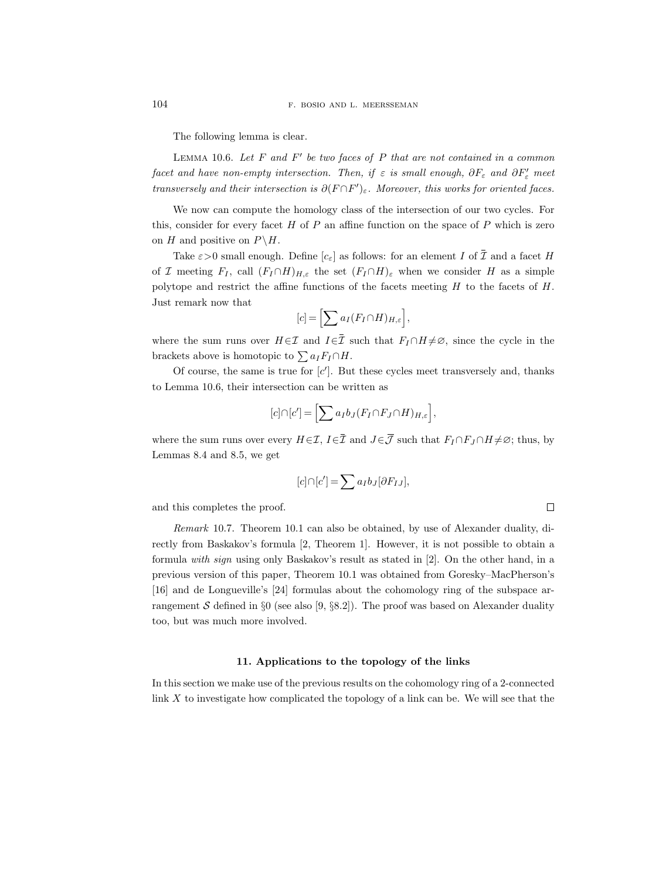The following lemma is clear.

Lemma 10.6. *Let $F$ and $F'$ be two faces of $P$ that are not contained in a common facet and have non-empty intersection. Then, if $\varepsilon$ is small enough, $\partial F_\varepsilon$ and $\partial F'_\varepsilon$ meet transversely and their intersection is $\partial(F\cap F')_\varepsilon$. Moreover, this works for oriented faces.*

We now can compute the homology class of the intersection of our two cycles. For this, consider for every facet $H$ of $P$ an affine function on the space of $P$ which is zero on $H$ and positive on $P\setminus H$.

Take $\varepsilon>0$ small enough. Define $[c_\varepsilon]$ as follows: for an element $I$ of $\bar{\mathcal{I}}$ and a facet $H$ of $\mathcal{I}$ meeting $F_I$, call $(F_I\cap H)_{H,\varepsilon}$ the set $(F_I\cap H)_\varepsilon$ when we consider $H$ as a simple polytope and restrict the affine functions of the facets meeting $H$ to the facets of $H$. Just remark now that

$$[c]=\Big[\sum a_I(F_I\cap H)_{H,\varepsilon}\Big],$$

where the sum runs over $H\in\mathcal{I}$ and $I\in\bar{\mathcal{I}}$ such that $F_I\cap H\neq\varnothing$, since the cycle in the brackets above is homotopic to $\sum a_I F_I\cap H$.

Of course, the same is true for $[c']$. But these cycles meet transversely and, thanks to Lemma 10.6, their intersection can be written as

$$[c]\cap[c']=\Big[\sum a_I b_J (F_I\cap F_J\cap H)_{H,\varepsilon}\Big],$$

where the sum runs over every $H\in\mathcal{I}$, $I\in\bar{\mathcal{I}}$ and $J\in\bar{\mathcal{J}}$ such that $F_I\cap F_J\cap H\neq\varnothing$; thus, by Lemmas 8.4 and 8.5, we get

$$[c]\cap[c']=\sum a_I b_J[\partial F_{IJ}],$$

and this completes the proof. $\square$

*Remark* 10.7. Theorem 10.1 can also be obtained, by use of Alexander duality, directly from Baskakov's formula [2, Theorem 1]. However, it is not possible to obtain a formula *with sign* using only Baskakov's result as stated in [2]. On the other hand, in a previous version of this paper, Theorem 10.1 was obtained from Goresky–MacPherson's [16] and de Longueville's [24] formulas about the cohomology ring of the subspace arrangement $\mathcal{S}$ defined in §0 (see also [9, §8.2]). The proof was based on Alexander duality too, but was much more involved.

## 11. Applications to the topology of the links

In this section we make use of the previous results on the cohomology ring of a 2-connected link $X$ to investigate how complicated the topology of a link can be. We will see that the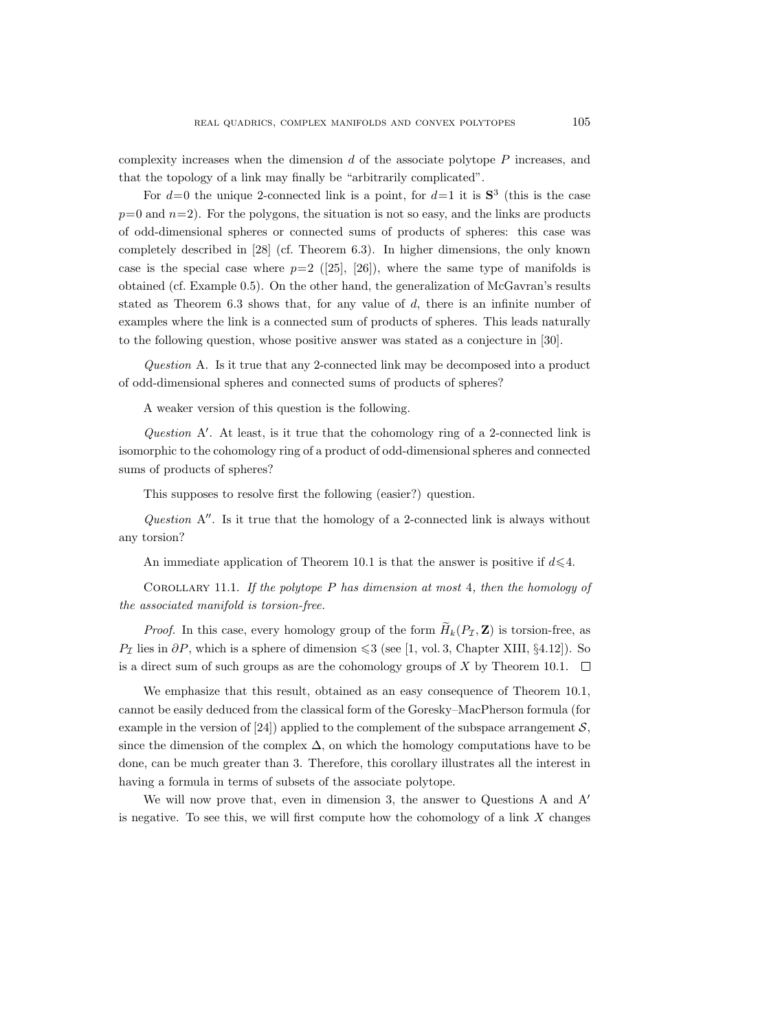complexity increases when the dimension $d$ of the associate polytope $P$ increases, and that the topology of a link may finally be "arbitrarily complicated".

For $d=0$ the unique 2-connected link is a point, for $d=1$ it is $\mathbf{S}^3$ (this is the case $p=0$ and $n=2$). For the polygons, the situation is not so easy, and the links are products of odd-dimensional spheres or connected sums of products of spheres: this case was completely described in [28] (cf. Theorem 6.3). In higher dimensions, the only known case is the special case where $p=2$ ([25], [26]), where the same type of manifolds is obtained (cf. Example 0.5). On the other hand, the generalization of McGavran's results stated as Theorem 6.3 shows that, for any value of $d$, there is an infinite number of examples where the link is a connected sum of products of spheres. This leads naturally to the following question, whose positive answer was stated as a conjecture in [30].

*Question* A. Is it true that any 2-connected link may be decomposed into a product of odd-dimensional spheres and connected sums of products of spheres?

A weaker version of this question is the following.

*Question* A′. At least, is it true that the cohomology ring of a 2-connected link is isomorphic to the cohomology ring of a product of odd-dimensional spheres and connected sums of products of spheres?

This supposes to resolve first the following (easier?) question.

*Question* A″. Is it true that the homology of a 2-connected link is always without any torsion?

An immediate application of Theorem 10.1 is that the answer is positive if $d \leqslant 4$.

COROLLARY 11.1. *If the polytope $P$ has dimension at most* 4, *then the homology of the associated manifold is torsion-free.*

*Proof.* In this case, every homology group of the form $\widetilde{H}_k(P_{\mathcal{I}}, \mathbf{Z})$ is torsion-free, as $P_{\mathcal{I}}$ lies in $\partial P$, which is a sphere of dimension $\leqslant 3$ (see [1, vol. 3, Chapter XIII, §4.12]). So is a direct sum of such groups as are the cohomology groups of $X$ by Theorem 10.1. □

We emphasize that this result, obtained as an easy consequence of Theorem 10.1, cannot be easily deduced from the classical form of the Goresky–MacPherson formula (for example in the version of [24]) applied to the complement of the subspace arrangement $\mathcal{S}$, since the dimension of the complex $\Delta$, on which the homology computations have to be done, can be much greater than 3. Therefore, this corollary illustrates all the interest in having a formula in terms of subsets of the associate polytope.

We will now prove that, even in dimension 3, the answer to Questions A and A′ is negative. To see this, we will first compute how the cohomology of a link $X$ changes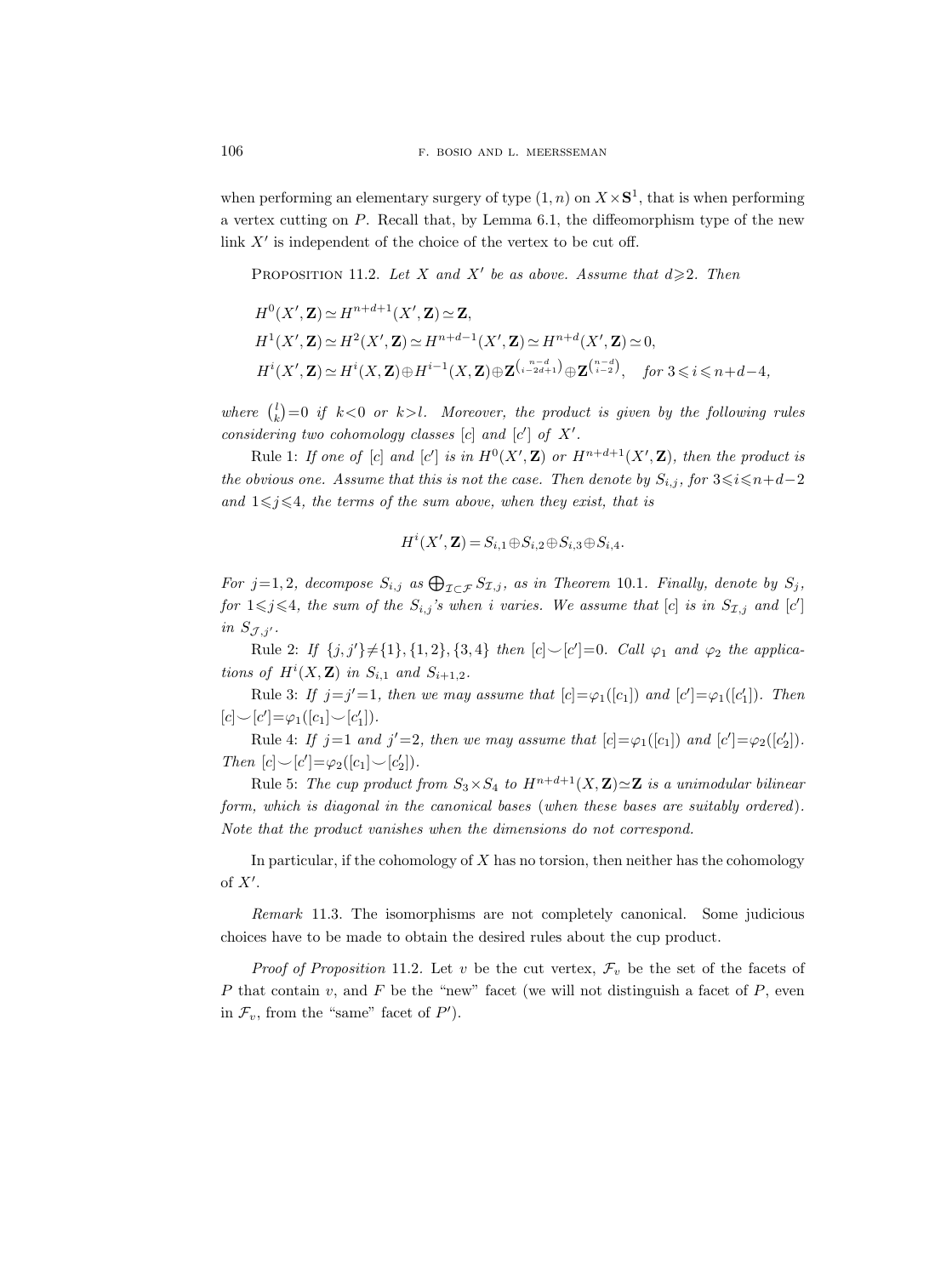when performing an elementary surgery of type $(1,n)$ on $X\times\mathbf{S}^1$, that is when performing a vertex cutting on $P$. Recall that, by Lemma 6.1, the diffeomorphism type of the new link $X'$ is independent of the choice of the vertex to be cut off.

PROPOSITION 11.2. *Let $X$ and $X'$ be as above. Assume that $d\geqslant 2$. Then*

$$H^0(X',\mathbf{Z})\simeq H^{n+d+1}(X',\mathbf{Z})\simeq\mathbf{Z},$$

$$H^1(X',\mathbf{Z})\simeq H^2(X',\mathbf{Z})\simeq H^{n+d-1}(X',\mathbf{Z})\simeq H^{n+d}(X',\mathbf{Z})\simeq 0,$$

$$H^i(X',\mathbf{Z})\simeq H^i(X,\mathbf{Z})\oplus H^{i-1}(X,\mathbf{Z})\oplus\mathbf{Z}^{\binom{n-d}{i-2d+1}}\oplus\mathbf{Z}^{\binom{n-d}{i-2}},\quad\text{for } 3\leqslant i\leqslant n+d-4,$$

*where $\binom{l}{k}=0$ if $k<0$ or $k>l$. Moreover, the product is given by the following rules considering two cohomology classes $[c]$ and $[c']$ of $X'$.*

Rule 1: *If one of $[c]$ and $[c']$ is in $H^0(X',\mathbf{Z})$ or $H^{n+d+1}(X',\mathbf{Z})$, then the product is the obvious one. Assume that this is not the case. Then denote by $S_{i,j}$, for $3\leqslant i\leqslant n+d-2$ and $1\leqslant j\leqslant 4$, the terms of the sum above, when they exist, that is*

$$H^i(X',\mathbf{Z})=S_{i,1}\oplus S_{i,2}\oplus S_{i,3}\oplus S_{i,4}.$$

*For $j=1,2$, decompose $S_{i,j}$ as $\bigoplus_{\mathcal{I}\subset\mathcal{F}}S_{\mathcal{I},j}$, as in Theorem 10.1. Finally, denote by $S_j$, for $1\leqslant j\leqslant 4$, the sum of the $S_{i,j}$'s when $i$ varies. We assume that $[c]$ is in $S_{\mathcal{I},j}$ and $[c']$ in $S_{\mathcal{J},j'}$.*

Rule 2: *If $\{j,j'\}\neq\{1\},\{1,2\},\{3,4\}$ then $[c]\smile[c']=0$. Call $\varphi_1$ and $\varphi_2$ the applications of $H^i(X,\mathbf{Z})$ in $S_{i,1}$ and $S_{i+1,2}$.*

Rule 3: *If $j=j'=1$, then we may assume that $[c]=\varphi_1([c_1])$ and $[c']=\varphi_1([c_1'])$. Then $[c]\smile[c']=\varphi_1([c_1]\smile[c_1'])$.*

Rule 4: *If $j=1$ and $j'=2$, then we may assume that $[c]=\varphi_1([c_1])$ and $[c']=\varphi_2([c_2'])$. Then $[c]\smile[c']=\varphi_2([c_1]\smile[c_2'])$.*

Rule 5: *The cup product from $S_3\times S_4$ to $H^{n+d+1}(X,\mathbf{Z})\simeq\mathbf{Z}$ is a unimodular bilinear form, which is diagonal in the canonical bases (when these bases are suitably ordered). Note that the product vanishes when the dimensions do not correspond.*

In particular, if the cohomology of $X$ has no torsion, then neither has the cohomology of $X'$.

*Remark* 11.3. The isomorphisms are not completely canonical. Some judicious choices have to be made to obtain the desired rules about the cup product.

*Proof of Proposition* 11.2. Let $v$ be the cut vertex, $\mathcal{F}_v$ be the set of the facets of $P$ that contain $v$, and $F$ be the "new" facet (we will not distinguish a facet of $P$, even in $\mathcal{F}_v$, from the "same" facet of $P'$).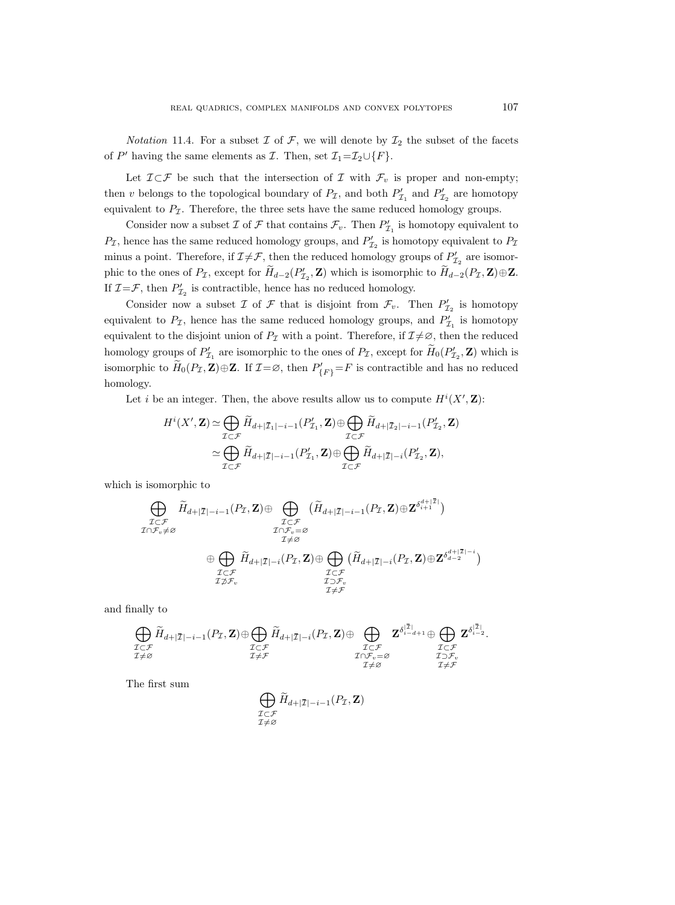*Notation* 11.4. For a subset $\mathcal{I}$ of $\mathcal{F}$, we will denote by $\mathcal{I}_2$ the subset of the facets of $P'$ having the same elements as $\mathcal{I}$. Then, set $\mathcal{I}_1=\mathcal{I}_2\cup\{F\}$.

Let $\mathcal{I}\subset\mathcal{F}$ be such that the intersection of $\mathcal{I}$ with $\mathcal{F}_v$ is proper and non-empty; then $v$ belongs to the topological boundary of $P_\mathcal{I}$, and both $P'_{\mathcal{I}_1}$ and $P'_{\mathcal{I}_2}$ are homotopy equivalent to $P_\mathcal{I}$. Therefore, the three sets have the same reduced homology groups.

Consider now a subset $\mathcal{I}$ of $\mathcal{F}$ that contains $\mathcal{F}_v$. Then $P'_{\mathcal{I}_1}$ is homotopy equivalent to $P_\mathcal{I}$, hence has the same reduced homology groups, and $P'_{\mathcal{I}_2}$ is homotopy equivalent to $P_\mathcal{I}$ minus a point. Therefore, if $\mathcal{I}\neq\mathcal{F}$, then the reduced homology groups of $P'_{\mathcal{I}_2}$ are isomorphic to the ones of $P_\mathcal{I}$, except for $\widetilde{H}_{d-2}(P'_{\mathcal{I}_2},\mathbf{Z})$ which is isomorphic to $\widetilde{H}_{d-2}(P_\mathcal{I},\mathbf{Z})\oplus\mathbf{Z}$. If $\mathcal{I}=\mathcal{F}$, then $P'_{\mathcal{I}_2}$ is contractible, hence has no reduced homology.

Consider now a subset $\mathcal{I}$ of $\mathcal{F}$ that is disjoint from $\mathcal{F}_v$. Then $P'_{\mathcal{I}_2}$ is homotopy equivalent to $P_\mathcal{I}$, hence has the same reduced homology groups, and $P'_{\mathcal{I}_1}$ is homotopy equivalent to the disjoint union of $P_\mathcal{I}$ with a point. Therefore, if $\mathcal{I}\neq\varnothing$, then the reduced homology groups of $P'_{\mathcal{I}_1}$ are isomorphic to the ones of $P_\mathcal{I}$, except for $\widetilde{H}_0(P'_{\mathcal{I}_2},\mathbf{Z})$ which is isomorphic to $\widetilde{H}_0(P_\mathcal{I},\mathbf{Z})\oplus\mathbf{Z}$. If $\mathcal{I}=\varnothing$, then $P'_{\{F\}}=F$ is contractible and has no reduced homology.

Let $i$ be an integer. Then, the above results allow us to compute $H^i(X',\mathbf{Z})$:

$$\begin{aligned}H^i(X',\mathbf{Z}) &\simeq \bigoplus_{\mathcal{I}\subset\mathcal{F}}\widetilde{H}_{d+|\overline{\mathcal{I}}_1|-i-1}(P'_{\mathcal{I}_1},\mathbf{Z})\oplus\bigoplus_{\mathcal{I}\subset\mathcal{F}}\widetilde{H}_{d+|\overline{\mathcal{I}}_2|-i-1}(P'_{\mathcal{I}_2},\mathbf{Z})\\ &\simeq \bigoplus_{\mathcal{I}\subset\mathcal{F}}\widetilde{H}_{d+|\overline{\mathcal{I}}|-i-1}(P'_{\mathcal{I}_1},\mathbf{Z})\oplus\bigoplus_{\mathcal{I}\subset\mathcal{F}}\widetilde{H}_{d+|\overline{\mathcal{I}}|-i}(P'_{\mathcal{I}_2},\mathbf{Z}),\end{aligned}$$

which is isomorphic to

$$\begin{aligned}&\bigoplus_{\substack{\mathcal{I}\subset\mathcal{F}\\ \mathcal{I}\cap\mathcal{F}_v\neq\varnothing}}\widetilde{H}_{d+|\overline{\mathcal{I}}|-i-1}(P_\mathcal{I},\mathbf{Z})\oplus\bigoplus_{\substack{\mathcal{I}\subset\mathcal{F}\\ \mathcal{I}\cap\mathcal{F}_v=\varnothing\\ \mathcal{I}\neq\varnothing}}\big(\widetilde{H}_{d+|\overline{\mathcal{I}}|-i-1}(P_\mathcal{I},\mathbf{Z})\oplus\mathbf{Z}^{\delta_{i+1}^{d+|\overline{\mathcal{I}}|}}\big)\\ &\qquad\oplus\bigoplus_{\substack{\mathcal{I}\subset\mathcal{F}\\ \mathcal{I}\not\supset\mathcal{F}_v}}\widetilde{H}_{d+|\overline{\mathcal{I}}|-i}(P_\mathcal{I},\mathbf{Z})\oplus\bigoplus_{\substack{\mathcal{I}\subset\mathcal{F}\\ \mathcal{I}\supset\mathcal{F}_v\\ \mathcal{I}\neq\mathcal{F}}}\big(\widetilde{H}_{d+|\overline{\mathcal{I}}|-i}(P_\mathcal{I},\mathbf{Z})\oplus\mathbf{Z}^{\delta_{d-2}^{d+|\overline{\mathcal{I}}|-i}}\big)\end{aligned}$$

and finally to

$$\bigoplus_{\substack{\mathcal{I}\subset\mathcal{F}\\ \mathcal{I}\neq\varnothing}}\widetilde{H}_{d+|\overline{\mathcal{I}}|-i-1}(P_\mathcal{I},\mathbf{Z})\oplus\bigoplus_{\substack{\mathcal{I}\subset\mathcal{F}\\ \mathcal{I}\neq\mathcal{F}}}\widetilde{H}_{d+|\overline{\mathcal{I}}|-i}(P_\mathcal{I},\mathbf{Z})\oplus\bigoplus_{\substack{\mathcal{I}\subset\mathcal{F}\\ \mathcal{I}\cap\mathcal{F}_v=\varnothing\\ \mathcal{I}\neq\varnothing}}\mathbf{Z}^{\delta_{i-d+1}^{|\overline{\mathcal{I}}|}}\oplus\bigoplus_{\substack{\mathcal{I}\subset\mathcal{F}\\ \mathcal{I}\supset\mathcal{F}_v\\ \mathcal{I}\neq\mathcal{F}}}\mathbf{Z}^{\delta_{i-2}^{|\overline{\mathcal{I}}|}}.$$

The first sum

$$\bigoplus_{\substack{\mathcal{I}\subset\mathcal{F}\\ \mathcal{I}\neq\varnothing}}\widetilde{H}_{d+|\overline{\mathcal{I}}|-i-1}(P_\mathcal{I},\mathbf{Z})$$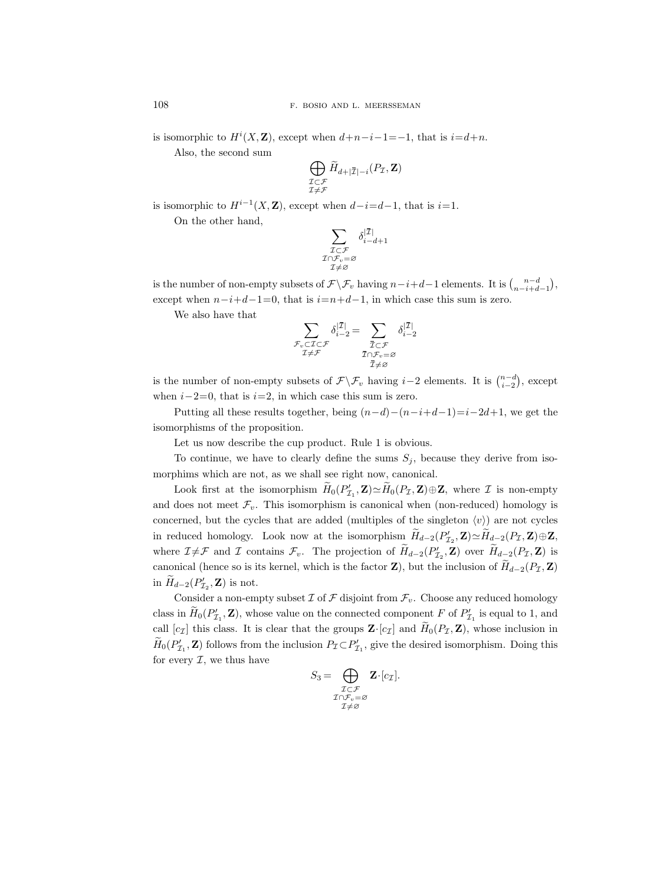is isomorphic to $H^i(X,\mathbf{Z})$, except when $d+n-i-1=-1$, that is $i=d+n$.

Also, the second sum

$$\bigoplus_{\substack{\mathcal{I}\subset\mathcal{F}\\ \mathcal{I}\neq\mathcal{F}}} \widetilde{H}_{d+|\bar{\mathcal{I}}|-i}(P_{\mathcal{I}},\mathbf{Z})$$

is isomorphic to $H^{i-1}(X,\mathbf{Z})$, except when $d-i=d-1$, that is $i=1$.

On the other hand,

$$\sum_{\substack{\mathcal{I}\subset\mathcal{F}\\ \mathcal{I}\cap\mathcal{F}_v=\varnothing\\ \mathcal{I}\neq\varnothing}} \delta^{|\bar{\mathcal{I}}|}_{i-d+1}$$

is the number of non-empty subsets of $\mathcal{F}\backslash\mathcal{F}_v$ having $n-i+d-1$ elements. It is $\binom{n-d}{n-i+d-1}$, except when $n-i+d-1=0$, that is $i=n+d-1$, in which case this sum is zero.

We also have that

$$\sum_{\substack{\mathcal{F}_v\subset\mathcal{I}\subset\mathcal{F}\\ \mathcal{I}\neq\mathcal{F}}} \delta^{|\bar{\mathcal{I}}|}_{i-2} = \sum_{\substack{\bar{\mathcal{I}}\subset\mathcal{F}\\ \bar{\mathcal{I}}\cap\mathcal{F}_v=\varnothing\\ \bar{\mathcal{I}}\neq\varnothing}} \delta^{|\bar{\mathcal{I}}|}_{i-2}$$

is the number of non-empty subsets of $\mathcal{F}\backslash\mathcal{F}_v$ having $i-2$ elements. It is $\binom{n-d}{i-2}$, except when $i-2=0$, that is $i=2$, in which case this sum is zero.

Putting all these results together, being $(n-d)-(n-i+d-1)=i-2d+1$, we get the isomorphisms of the proposition.

Let us now describe the cup product. Rule 1 is obvious.

To continue, we have to clearly define the sums $S_j$, because they derive from isomorphims which are not, as we shall see right now, canonical.

Look first at the isomorphism $\widetilde{H}_0(P'_{\mathcal{I}_1},\mathbf{Z})\simeq\widetilde{H}_0(P_{\mathcal{I}},\mathbf{Z})\oplus\mathbf{Z}$, where $\mathcal{I}$ is non-empty and does not meet $\mathcal{F}_v$. This isomorphism is canonical when (non-reduced) homology is concerned, but the cycles that are added (multiples of the singleton $\langle v\rangle$) are not cycles in reduced homology. Look now at the isomorphism $\widetilde{H}_{d-2}(P'_{\mathcal{I}_2},\mathbf{Z})\simeq\widetilde{H}_{d-2}(P_{\mathcal{I}},\mathbf{Z})\oplus\mathbf{Z}$, where $\mathcal{I}\neq\mathcal{F}$ and $\mathcal{I}$ contains $\mathcal{F}_v$. The projection of $\widetilde{H}_{d-2}(P'_{\mathcal{I}_2},\mathbf{Z})$ over $\widetilde{H}_{d-2}(P_{\mathcal{I}},\mathbf{Z})$ is canonical (hence so is its kernel, which is the factor $\mathbf{Z}$), but the inclusion of $\widetilde{H}_{d-2}(P_{\mathcal{I}},\mathbf{Z})$ in $\widetilde{H}_{d-2}(P'_{\mathcal{I}_2},\mathbf{Z})$ is not.

Consider a non-empty subset $\mathcal{I}$ of $\mathcal{F}$ disjoint from $\mathcal{F}_v$. Choose any reduced homology class in $\widetilde{H}_0(P'_{\mathcal{I}_1},\mathbf{Z})$, whose value on the connected component $F$ of $P'_{\mathcal{I}_1}$ is equal to 1, and call $[c_{\mathcal{I}}]$ this class. It is clear that the groups $\mathbf{Z}\cdot[c_{\mathcal{I}}]$ and $\widetilde{H}_0(P_{\mathcal{I}},\mathbf{Z})$, whose inclusion in $\widetilde{H}_0(P'_{\mathcal{I}_1},\mathbf{Z})$ follows from the inclusion $P_{\mathcal{I}}\subset P'_{\mathcal{I}_1}$, give the desired isomorphism. Doing this for every $\mathcal{I}$, we thus have

$$S_3=\bigoplus_{\substack{\mathcal{I}\subset\mathcal{F}\\ \mathcal{I}\cap\mathcal{F}_v=\varnothing\\ \mathcal{I}\neq\varnothing}} \mathbf{Z}\cdot[c_{\mathcal{I}}].$$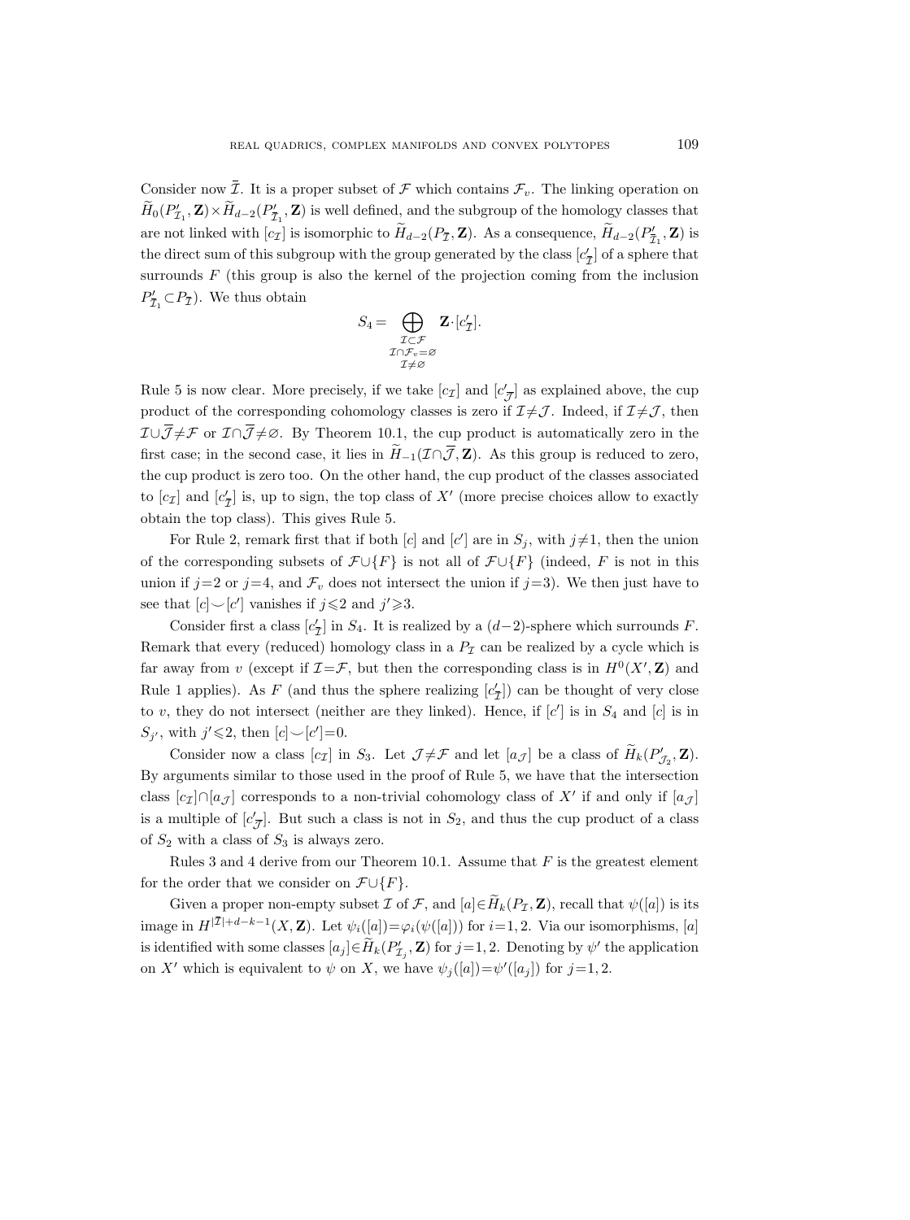Consider now $\bar{\mathcal{I}}$. It is a proper subset of $\mathcal{F}$ which contains $\mathcal{F}_v$. The linking operation on $\widetilde{H}_0(P'_{\mathcal{I}_1}, \mathbf{Z}) \times \widetilde{H}_{d-2}(P'_{\bar{\mathcal{I}}_1}, \mathbf{Z})$ is well defined, and the subgroup of the homology classes that are not linked with $[c_{\mathcal{I}}]$ is isomorphic to $\widetilde{H}_{d-2}(P_{\bar{\mathcal{I}}}, \mathbf{Z})$. As a consequence, $\widetilde{H}_{d-2}(P'_{\bar{\mathcal{I}}_1}, \mathbf{Z})$ is the direct sum of this subgroup with the group generated by the class $[c'_{\bar{\mathcal{I}}}]$ of a sphere that surrounds $F$ (this group is also the kernel of the projection coming from the inclusion $P'_{\bar{\mathcal{I}}_1} \subset P_{\bar{\mathcal{I}}}$). We thus obtain

$$S_4 = \bigoplus_{\substack{\mathcal{I} \subset \mathcal{F} \\ \mathcal{I} \cap \mathcal{F}_v = \varnothing \\ \mathcal{I} \neq \varnothing}} \mathbf{Z} \cdot [c'_{\bar{\mathcal{I}}}].$$

Rule 5 is now clear. More precisely, if we take $[c_{\mathcal{I}}]$ and $[c'_{\bar{\mathcal{J}}}]$ as explained above, the cup product of the corresponding cohomology classes is zero if $\mathcal{I} \neq \mathcal{J}$. Indeed, if $\mathcal{I} \neq \mathcal{J}$, then $\mathcal{I} \cup \bar{\mathcal{J}} \neq \mathcal{F}$ or $\mathcal{I} \cap \bar{\mathcal{J}} \neq \varnothing$. By Theorem 10.1, the cup product is automatically zero in the first case; in the second case, it lies in $\widetilde{H}_{-1}(\mathcal{I} \cap \bar{\mathcal{J}}, \mathbf{Z})$. As this group is reduced to zero, the cup product is zero too. On the other hand, the cup product of the classes associated to $[c_{\mathcal{I}}]$ and $[c'_{\bar{\mathcal{I}}}]$ is, up to sign, the top class of $X'$ (more precise choices allow to exactly obtain the top class). This gives Rule 5.

For Rule 2, remark first that if both $[c]$ and $[c']$ are in $S_j$, with $j \neq 1$, then the union of the corresponding subsets of $\mathcal{F} \cup \{F\}$ is not all of $\mathcal{F} \cup \{F\}$ (indeed, $F$ is not in this union if $j=2$ or $j=4$, and $\mathcal{F}_v$ does not intersect the union if $j=3$). We then just have to see that $[c] \smile [c']$ vanishes if $j \leqslant 2$ and $j' \geqslant 3$.

Consider first a class $[c'_{\bar{\mathcal{I}}}]$ in $S_4$. It is realized by a $(d-2)$-sphere which surrounds $F$. Remark that every (reduced) homology class in a $P_{\mathcal{I}}$ can be realized by a cycle which is far away from $v$ (except if $\mathcal{I} = \mathcal{F}$, but then the corresponding class is in $H^0(X', \mathbf{Z})$ and Rule 1 applies). As $F$ (and thus the sphere realizing $[c'_{\bar{\mathcal{I}}}]$) can be thought of very close to $v$, they do not intersect (neither are they linked). Hence, if $[c']$ is in $S_4$ and $[c]$ is in $S_{j'}$, with $j' \leqslant 2$, then $[c] \smile [c'] = 0$.

Consider now a class $[c_{\mathcal{I}}]$ in $S_3$. Let $\mathcal{J} \neq \mathcal{F}$ and let $[a_{\mathcal{J}}]$ be a class of $\widetilde{H}_k(P'_{\mathcal{J}_2}, \mathbf{Z})$. By arguments similar to those used in the proof of Rule 5, we have that the intersection class $[c_{\mathcal{I}}] \cap [a_{\mathcal{J}}]$ corresponds to a non-trivial cohomology class of $X'$ if and only if $[a_{\mathcal{J}}]$ is a multiple of $[c'_{\bar{\mathcal{J}}}]$. But such a class is not in $S_2$, and thus the cup product of a class of $S_2$ with a class of $S_3$ is always zero.

Rules 3 and 4 derive from our Theorem 10.1. Assume that $F$ is the greatest element for the order that we consider on $\mathcal{F} \cup \{F\}$.

Given a proper non-empty subset $\mathcal{I}$ of $\mathcal{F}$, and $[a] \in \widetilde{H}_k(P_{\mathcal{I}}, \mathbf{Z})$, recall that $\psi([a])$ is its image in $H^{|\bar{\mathcal{I}}|+d-k-1}(X, \mathbf{Z})$. Let $\psi_i([a]) = \varphi_i(\psi([a]))$ for $i=1, 2$. Via our isomorphisms, $[a]$ is identified with some classes $[a_j] \in \widetilde{H}_k(P'_{\mathcal{I}_j}, \mathbf{Z})$ for $j=1, 2$. Denoting by $\psi'$ the application on $X'$ which is equivalent to $\psi$ on $X$, we have $\psi_j([a]) = \psi'([a_j])$ for $j=1, 2$.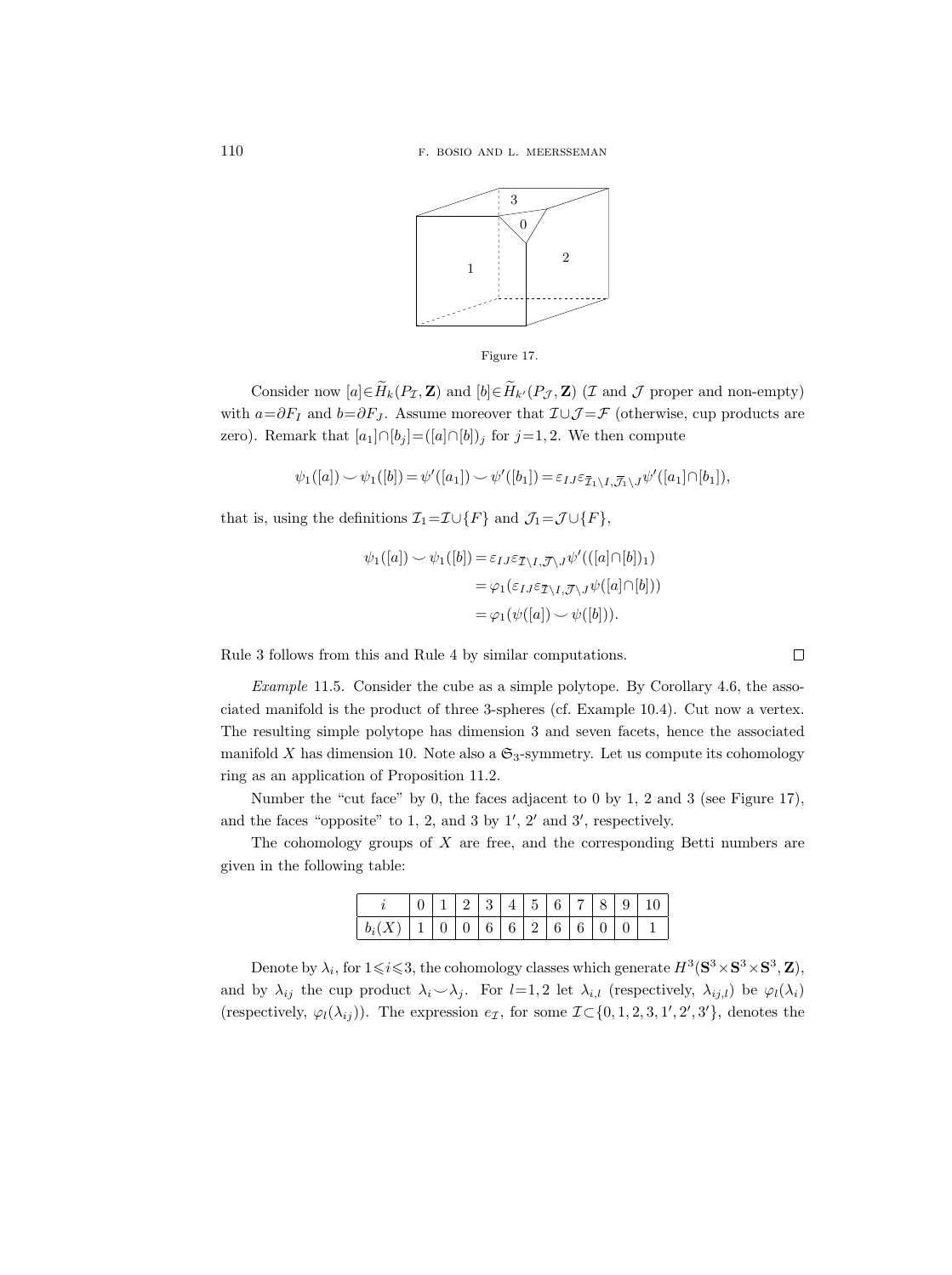Figure 17.

Consider now $[a]\in\widetilde{H}_k(P_{\mathcal{I}},\mathbf{Z})$ and $[b]\in\widetilde{H}_{k'}(P_{\mathcal{J}},\mathbf{Z})$ ($\mathcal{I}$ and $\mathcal{J}$ proper and non-empty) with $a=\partial F_I$ and $b=\partial F_J$. Assume moreover that $\mathcal{I}\cup\mathcal{J}=\mathcal{F}$ (otherwise, cup products are zero). Remark that $[a_1]\cap[b_j]=([a]\cap[b])_j$ for $j=1,2$. We then compute

$$\psi_1([a])\smile\psi_1([b])=\psi'([a_1])\smile\psi'([b_1])=\varepsilon_{IJ}\varepsilon_{\overline{\mathcal{I}}_1\setminus I,\overline{\mathcal{J}}_1\setminus J}\psi'([a_1]\cap[b_1]),$$

that is, using the definitions $\mathcal{I}_1=\mathcal{I}\cup\{F\}$ and $\mathcal{J}_1=\mathcal{J}\cup\{F\}$,

$$\begin{aligned}\psi_1([a])\smile\psi_1([b])&=\varepsilon_{IJ}\varepsilon_{\overline{\mathcal{I}}\setminus I,\overline{\mathcal{J}}\setminus J}\psi'(([a]\cap[b])_1)\\&=\varphi_1(\varepsilon_{IJ}\varepsilon_{\overline{\mathcal{I}}\setminus I,\overline{\mathcal{J}}\setminus J}\psi([a]\cap[b]))\\&=\varphi_1(\psi([a])\smile\psi([b])).\end{aligned}$$

Rule 3 follows from this and Rule 4 by similar computations. $\square$

*Example* 11.5. Consider the cube as a simple polytope. By Corollary 4.6, the associated manifold is the product of three 3-spheres (cf. Example 10.4). Cut now a vertex. The resulting simple polytope has dimension 3 and seven facets, hence the associated manifold $X$ has dimension 10. Note also a $\mathfrak{S}_3$-symmetry. Let us compute its cohomology ring as an application of Proposition 11.2.

Number the "cut face" by 0, the faces adjacent to 0 by 1, 2 and 3 (see Figure 17), and the faces "opposite" to 1, 2, and 3 by $1'$, $2'$ and $3'$, respectively.

The cohomology groups of $X$ are free, and the corresponding Betti numbers are given in the following table:

| $i$ | 0 | 1 | 2 | 3 | 4 | 5 | 6 | 7 | 8 | 9 | 10 |
|---|---|---|---|---|---|---|---|---|---|---|---|
| $b_i(X)$ | 1 | 0 | 0 | 6 | 6 | 2 | 6 | 6 | 0 | 0 | 1 |

Denote by $\lambda_i$, for $1\leqslant i\leqslant 3$, the cohomology classes which generate $H^3(\mathbf{S}^3\times\mathbf{S}^3\times\mathbf{S}^3,\mathbf{Z})$, and by $\lambda_{ij}$ the cup product $\lambda_i\smile\lambda_j$. For $l=1,2$ let $\lambda_{i,l}$ (respectively, $\lambda_{ij,l}$) be $\varphi_l(\lambda_i)$ (respectively, $\varphi_l(\lambda_{ij})$). The expression $e_{\mathcal{I}}$, for some $\mathcal{I}\subset\{0,1,2,3,1',2',3'\}$, denotes the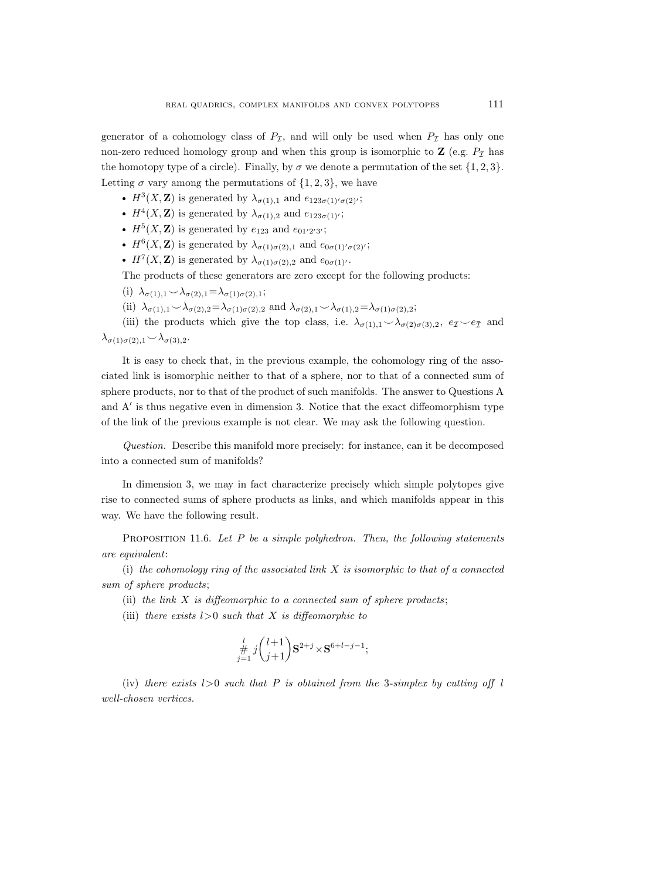generator of a cohomology class of $P_{\mathcal{I}}$, and will only be used when $P_{\mathcal{I}}$ has only one non-zero reduced homology group and when this group is isomorphic to $\mathbf{Z}$ (e.g. $P_{\mathcal{I}}$ has the homotopy type of a circle). Finally, by $\sigma$ we denote a permutation of the set $\{1, 2, 3\}$. Letting $\sigma$ vary among the permutations of $\{1, 2, 3\}$, we have

- $H^3(X, \mathbf{Z})$ is generated by $\lambda_{\sigma(1),1}$ and $e_{123\sigma(1)'\sigma(2)'}$;
- $H^4(X, \mathbf{Z})$ is generated by $\lambda_{\sigma(1),2}$ and $e_{123\sigma(1)'}$;
- $H^5(X, \mathbf{Z})$ is generated by $e_{123}$ and $e_{01'2'3'}$;
- $H^6(X, \mathbf{Z})$ is generated by $\lambda_{\sigma(1)\sigma(2),1}$ and $e_{0\sigma(1)'\sigma(2)'}$;
- $H^7(X, \mathbf{Z})$ is generated by $\lambda_{\sigma(1)\sigma(2),2}$ and $e_{0\sigma(1)'}$.

The products of these generators are zero except for the following products:

(i) $\lambda_{\sigma(1),1} \smile \lambda_{\sigma(2),1} = \lambda_{\sigma(1)\sigma(2),1}$;

(ii) $\lambda_{\sigma(1),1} \smile \lambda_{\sigma(2),2} = \lambda_{\sigma(1)\sigma(2),2}$ and $\lambda_{\sigma(2),1} \smile \lambda_{\sigma(1),2} = \lambda_{\sigma(1)\sigma(2),2}$;

(iii) the products which give the top class, i.e. $\lambda_{\sigma(1),1} \smile \lambda_{\sigma(2)\sigma(3),2}$, $e_{\mathcal{I}} \smile e_{\overline{\mathcal{I}}}$ and $\lambda_{\sigma(1)\sigma(2),1} \smile \lambda_{\sigma(3),2}$.

It is easy to check that, in the previous example, the cohomology ring of the associated link is isomorphic neither to that of a sphere, nor to that of a connected sum of sphere products, nor to that of the product of such manifolds. The answer to Questions A and A′ is thus negative even in dimension 3. Notice that the exact diffeomorphism type of the link of the previous example is not clear. We may ask the following question.

*Question.* Describe this manifold more precisely: for instance, can it be decomposed into a connected sum of manifolds?

In dimension 3, we may in fact characterize precisely which simple polytopes give rise to connected sums of sphere products as links, and which manifolds appear in this way. We have the following result.

Proposition 11.6. *Let $P$ be a simple polyhedron. Then, the following statements are equivalent*:

(i) *the cohomology ring of the associated link $X$ is isomorphic to that of a connected sum of sphere products*;

(ii) *the link $X$ is diffeomorphic to a connected sum of sphere products*;

(iii) *there exists $l > 0$ such that $X$ is diffeomorphic to*

$$\mathop{\#}_{j=1}^{l} j\binom{l+1}{j+1} \mathbf{S}^{2+j} \times \mathbf{S}^{6+l-j-1};$$

(iv) *there exists $l > 0$ such that $P$ is obtained from the 3-simplex by cutting off $l$ well-chosen vertices.*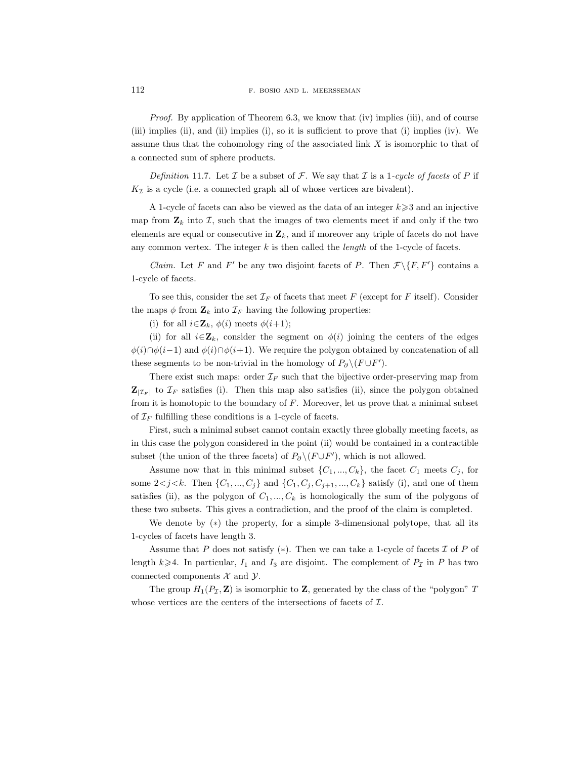*Proof.* By application of Theorem 6.3, we know that (iv) implies (iii), and of course (iii) implies (ii), and (ii) implies (i), so it is sufficient to prove that (i) implies (iv). We assume thus that the cohomology ring of the associated link $X$ is isomorphic to that of a connected sum of sphere products.

*Definition* 11.7. Let $\mathcal{I}$ be a subset of $\mathcal{F}$. We say that $\mathcal{I}$ is a 1-*cycle of facets* of $P$ if $K_{\mathcal{I}}$ is a cycle (i.e. a connected graph all of whose vertices are bivalent).

A 1-cycle of facets can also be viewed as the data of an integer $k\geqslant 3$ and an injective map from $\mathbf{Z}_k$ into $\mathcal{I}$, such that the images of two elements meet if and only if the two elements are equal or consecutive in $\mathbf{Z}_k$, and if moreover any triple of facets do not have any common vertex. The integer $k$ is then called the *length* of the 1-cycle of facets.

*Claim.* Let $F$ and $F'$ be any two disjoint facets of $P$. Then $\mathcal{F}\setminus\{F,F'\}$ contains a 1-cycle of facets.

To see this, consider the set $\mathcal{I}_F$ of facets that meet $F$ (except for $F$ itself). Consider the maps $\phi$ from $\mathbf{Z}_k$ into $\mathcal{I}_F$ having the following properties:

(i) for all $i\in\mathbf{Z}_k$, $\phi(i)$ meets $\phi(i+1)$;

(ii) for all $i\in\mathbf{Z}_k$, consider the segment on $\phi(i)$ joining the centers of the edges $\phi(i)\cap\phi(i-1)$ and $\phi(i)\cap\phi(i+1)$. We require the polygon obtained by concatenation of all these segments to be non-trivial in the homology of $P_\partial\setminus(F\cup F')$.

There exist such maps: order $\mathcal{I}_F$ such that the bijective order-preserving map from $\mathbf{Z}_{|\mathcal{I}_F|}$ to $\mathcal{I}_F$ satisfies (i). Then this map also satisfies (ii), since the polygon obtained from it is homotopic to the boundary of $F$. Moreover, let us prove that a minimal subset of $\mathcal{I}_F$ fulfilling these conditions is a 1-cycle of facets.

First, such a minimal subset cannot contain exactly three globally meeting facets, as in this case the polygon considered in the point (ii) would be contained in a contractible subset (the union of the three facets) of $P_\partial\setminus(F\cup F')$, which is not allowed.

Assume now that in this minimal subset $\{C_1,...,C_k\}$, the facet $C_1$ meets $C_j$, for some $2<j<k$. Then $\{C_1,...,C_j\}$ and $\{C_1,C_j,C_{j+1},...,C_k\}$ satisfy (i), and one of them satisfies (ii), as the polygon of $C_1,...,C_k$ is homologically the sum of the polygons of these two subsets. This gives a contradiction, and the proof of the claim is completed.

We denote by $(*)$ the property, for a simple 3-dimensional polytope, that all its 1-cycles of facets have length 3.

Assume that $P$ does not satisfy $(*)$. Then we can take a 1-cycle of facets $\mathcal{I}$ of $P$ of length $k\geqslant 4$. In particular, $I_1$ and $I_3$ are disjoint. The complement of $P_{\mathcal{I}}$ in $P$ has two connected components $\mathcal{X}$ and $\mathcal{Y}$.

The group $H_1(P_{\mathcal{I}},\mathbf{Z})$ is isomorphic to $\mathbf{Z}$, generated by the class of the "polygon" $T$ whose vertices are the centers of the intersections of facets of $\mathcal{I}$.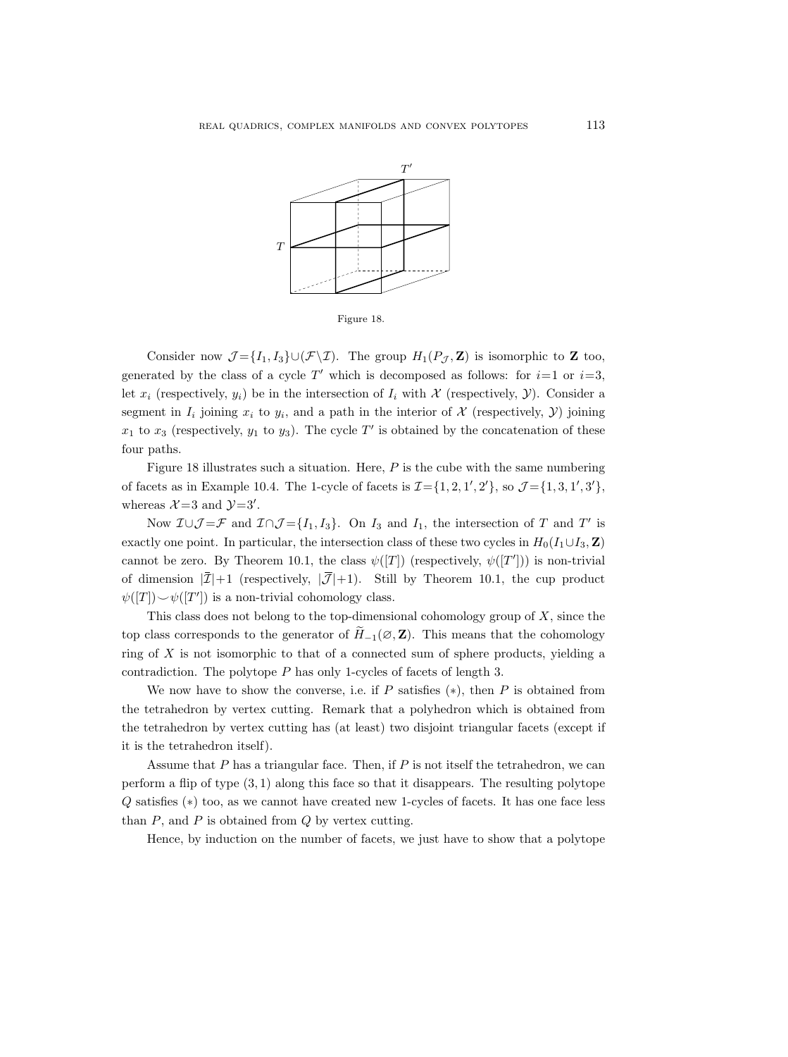Figure 18.

Consider now $\mathcal{J}=\{I_1, I_3\}\cup(\mathcal{F}\setminus\mathcal{I})$. The group $H_1(P_{\mathcal{J}}, \mathbf{Z})$ is isomorphic to $\mathbf{Z}$ too, generated by the class of a cycle $T'$ which is decomposed as follows: for $i=1$ or $i=3$, let $x_i$ (respectively, $y_i$) be in the intersection of $I_i$ with $\mathcal{X}$ (respectively, $\mathcal{Y}$). Consider a segment in $I_i$ joining $x_i$ to $y_i$, and a path in the interior of $\mathcal{X}$ (respectively, $\mathcal{Y}$) joining $x_1$ to $x_3$ (respectively, $y_1$ to $y_3$). The cycle $T'$ is obtained by the concatenation of these four paths.

Figure 18 illustrates such a situation. Here, $P$ is the cube with the same numbering of facets as in Example 10.4. The 1-cycle of facets is $\mathcal{I}=\{1, 2, 1', 2'\}$, so $\mathcal{J}=\{1, 3, 1', 3'\}$, whereas $\mathcal{X}=3$ and $\mathcal{Y}=3'$.

Now $\mathcal{I}\cup\mathcal{J}=\mathcal{F}$ and $\mathcal{I}\cap\mathcal{J}=\{I_1, I_3\}$. On $I_3$ and $I_1$, the intersection of $T$ and $T'$ is exactly one point. In particular, the intersection class of these two cycles in $H_0(I_1\cup I_3, \mathbf{Z})$ cannot be zero. By Theorem 10.1, the class $\psi([T])$ (respectively, $\psi([T'])$) is non-trivial of dimension $|\overline{\mathcal{I}}|+1$ (respectively, $|\overline{\mathcal{J}}|+1$). Still by Theorem 10.1, the cup product $\psi([T])\smile\psi([T'])$ is a non-trivial cohomology class.

This class does not belong to the top-dimensional cohomology group of $X$, since the top class corresponds to the generator of $\widetilde{H}_{-1}(\varnothing, \mathbf{Z})$. This means that the cohomology ring of $X$ is not isomorphic to that of a connected sum of sphere products, yielding a contradiction. The polytope $P$ has only 1-cycles of facets of length 3.

We now have to show the converse, i.e. if $P$ satisfies $(*)$, then $P$ is obtained from the tetrahedron by vertex cutting. Remark that a polyhedron which is obtained from the tetrahedron by vertex cutting has (at least) two disjoint triangular facets (except if it is the tetrahedron itself).

Assume that $P$ has a triangular face. Then, if $P$ is not itself the tetrahedron, we can perform a flip of type $(3, 1)$ along this face so that it disappears. The resulting polytope $Q$ satisfies $(*)$ too, as we cannot have created new 1-cycles of facets. It has one face less than $P$, and $P$ is obtained from $Q$ by vertex cutting.

Hence, by induction on the number of facets, we just have to show that a polytope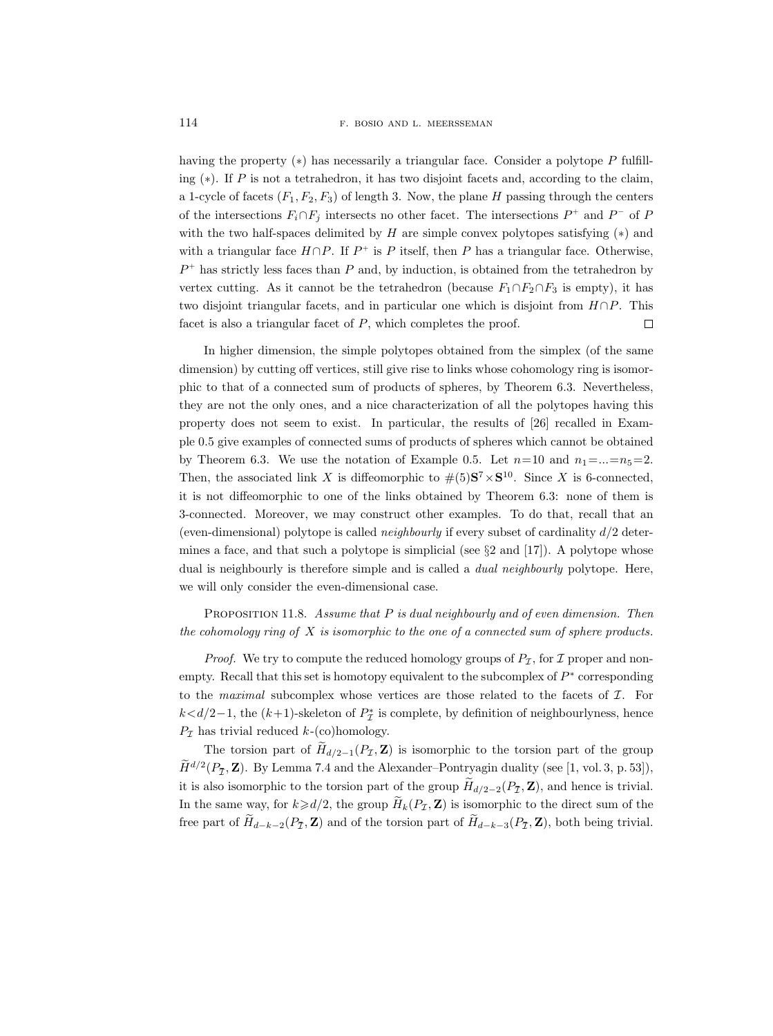having the property $(*)$ has necessarily a triangular face. Consider a polytope $P$ fulfilling $(*)$. If $P$ is not a tetrahedron, it has two disjoint facets and, according to the claim, a 1-cycle of facets $(F_1, F_2, F_3)$ of length 3. Now, the plane $H$ passing through the centers of the intersections $F_i \cap F_j$ intersects no other facet. The intersections $P^+$ and $P^-$ of $P$ with the two half-spaces delimited by $H$ are simple convex polytopes satisfying $(*)$ and with a triangular face $H \cap P$. If $P^+$ is $P$ itself, then $P$ has a triangular face. Otherwise, $P^+$ has strictly less faces than $P$ and, by induction, is obtained from the tetrahedron by vertex cutting. As it cannot be the tetrahedron (because $F_1 \cap F_2 \cap F_3$ is empty), it has two disjoint triangular facets, and in particular one which is disjoint from $H \cap P$. This facet is also a triangular facet of $P$, which completes the proof. □

In higher dimension, the simple polytopes obtained from the simplex (of the same dimension) by cutting off vertices, still give rise to links whose cohomology ring is isomorphic to that of a connected sum of products of spheres, by Theorem 6.3. Nevertheless, they are not the only ones, and a nice characterization of all the polytopes having this property does not seem to exist. In particular, the results of [26] recalled in Example 0.5 give examples of connected sums of products of spheres which cannot be obtained by Theorem 6.3. We use the notation of Example 0.5. Let $n=10$ and $n_1 = ... = n_5 = 2$. Then, the associated link $X$ is diffeomorphic to $\#(5)\mathbf{S}^7 \times \mathbf{S}^{10}$. Since $X$ is 6-connected, it is not diffeomorphic to one of the links obtained by Theorem 6.3: none of them is 3-connected. Moreover, we may construct other examples. To do that, recall that an (even-dimensional) polytope is called *neighbourly* if every subset of cardinality $d/2$ determines a face, and that such a polytope is simplicial (see §2 and [17]). A polytope whose dual is neighbourly is therefore simple and is called a *dual neighbourly* polytope. Here, we will only consider the even-dimensional case.

Proposition 11.8. *Assume that $P$ is dual neighbourly and of even dimension. Then the cohomology ring of $X$ is isomorphic to the one of a connected sum of sphere products.*

*Proof.* We try to compute the reduced homology groups of $P_{\mathcal{I}}$, for $\mathcal{I}$ proper and nonempty. Recall that this set is homotopy equivalent to the subcomplex of $P^*$ corresponding to the *maximal* subcomplex whose vertices are those related to the facets of $\mathcal{I}$. For $k < d/2 - 1$, the $(k+1)$-skeleton of $P^*_{\mathcal{I}}$ is complete, by definition of neighbourlyness, hence $P_{\mathcal{I}}$ has trivial reduced $k$-(co)homology.

The torsion part of $\widetilde{H}_{d/2-1}(P_{\mathcal{I}}, \mathbf{Z})$ is isomorphic to the torsion part of the group $\widetilde{H}^{d/2}(P_{\overline{\mathcal{I}}}, \mathbf{Z})$. By Lemma 7.4 and the Alexander–Pontryagin duality (see [1, vol. 3, p. 53]), it is also isomorphic to the torsion part of the group $\widetilde{H}_{d/2-2}(P_{\overline{\mathcal{I}}}, \mathbf{Z})$, and hence is trivial. In the same way, for $k \geqslant d/2$, the group $\widetilde{H}_k(P_{\mathcal{I}}, \mathbf{Z})$ is isomorphic to the direct sum of the free part of $\widetilde{H}_{d-k-2}(P_{\overline{\mathcal{I}}}, \mathbf{Z})$ and of the torsion part of $\widetilde{H}_{d-k-3}(P_{\overline{\mathcal{I}}}, \mathbf{Z})$, both being trivial.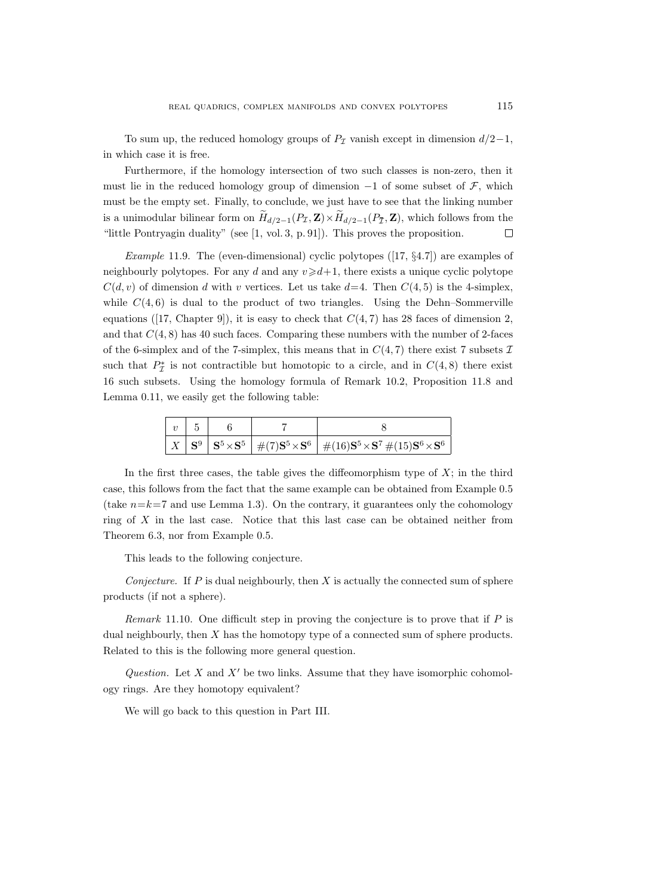To sum up, the reduced homology groups of $P_{\mathcal{I}}$ vanish except in dimension $d/2-1$, in which case it is free.

Furthermore, if the homology intersection of two such classes is non-zero, then it must lie in the reduced homology group of dimension $-1$ of some subset of $\mathcal{F}$, which must be the empty set. Finally, to conclude, we just have to see that the linking number is a unimodular bilinear form on $\widetilde{H}_{d/2-1}(P_{\mathcal{I}}, \mathbf{Z}) \times \widetilde{H}_{d/2-1}(P_{\overline{\mathcal{I}}}, \mathbf{Z})$, which follows from the "little Pontryagin duality" (see [1, vol. 3, p. 91]). This proves the proposition. $\square$

*Example* 11.9. The (even-dimensional) cyclic polytopes ([17, §4.7]) are examples of neighbourly polytopes. For any $d$ and any $v \geqslant d+1$, there exists a unique cyclic polytope $C(d, v)$ of dimension $d$ with $v$ vertices. Let us take $d=4$. Then $C(4, 5)$ is the 4-simplex, while $C(4, 6)$ is dual to the product of two triangles. Using the Dehn–Sommerville equations ([17, Chapter 9]), it is easy to check that $C(4, 7)$ has 28 faces of dimension 2, and that $C(4, 8)$ has 40 such faces. Comparing these numbers with the number of 2-faces of the 6-simplex and of the 7-simplex, this means that in $C(4, 7)$ there exist 7 subsets $\mathcal{I}$ such that $P^*_{\mathcal{I}}$ is not contractible but homotopic to a circle, and in $C(4, 8)$ there exist 16 such subsets. Using the homology formula of Remark 10.2, Proposition 11.8 and Lemma 0.11, we easily get the following table:

| $v$ | 5 | 6 | 7 | 8 |
|---|---|---|---|---|
| $X$ | $\mathbf{S}^9$ | $\mathbf{S}^5 \times \mathbf{S}^5$ | $\#(7)\mathbf{S}^5 \times \mathbf{S}^6$ | $\#(16)\mathbf{S}^5 \times \mathbf{S}^7 \, \#(15)\mathbf{S}^6 \times \mathbf{S}^6$ |

In the first three cases, the table gives the diffeomorphism type of $X$; in the third case, this follows from the fact that the same example can be obtained from Example 0.5 (take $n=k=7$ and use Lemma 1.3). On the contrary, it guarantees only the cohomology ring of $X$ in the last case. Notice that this last case can be obtained neither from Theorem 6.3, nor from Example 0.5.

This leads to the following conjecture.

*Conjecture.* If $P$ is dual neighbourly, then $X$ is actually the connected sum of sphere products (if not a sphere).

*Remark* 11.10. One difficult step in proving the conjecture is to prove that if $P$ is dual neighbourly, then $X$ has the homotopy type of a connected sum of sphere products. Related to this is the following more general question.

*Question.* Let $X$ and $X'$ be two links. Assume that they have isomorphic cohomology rings. Are they homotopy equivalent?

We will go back to this question in Part III.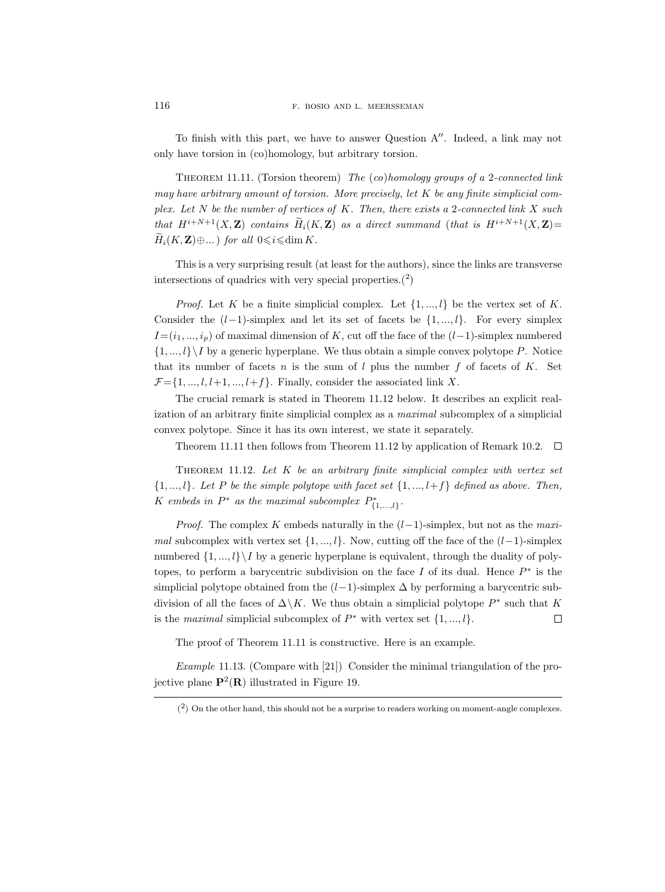To finish with this part, we have to answer Question A″. Indeed, a link may not only have torsion in (co)homology, but arbitrary torsion.

Theorem 11.11. (Torsion theorem) *The (co)homology groups of a 2-connected link may have arbitrary amount of torsion. More precisely, let $K$ be any finite simplicial complex. Let $N$ be the number of vertices of $K$. Then, there exists a 2-connected link $X$ such that $H^{i+N+1}(X,\mathbf{Z})$ contains $\widetilde{H}_i(K,\mathbf{Z})$ as a direct summand (that is $H^{i+N+1}(X,\mathbf{Z})=\widetilde{H}_i(K,\mathbf{Z})\oplus\ldots$) for all $0\leqslant i\leqslant \dim K$.*

This is a very surprising result (at least for the authors), since the links are transverse intersections of quadrics with very special properties.(2)

*Proof.* Let $K$ be a finite simplicial complex. Let $\{1,\ldots,l\}$ be the vertex set of $K$. Consider the $(l-1)$-simplex and let its set of facets be $\{1,\ldots,l\}$. For every simplex $I=(i_1,\ldots,i_p)$ of maximal dimension of $K$, cut off the face of the $(l-1)$-simplex numbered $\{1,\ldots,l\}\setminus I$ by a generic hyperplane. We thus obtain a simple convex polytope $P$. Notice that its number of facets $n$ is the sum of $l$ plus the number $f$ of facets of $K$. Set $\mathcal{F}=\{1,\ldots,l,l+1,\ldots,l+f\}$. Finally, consider the associated link $X$.

The crucial remark is stated in Theorem 11.12 below. It describes an explicit realization of an arbitrary finite simplicial complex as a *maximal* subcomplex of a simplicial convex polytope. Since it has its own interest, we state it separately.

Theorem 11.11 then follows from Theorem 11.12 by application of Remark 10.2. □

Theorem 11.12. *Let $K$ be an arbitrary finite simplicial complex with vertex set $\{1,\ldots,l\}$. Let $P$ be the simple polytope with facet set $\{1,\ldots,l+f\}$ defined as above. Then, $K$ embeds in $P^*$ as the maximal subcomplex $P^*_{\{1,\ldots,l\}}$.*

*Proof.* The complex $K$ embeds naturally in the $(l-1)$-simplex, but not as the *maximal* subcomplex with vertex set $\{1,\ldots,l\}$. Now, cutting off the face of the $(l-1)$-simplex numbered $\{1,\ldots,l\}\setminus I$ by a generic hyperplane is equivalent, through the duality of polytopes, to perform a barycentric subdivision on the face $I$ of its dual. Hence $P^*$ is the simplicial polytope obtained from the $(l-1)$-simplex $\Delta$ by performing a barycentric subdivision of all the faces of $\Delta\setminus K$. We thus obtain a simplicial polytope $P^*$ such that $K$ is the *maximal* simplicial subcomplex of $P^*$ with vertex set $\{1,\ldots,l\}$. □

The proof of Theorem 11.11 is constructive. Here is an example.

*Example* 11.13. (Compare with [21]) Consider the minimal triangulation of the projective plane $\mathbf{P}^2(\mathbf{R})$ illustrated in Figure 19.

(2) On the other hand, this should not be a surprise to readers working on moment-angle complexes.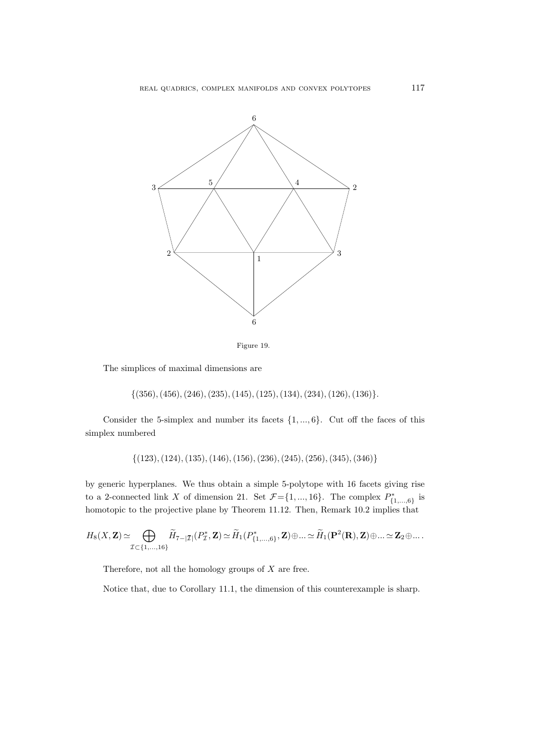Figure 19.

The simplices of maximal dimensions are

$$\{(356),(456),(246),(235),(145),(125),(134),(234),(126),(136)\}.$$

Consider the 5-simplex and number its facets $\{1,...,6\}$. Cut off the faces of this simplex numbered

$$\{(123),(124),(135),(146),(156),(236),(245),(256),(345),(346)\}$$

by generic hyperplanes. We thus obtain a simple 5-polytope with 16 facets giving rise to a 2-connected link $X$ of dimension 21. Set $\mathcal{F}=\{1,...,16\}$. The complex $P^*_{\{1,...,6\}}$ is homotopic to the projective plane by Theorem 11.12. Then, Remark 10.2 implies that

$$H_8(X,\mathbf{Z})\simeq \bigoplus_{\mathcal{I}\subset\{1,...,16\}} \widetilde{H}_{7-|\overline{\mathcal{I}}|}(P^*_{\mathcal{I}},\mathbf{Z})\simeq \widetilde{H}_1(P^*_{\{1,...,6\}},\mathbf{Z})\oplus ...\simeq \widetilde{H}_1(\mathbf{P}^2(\mathbf{R}),\mathbf{Z})\oplus ...\simeq \mathbf{Z}_2\oplus ... .$$

Therefore, not all the homology groups of $X$ are free.

Notice that, due to Corollary 11.1, the dimension of this counterexample is sharp.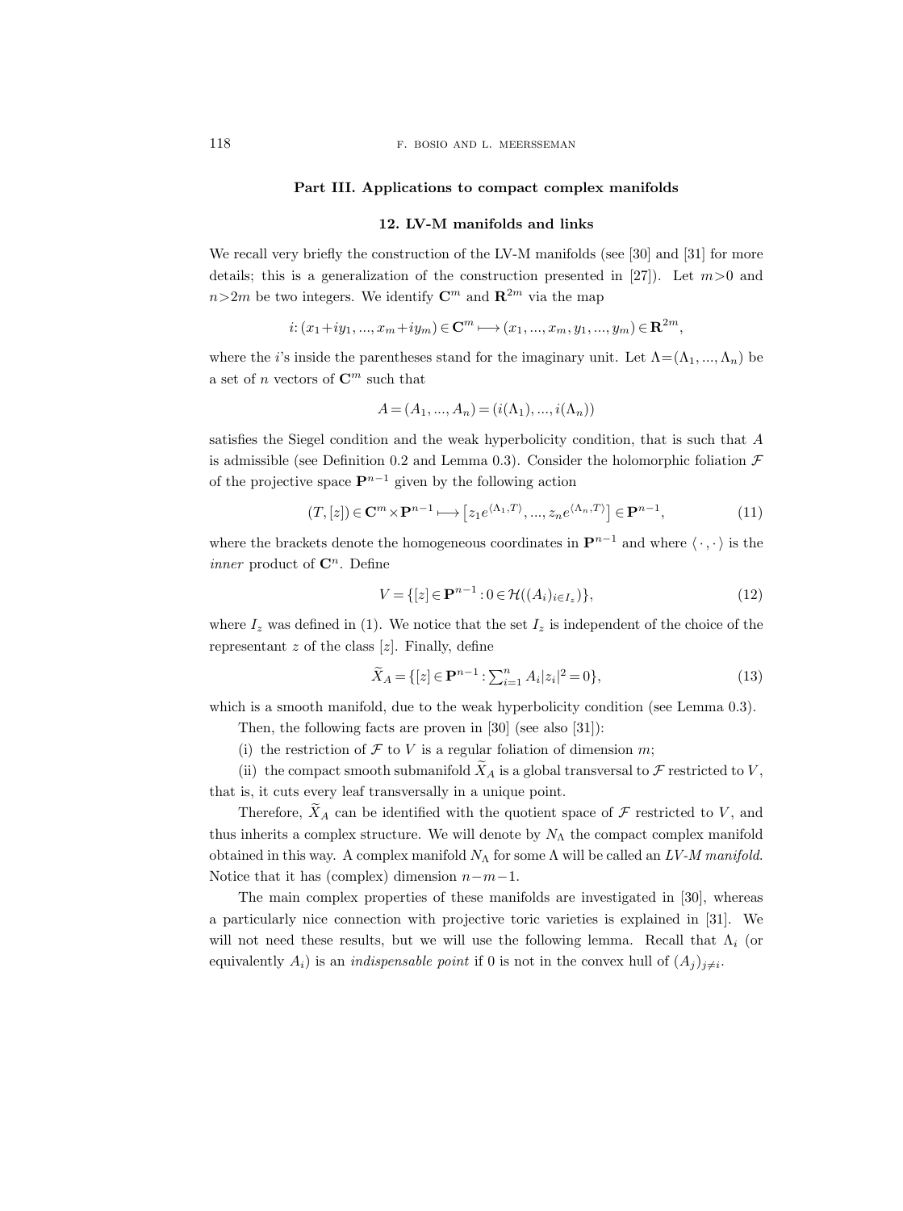## Part III. Applications to compact complex manifolds

### 12. LV-M manifolds and links

We recall very briefly the construction of the LV-M manifolds (see [30] and [31] for more details; this is a generalization of the construction presented in [27]). Let $m>0$ and $n>2m$ be two integers. We identify $\mathbf{C}^m$ and $\mathbf{R}^{2m}$ via the map

$$i\colon (x_1+iy_1, ..., x_m+iy_m) \in \mathbf{C}^m \longmapsto (x_1, ..., x_m, y_1, ..., y_m) \in \mathbf{R}^{2m},$$

where the $i$'s inside the parentheses stand for the imaginary unit. Let $\Lambda=(\Lambda_1, ..., \Lambda_n)$ be a set of $n$ vectors of $\mathbf{C}^m$ such that

$$A = (A_1, ..., A_n) = (i(\Lambda_1), ..., i(\Lambda_n))$$

satisfies the Siegel condition and the weak hyperbolicity condition, that is such that $A$ is admissible (see Definition 0.2 and Lemma 0.3). Consider the holomorphic foliation $\mathcal{F}$ of the projective space $\mathbf{P}^{n-1}$ given by the following action

$$(T, [z]) \in \mathbf{C}^m \times \mathbf{P}^{n-1} \longmapsto \left[z_1 e^{\langle \Lambda_1, T\rangle}, ..., z_n e^{\langle \Lambda_n, T\rangle}\right] \in \mathbf{P}^{n-1}, \tag{11}$$

where the brackets denote the homogeneous coordinates in $\mathbf{P}^{n-1}$ and where $\langle\,\cdot\,,\cdot\,\rangle$ is the *inner* product of $\mathbf{C}^n$. Define

$$V = \{[z] \in \mathbf{P}^{n-1} : 0 \in \mathcal{H}((A_i)_{i\in I_z})\}, \tag{12}$$

where $I_z$ was defined in (1). We notice that the set $I_z$ is independent of the choice of the representant $z$ of the class $[z]$. Finally, define

$$\widetilde{X}_A = \{[z] \in \mathbf{P}^{n-1} : \textstyle\sum_{i=1}^n A_i |z_i|^2 = 0\}, \tag{13}$$

which is a smooth manifold, due to the weak hyperbolicity condition (see Lemma 0.3).

Then, the following facts are proven in [30] (see also [31]):

(i) the restriction of $\mathcal{F}$ to $V$ is a regular foliation of dimension $m$;

(ii) the compact smooth submanifold $\widetilde{X}_A$ is a global transversal to $\mathcal{F}$ restricted to $V$, that is, it cuts every leaf transversally in a unique point.

Therefore, $\widetilde{X}_A$ can be identified with the quotient space of $\mathcal{F}$ restricted to $V$, and thus inherits a complex structure. We will denote by $N_\Lambda$ the compact complex manifold obtained in this way. A complex manifold $N_\Lambda$ for some $\Lambda$ will be called an *LV-M manifold*. Notice that it has (complex) dimension $n-m-1$.

The main complex properties of these manifolds are investigated in [30], whereas a particularly nice connection with projective toric varieties is explained in [31]. We will not need these results, but we will use the following lemma. Recall that $\Lambda_i$ (or equivalently $A_i$) is an *indispensable point* if 0 is not in the convex hull of $(A_j)_{j\neq i}$.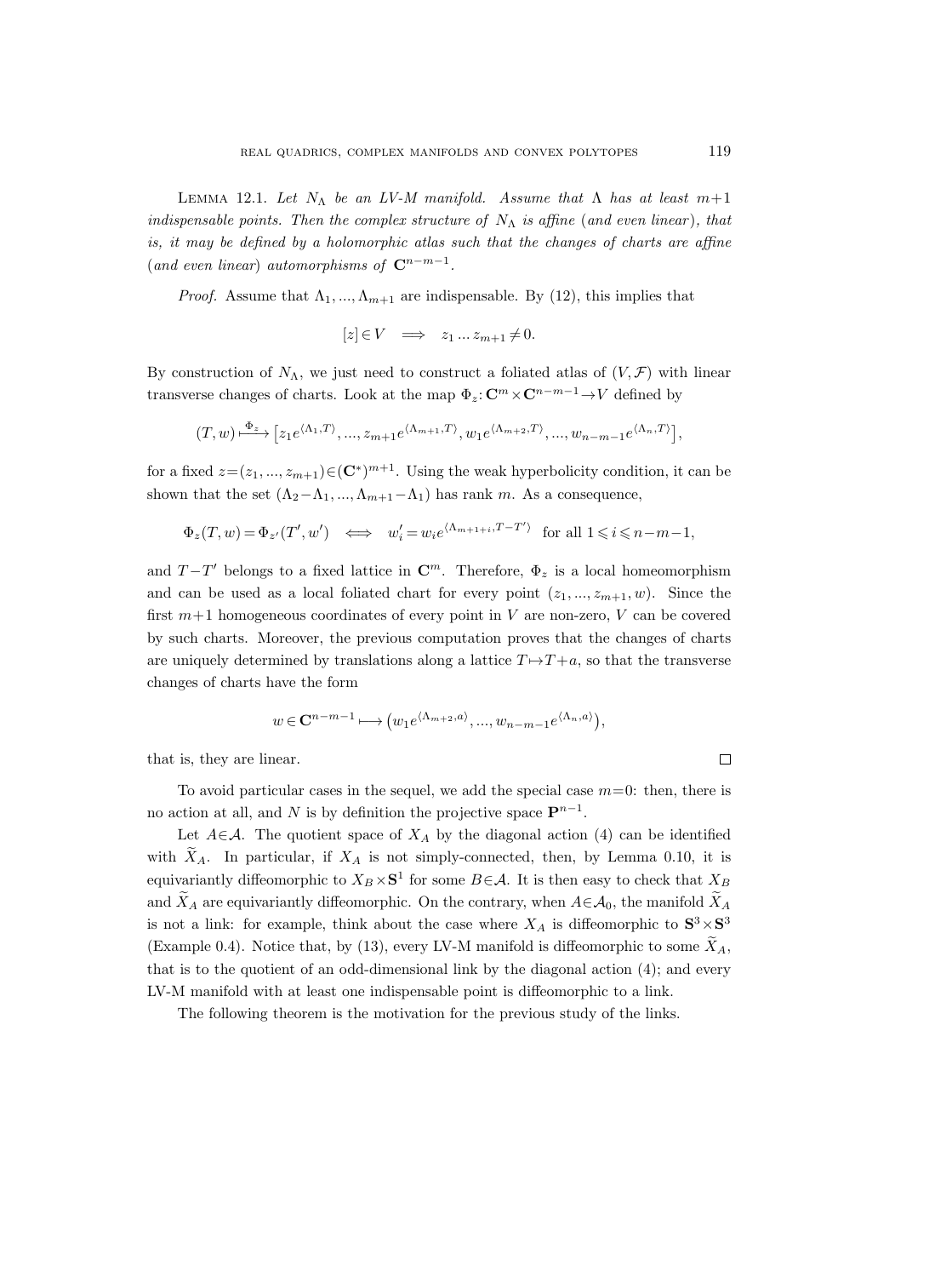LEMMA 12.1. *Let $N_\Lambda$ be an LV-M manifold. Assume that $\Lambda$ has at least $m+1$ indispensable points. Then the complex structure of $N_\Lambda$ is affine* (*and even linear*), *that is, it may be defined by a holomorphic atlas such that the changes of charts are affine* (*and even linear*) *automorphisms of $\mathbf{C}^{n-m-1}$.*

*Proof.* Assume that $\Lambda_1, ..., \Lambda_{m+1}$ are indispensable. By (12), this implies that

$$[z] \in V \quad \Longrightarrow \quad z_1 \dots z_{m+1} \neq 0.$$

By construction of $N_\Lambda$, we just need to construct a foliated atlas of $(V, \mathcal{F})$ with linear transverse changes of charts. Look at the map $\Phi_z \colon \mathbf{C}^m \times \mathbf{C}^{n-m-1} \to V$ defined by

$$(T, w) \xrightarrow{\Phi_z} \left[z_1 e^{\langle \Lambda_1, T\rangle}, ..., z_{m+1} e^{\langle \Lambda_{m+1}, T\rangle}, w_1 e^{\langle \Lambda_{m+2}, T\rangle}, ..., w_{n-m-1} e^{\langle \Lambda_n, T\rangle}\right],$$

for a fixed $z = (z_1, ..., z_{m+1}) \in (\mathbf{C}^*)^{m+1}$. Using the weak hyperbolicity condition, it can be shown that the set $(\Lambda_2 - \Lambda_1, ..., \Lambda_{m+1} - \Lambda_1)$ has rank $m$. As a consequence,

$$\Phi_z(T, w) = \Phi_{z'}(T', w') \iff w'_i = w_i e^{\langle \Lambda_{m+1+i}, T - T'\rangle} \quad \text{for all } 1 \leqslant i \leqslant n-m-1,$$

and $T - T'$ belongs to a fixed lattice in $\mathbf{C}^m$. Therefore, $\Phi_z$ is a local homeomorphism and can be used as a local foliated chart for every point $(z_1, ..., z_{m+1}, w)$. Since the first $m+1$ homogeneous coordinates of every point in $V$ are non-zero, $V$ can be covered by such charts. Moreover, the previous computation proves that the changes of charts are uniquely determined by translations along a lattice $T \mapsto T + a$, so that the transverse changes of charts have the form

$$w \in \mathbf{C}^{n-m-1} \longmapsto \left(w_1 e^{\langle \Lambda_{m+2}, a\rangle}, ..., w_{n-m-1} e^{\langle \Lambda_n, a\rangle}\right),$$

that is, they are linear. $\square$

To avoid particular cases in the sequel, we add the special case $m=0$: then, there is no action at all, and $N$ is by definition the projective space $\mathbf{P}^{n-1}$.

Let $A \in \mathcal{A}$. The quotient space of $X_A$ by the diagonal action (4) can be identified with $\widetilde{X}_A$. In particular, if $X_A$ is not simply-connected, then, by Lemma 0.10, it is equivariantly diffeomorphic to $X_B \times \mathbf{S}^1$ for some $B \in \mathcal{A}$. It is then easy to check that $X_B$ and $\widetilde{X}_A$ are equivariantly diffeomorphic. On the contrary, when $A \in \mathcal{A}_0$, the manifold $\widetilde{X}_A$ is not a link: for example, think about the case where $X_A$ is diffeomorphic to $\mathbf{S}^3 \times \mathbf{S}^3$ (Example 0.4). Notice that, by (13), every LV-M manifold is diffeomorphic to some $\widetilde{X}_A$, that is to the quotient of an odd-dimensional link by the diagonal action (4); and every LV-M manifold with at least one indispensable point is diffeomorphic to a link.

The following theorem is the motivation for the previous study of the links.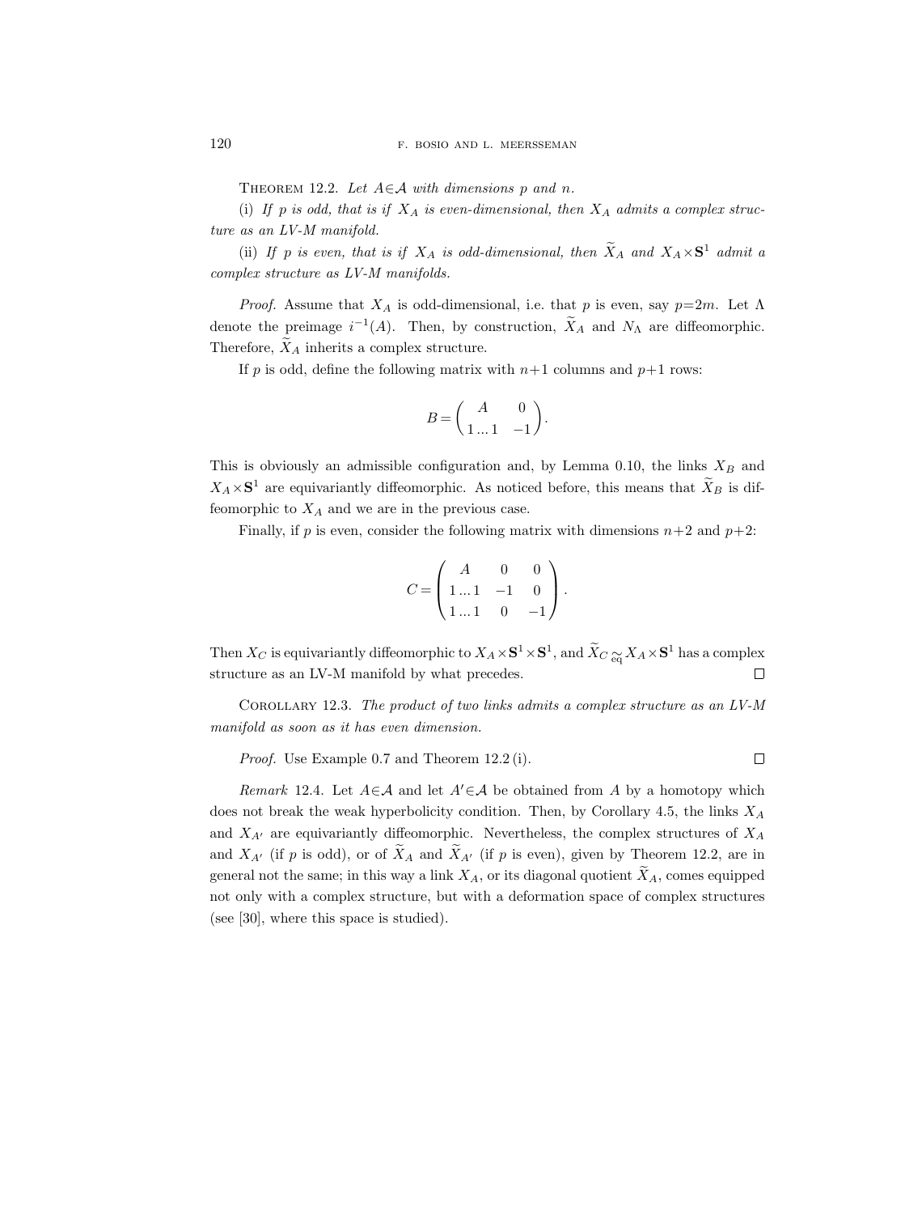Theorem 12.2. *Let $A\in\mathcal{A}$ with dimensions $p$ and $n$.*

(i) *If $p$ is odd, that is if $X_A$ is even-dimensional, then $X_A$ admits a complex structure as an LV-M manifold.*

(ii) *If $p$ is even, that is if $X_A$ is odd-dimensional, then $\widetilde{X}_A$ and $X_A\times\mathbf{S}^1$ admit a complex structure as LV-M manifolds.*

*Proof.* Assume that $X_A$ is odd-dimensional, i.e. that $p$ is even, say $p=2m$. Let $\Lambda$ denote the preimage $i^{-1}(A)$. Then, by construction, $\widetilde{X}_A$ and $N_\Lambda$ are diffeomorphic. Therefore, $\widetilde{X}_A$ inherits a complex structure.

If $p$ is odd, define the following matrix with $n+1$ columns and $p+1$ rows:

$$B=\begin{pmatrix} A & 0 \\ 1\ldots 1 & -1\end{pmatrix}.$$

This is obviously an admissible configuration and, by Lemma 0.10, the links $X_B$ and $X_A\times\mathbf{S}^1$ are equivariantly diffeomorphic. As noticed before, this means that $\widetilde{X}_B$ is diffeomorphic to $X_A$ and we are in the previous case.

Finally, if $p$ is even, consider the following matrix with dimensions $n+2$ and $p+2$:

$$C=\begin{pmatrix} A & 0 & 0 \\ 1\ldots 1 & -1 & 0 \\ 1\ldots 1 & 0 & -1\end{pmatrix}.$$

Then $X_C$ is equivariantly diffeomorphic to $X_A\times\mathbf{S}^1\times\mathbf{S}^1$, and $\widetilde{X}_C\underset{\mathrm{eq}}{\simeq}X_A\times\mathbf{S}^1$ has a complex structure as an LV-M manifold by what precedes. $\square$

Corollary 12.3. *The product of two links admits a complex structure as an LV-M manifold as soon as it has even dimension.*

*Proof.* Use Example 0.7 and Theorem 12.2 (i). $\square$

*Remark* 12.4. Let $A\in\mathcal{A}$ and let $A'\in\mathcal{A}$ be obtained from $A$ by a homotopy which does not break the weak hyperbolicity condition. Then, by Corollary 4.5, the links $X_A$ and $X_{A'}$ are equivariantly diffeomorphic. Nevertheless, the complex structures of $X_A$ and $X_{A'}$ (if $p$ is odd), or of $\widetilde{X}_A$ and $\widetilde{X}_{A'}$ (if $p$ is even), given by Theorem 12.2, are in general not the same; in this way a link $X_A$, or its diagonal quotient $\widetilde{X}_A$, comes equipped not only with a complex structure, but with a deformation space of complex structures (see [30], where this space is studied).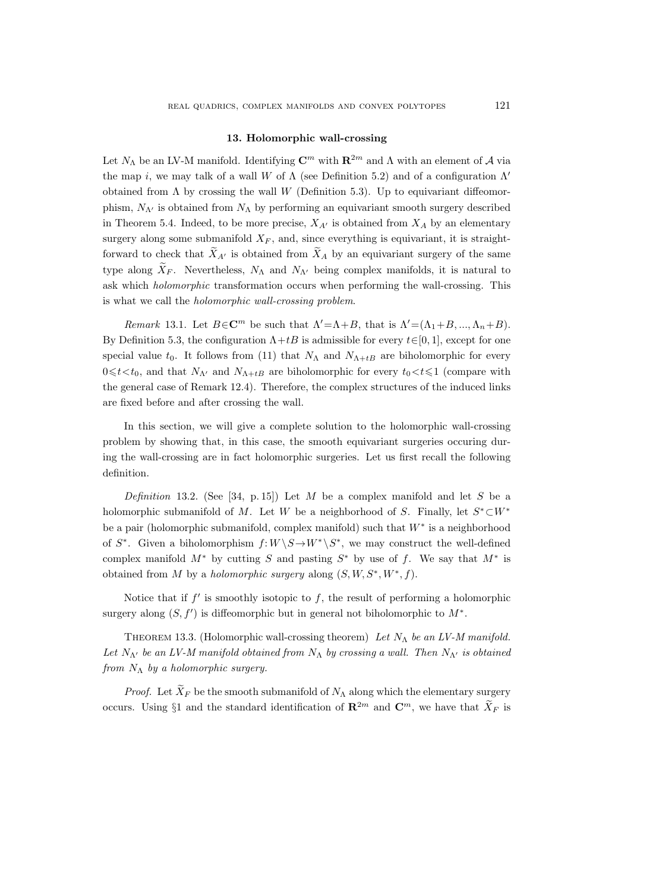## 13. Holomorphic wall-crossing

Let $N_\Lambda$ be an LV-M manifold. Identifying $\mathbf{C}^m$ with $\mathbf{R}^{2m}$ and $\Lambda$ with an element of $\mathcal{A}$ via the map $i$, we may talk of a wall $W$ of $\Lambda$ (see Definition 5.2) and of a configuration $\Lambda'$ obtained from $\Lambda$ by crossing the wall $W$ (Definition 5.3). Up to equivariant diffeomorphism, $N_{\Lambda'}$ is obtained from $N_\Lambda$ by performing an equivariant smooth surgery described in Theorem 5.4. Indeed, to be more precise, $X_{A'}$ is obtained from $X_A$ by an elementary surgery along some submanifold $X_F$, and, since everything is equivariant, it is straightforward to check that $\widetilde{X}_{A'}$ is obtained from $\widetilde{X}_A$ by an equivariant surgery of the same type along $\widetilde{X}_F$. Nevertheless, $N_\Lambda$ and $N_{\Lambda'}$ being complex manifolds, it is natural to ask which *holomorphic* transformation occurs when performing the wall-crossing. This is what we call the *holomorphic wall-crossing problem*.

*Remark* 13.1. Let $B\in\mathbf{C}^m$ be such that $\Lambda'=\Lambda+B$, that is $\Lambda'=(\Lambda_1+B, ..., \Lambda_n+B)$. By Definition 5.3, the configuration $\Lambda+tB$ is admissible for every $t\in[0,1]$, except for one special value $t_0$. It follows from (11) that $N_\Lambda$ and $N_{\Lambda+tB}$ are biholomorphic for every $0\leqslant t<t_0$, and that $N_{\Lambda'}$ and $N_{\Lambda+tB}$ are biholomorphic for every $t_0<t\leqslant 1$ (compare with the general case of Remark 12.4). Therefore, the complex structures of the induced links are fixed before and after crossing the wall.

In this section, we will give a complete solution to the holomorphic wall-crossing problem by showing that, in this case, the smooth equivariant surgeries occuring during the wall-crossing are in fact holomorphic surgeries. Let us first recall the following definition.

*Definition* 13.2. (See [34, p. 15]) Let $M$ be a complex manifold and let $S$ be a holomorphic submanifold of $M$. Let $W$ be a neighborhood of $S$. Finally, let $S^*\subset W^*$ be a pair (holomorphic submanifold, complex manifold) such that $W^*$ is a neighborhood of $S^*$. Given a biholomorphism $f\colon W\setminus S\to W^*\setminus S^*$, we may construct the well-defined complex manifold $M^*$ by cutting $S$ and pasting $S^*$ by use of $f$. We say that $M^*$ is obtained from $M$ by a *holomorphic surgery* along $(S, W, S^*, W^*, f)$.

Notice that if $f'$ is smoothly isotopic to $f$, the result of performing a holomorphic surgery along $(S, f')$ is diffeomorphic but in general not biholomorphic to $M^*$.

Theorem 13.3. (Holomorphic wall-crossing theorem) *Let $N_\Lambda$ be an LV-M manifold. Let $N_{\Lambda'}$ be an LV-M manifold obtained from $N_\Lambda$ by crossing a wall. Then $N_{\Lambda'}$ is obtained from $N_\Lambda$ by a holomorphic surgery.*

*Proof.* Let $\widetilde{X}_F$ be the smooth submanifold of $N_\Lambda$ along which the elementary surgery occurs. Using §1 and the standard identification of $\mathbf{R}^{2m}$ and $\mathbf{C}^m$, we have that $\widetilde{X}_F$ is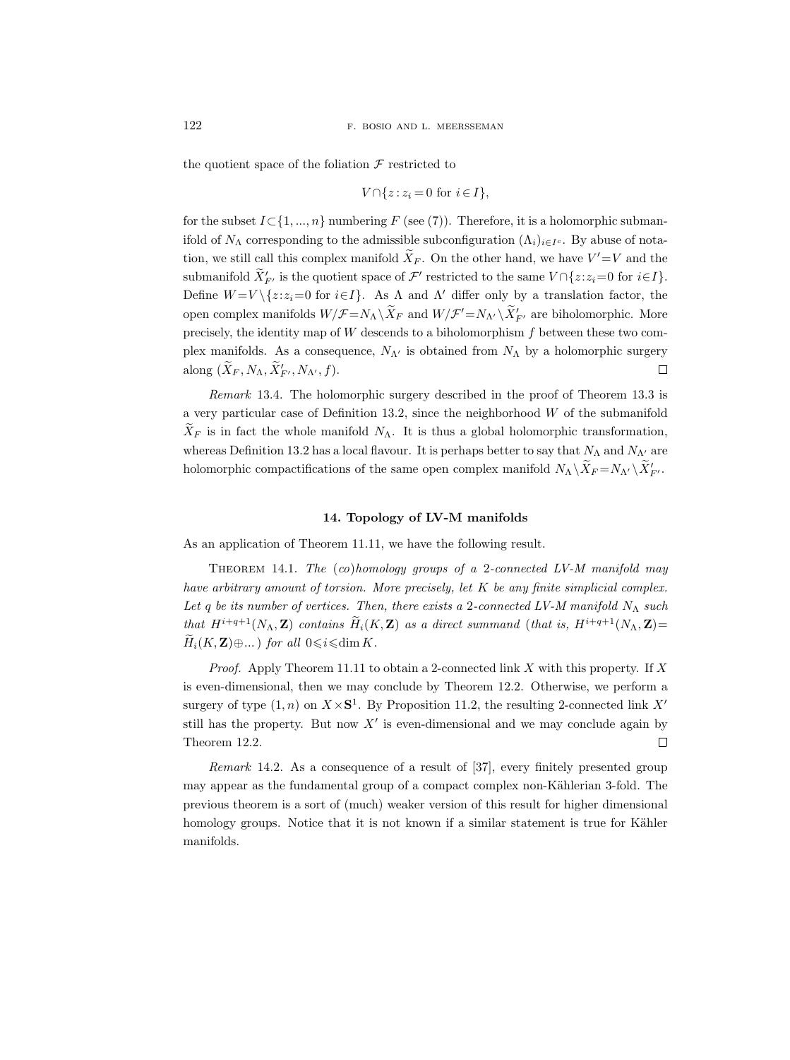the quotient space of the foliation $\mathcal{F}$ restricted to

$$V \cap \{z : z_i = 0 \text{ for } i \in I\},$$

for the subset $I \subset \{1, ..., n\}$ numbering $F$ (see (7)). Therefore, it is a holomorphic submanifold of $N_\Lambda$ corresponding to the admissible subconfiguration $(\Lambda_i)_{i \in I^c}$. By abuse of notation, we still call this complex manifold $\widetilde{X}_F$. On the other hand, we have $V' = V$ and the submanifold $\widetilde{X}'_{F'}$ is the quotient space of $\mathcal{F}'$ restricted to the same $V \cap \{z : z_i = 0 \text{ for } i \in I\}$. Define $W = V \setminus \{z : z_i = 0 \text{ for } i \in I\}$. As $\Lambda$ and $\Lambda'$ differ only by a translation factor, the open complex manifolds $W/\mathcal{F} = N_\Lambda \setminus \widetilde{X}_F$ and $W/\mathcal{F}' = N_{\Lambda'} \setminus \widetilde{X}'_{F'}$ are biholomorphic. More precisely, the identity map of $W$ descends to a biholomorphism $f$ between these two complex manifolds. As a consequence, $N_{\Lambda'}$ is obtained from $N_\Lambda$ by a holomorphic surgery along $(\widetilde{X}_F, N_\Lambda, \widetilde{X}'_{F'}, N_{\Lambda'}, f)$. □

*Remark* 13.4. The holomorphic surgery described in the proof of Theorem 13.3 is a very particular case of Definition 13.2, since the neighborhood $W$ of the submanifold $\widetilde{X}_F$ is in fact the whole manifold $N_\Lambda$. It is thus a global holomorphic transformation, whereas Definition 13.2 has a local flavour. It is perhaps better to say that $N_\Lambda$ and $N_{\Lambda'}$ are holomorphic compactifications of the same open complex manifold $N_\Lambda \setminus \widetilde{X}_F = N_{\Lambda'} \setminus \widetilde{X}'_{F'}$.

## 14. Topology of LV-M manifolds

As an application of Theorem 11.11, we have the following result.

THEOREM 14.1. *The (co)homology groups of a 2-connected LV-M manifold may have arbitrary amount of torsion. More precisely, let $K$ be any finite simplicial complex. Let $q$ be its number of vertices. Then, there exists a 2-connected LV-M manifold $N_\Lambda$ such that $H^{i+q+1}(N_\Lambda, \mathbf{Z})$ contains $\widetilde{H}_i(K, \mathbf{Z})$ as a direct summand (that is, $H^{i+q+1}(N_\Lambda, \mathbf{Z}) = \widetilde{H}_i(K, \mathbf{Z}) \oplus ...$) for all $0 \leqslant i \leqslant \dim K$.*

*Proof.* Apply Theorem 11.11 to obtain a 2-connected link $X$ with this property. If $X$ is even-dimensional, then we may conclude by Theorem 12.2. Otherwise, we perform a surgery of type $(1, n)$ on $X \times \mathbf{S}^1$. By Proposition 11.2, the resulting 2-connected link $X'$ still has the property. But now $X'$ is even-dimensional and we may conclude again by Theorem 12.2. □

*Remark* 14.2. As a consequence of a result of [37], every finitely presented group may appear as the fundamental group of a compact complex non-Kählerian 3-fold. The previous theorem is a sort of (much) weaker version of this result for higher dimensional homology groups. Notice that it is not known if a similar statement is true for Kähler manifolds.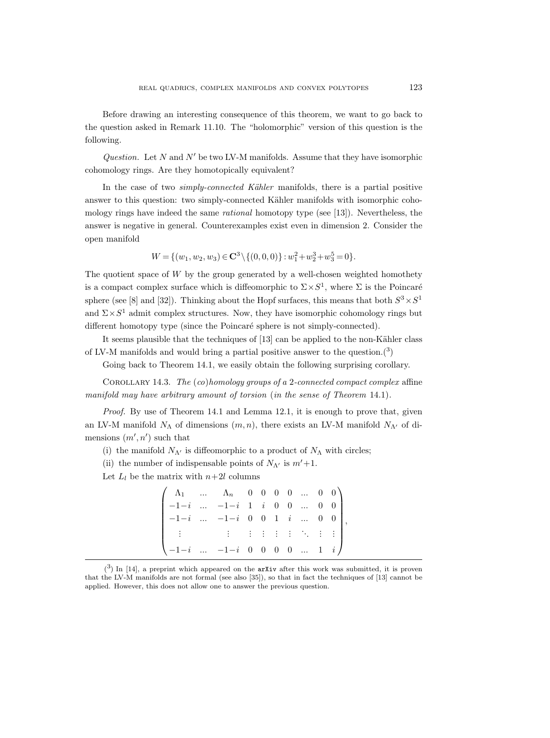Before drawing an interesting consequence of this theorem, we want to go back to the question asked in Remark 11.10. The "holomorphic" version of this question is the following.

*Question.* Let $N$ and $N'$ be two LV-M manifolds. Assume that they have isomorphic cohomology rings. Are they homotopically equivalent?

In the case of two *simply-connected Kähler* manifolds, there is a partial positive answer to this question: two simply-connected Kähler manifolds with isomorphic cohomology rings have indeed the same *rational* homotopy type (see [13]). Nevertheless, the answer is negative in general. Counterexamples exist even in dimension 2. Consider the open manifold

$$W = \{(w_1, w_2, w_3) \in \mathbf{C}^3 \setminus \{(0,0,0)\} : w_1^2 + w_2^3 + w_3^5 = 0\}.$$

The quotient space of $W$ by the group generated by a well-chosen weighted homothety is a compact complex surface which is diffeomorphic to $\Sigma \times S^1$, where $\Sigma$ is the Poincaré sphere (see [8] and [32]). Thinking about the Hopf surfaces, this means that both $S^3 \times S^1$ and $\Sigma \times S^1$ admit complex structures. Now, they have isomorphic cohomology rings but different homotopy type (since the Poincaré sphere is not simply-connected).

It seems plausible that the techniques of [13] can be applied to the non-Kähler class of LV-M manifolds and would bring a partial positive answer to the question.(3)

Going back to Theorem 14.1, we easily obtain the following surprising corollary.

Corollary 14.3. *The* (*co*)*homology groups of a* 2*-connected compact complex* affine *manifold may have arbitrary amount of torsion* (*in the sense of Theorem* 14.1).

*Proof.* By use of Theorem 14.1 and Lemma 12.1, it is enough to prove that, given an LV-M manifold $N_\Lambda$ of dimensions $(m, n)$, there exists an LV-M manifold $N_{\Lambda'}$ of dimensions $(m', n')$ such that

(i) the manifold $N_{\Lambda'}$ is diffeomorphic to a product of $N_\Lambda$ with circles;

(ii) the number of indispensable points of $N_{\Lambda'}$ is $m'+1$.

Let $L_l$ be the matrix with $n+2l$ columns

$$\begin{pmatrix} \Lambda_1 & \dots & \Lambda_n & 0 & 0 & 0 & 0 & \dots & 0 & 0 \\ -1-i & \dots & -1-i & 1 & i & 0 & 0 & \dots & 0 & 0 \\ -1-i & \dots & -1-i & 0 & 0 & 1 & i & \dots & 0 & 0 \\ \vdots & & \vdots & \vdots & \vdots & \vdots & \vdots & \ddots & \vdots & \vdots \\ -1-i & \dots & -1-i & 0 & 0 & 0 & 0 & \dots & 1 & i \end{pmatrix},$$

---

(3) In [14], a preprint which appeared on the `arXiv` after this work was submitted, it is proven that the LV-M manifolds are not formal (see also [35]), so that in fact the techniques of [13] cannot be applied. However, this does not allow one to answer the previous question.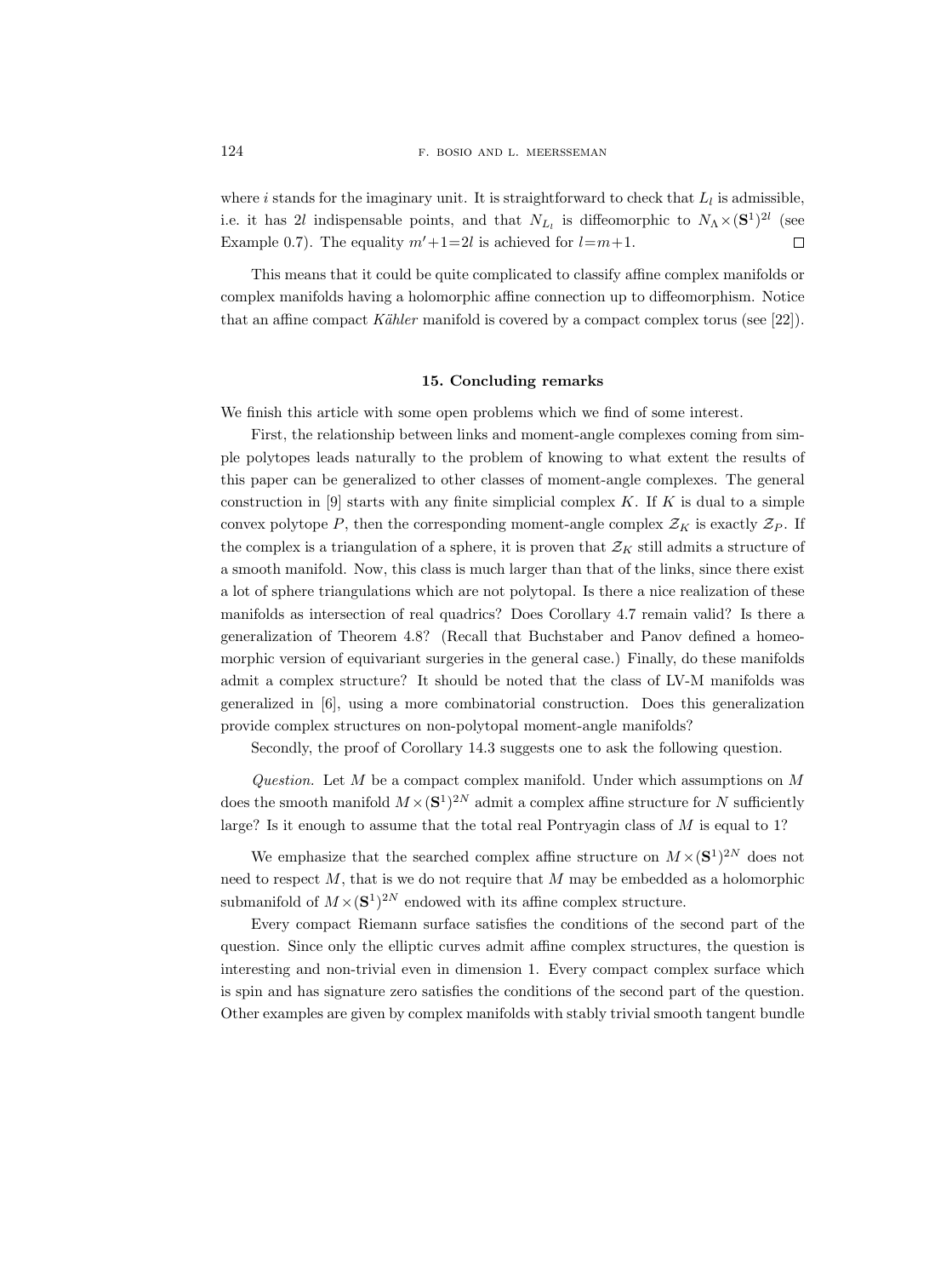where $i$ stands for the imaginary unit. It is straightforward to check that $L_l$ is admissible, i.e. it has $2l$ indispensable points, and that $N_{L_l}$ is diffeomorphic to $N_\Lambda \times (\mathbf{S}^1)^{2l}$ (see Example 0.7). The equality $m'+1=2l$ is achieved for $l=m+1$. $\square$

This means that it could be quite complicated to classify affine complex manifolds or complex manifolds having a holomorphic affine connection up to diffeomorphism. Notice that an affine compact *Kähler* manifold is covered by a compact complex torus (see [22]).

## 15. Concluding remarks

We finish this article with some open problems which we find of some interest.

First, the relationship between links and moment-angle complexes coming from simple polytopes leads naturally to the problem of knowing to what extent the results of this paper can be generalized to other classes of moment-angle complexes. The general construction in [9] starts with any finite simplicial complex $K$. If $K$ is dual to a simple convex polytope $P$, then the corresponding moment-angle complex $\mathcal{Z}_K$ is exactly $\mathcal{Z}_P$. If the complex is a triangulation of a sphere, it is proven that $\mathcal{Z}_K$ still admits a structure of a smooth manifold. Now, this class is much larger than that of the links, since there exist a lot of sphere triangulations which are not polytopal. Is there a nice realization of these manifolds as intersection of real quadrics? Does Corollary 4.7 remain valid? Is there a generalization of Theorem 4.8? (Recall that Buchstaber and Panov defined a homeomorphic version of equivariant surgeries in the general case.) Finally, do these manifolds admit a complex structure? It should be noted that the class of LV-M manifolds was generalized in [6], using a more combinatorial construction. Does this generalization provide complex structures on non-polytopal moment-angle manifolds?

Secondly, the proof of Corollary 14.3 suggests one to ask the following question.

*Question.* Let $M$ be a compact complex manifold. Under which assumptions on $M$ does the smooth manifold $M \times (\mathbf{S}^1)^{2N}$ admit a complex affine structure for $N$ sufficiently large? Is it enough to assume that the total real Pontryagin class of $M$ is equal to 1?

We emphasize that the searched complex affine structure on $M \times (\mathbf{S}^1)^{2N}$ does not need to respect $M$, that is we do not require that $M$ may be embedded as a holomorphic submanifold of $M \times (\mathbf{S}^1)^{2N}$ endowed with its affine complex structure.

Every compact Riemann surface satisfies the conditions of the second part of the question. Since only the elliptic curves admit affine complex structures, the question is interesting and non-trivial even in dimension 1. Every compact complex surface which is spin and has signature zero satisfies the conditions of the second part of the question. Other examples are given by complex manifolds with stably trivial smooth tangent bundle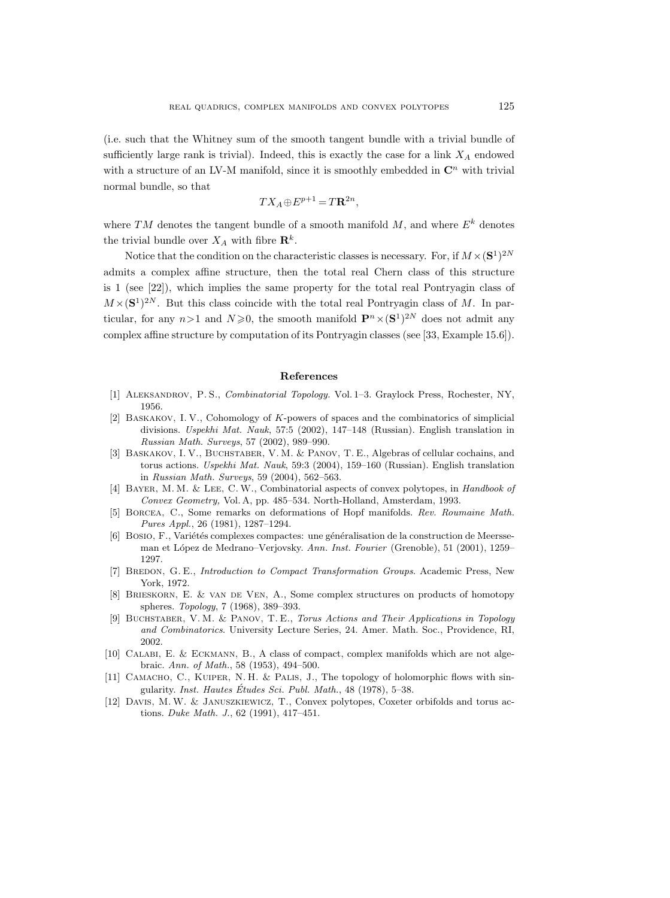(i.e. such that the Whitney sum of the smooth tangent bundle with a trivial bundle of sufficiently large rank is trivial). Indeed, this is exactly the case for a link $X_A$ endowed with a structure of an LV-M manifold, since it is smoothly embedded in $\mathbf{C}^n$ with trivial normal bundle, so that

$$TX_A \oplus E^{p+1} = T\mathbf{R}^{2n},$$

where $TM$ denotes the tangent bundle of a smooth manifold $M$, and where $E^k$ denotes the trivial bundle over $X_A$ with fibre $\mathbf{R}^k$.

Notice that the condition on the characteristic classes is necessary. For, if $M \times (\mathbf{S}^1)^{2N}$ admits a complex affine structure, then the total real Chern class of this structure is 1 (see [22]), which implies the same property for the total real Pontryagin class of $M \times (\mathbf{S}^1)^{2N}$. But this class coincide with the total real Pontryagin class of $M$. In particular, for any $n > 1$ and $N \geqslant 0$, the smooth manifold $\mathbf{P}^n \times (\mathbf{S}^1)^{2N}$ does not admit any complex affine structure by computation of its Pontryagin classes (see [33, Example 15.6]).

## References

[1] Aleksandrov, P. S., *Combinatorial Topology.* Vol. 1–3. Graylock Press, Rochester, NY, 1956.

[2] Baskakov, I. V., Cohomology of $K$-powers of spaces and the combinatorics of simplicial divisions. *Uspekhi Mat. Nauk*, 57:5 (2002), 147–148 (Russian). English translation in *Russian Math. Surveys*, 57 (2002), 989–990.

[3] Baskakov, I. V., Buchstaber, V. M. & Panov, T. E., Algebras of cellular cochains, and torus actions. *Uspekhi Mat. Nauk*, 59:3 (2004), 159–160 (Russian). English translation in *Russian Math. Surveys*, 59 (2004), 562–563.

[4] Bayer, M. M. & Lee, C. W., Combinatorial aspects of convex polytopes, in *Handbook of Convex Geometry,* Vol. A, pp. 485–534. North-Holland, Amsterdam, 1993.

[5] Borcea, C., Some remarks on deformations of Hopf manifolds. *Rev. Roumaine Math. Pures Appl.*, 26 (1981), 1287–1294.

[6] Bosio, F., Variétés complexes compactes: une généralisation de la construction de Meersseman et López de Medrano–Verjovsky. *Ann. Inst. Fourier* (Grenoble), 51 (2001), 1259–1297.

[7] Bredon, G. E., *Introduction to Compact Transformation Groups*. Academic Press, New York, 1972.

[8] Brieskorn, E. & van de Ven, A., Some complex structures on products of homotopy spheres. *Topology*, 7 (1968), 389–393.

[9] Buchstaber, V. M. & Panov, T. E., *Torus Actions and Their Applications in Topology and Combinatorics*. University Lecture Series, 24. Amer. Math. Soc., Providence, RI, 2002.

[10] Calabi, E. & Eckmann, B., A class of compact, complex manifolds which are not algebraic. *Ann. of Math.*, 58 (1953), 494–500.

[11] Camacho, C., Kuiper, N. H. & Palis, J., The topology of holomorphic flows with singularity. *Inst. Hautes Études Sci. Publ. Math.*, 48 (1978), 5–38.

[12] Davis, M. W. & Januszkiewicz, T., Convex polytopes, Coxeter orbifolds and torus actions. *Duke Math. J.*, 62 (1991), 417–451.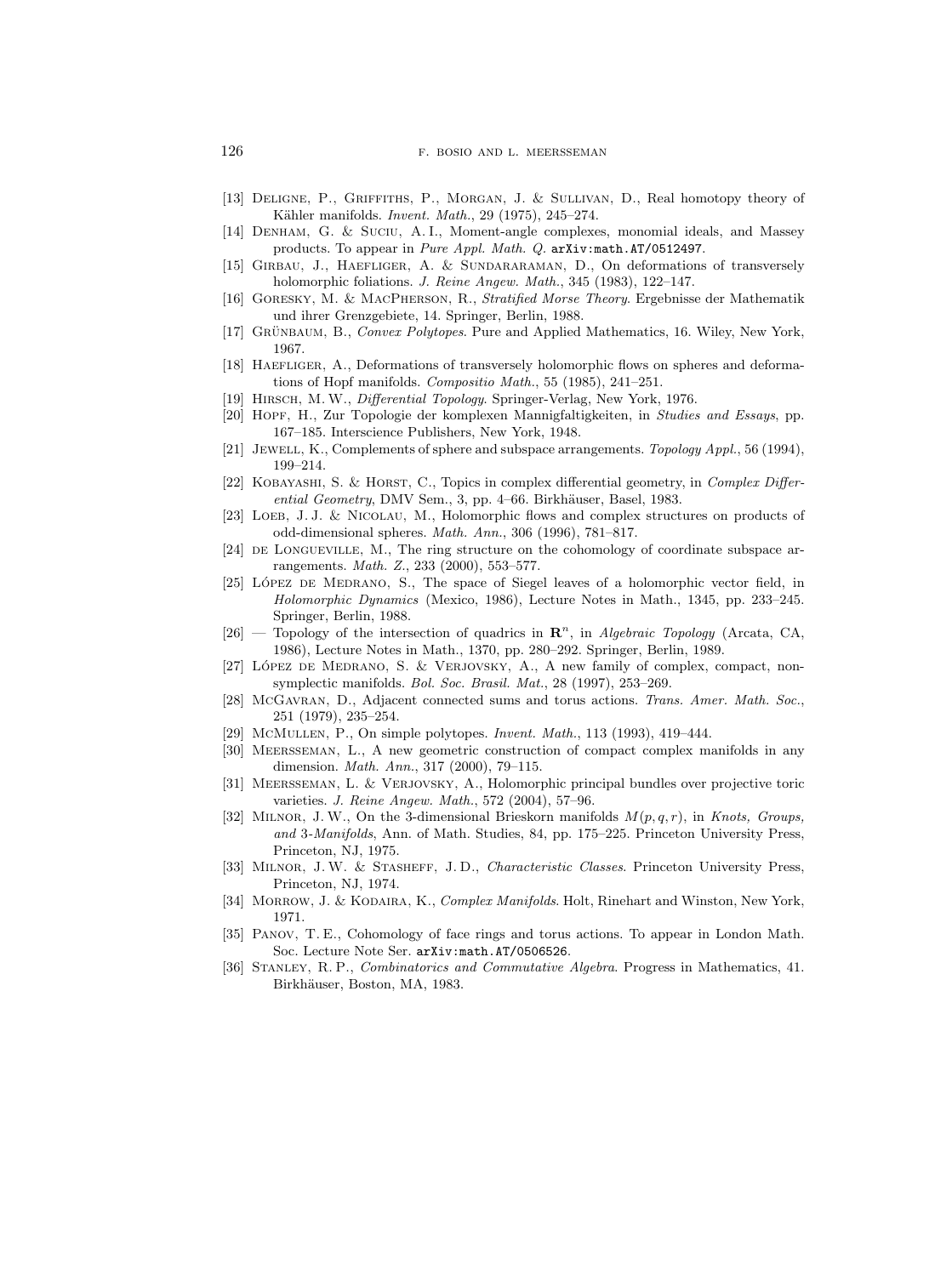[13] Deligne, P., Griffiths, P., Morgan, J. & Sullivan, D., Real homotopy theory of Kähler manifolds. *Invent. Math.*, 29 (1975), 245–274.

[14] Denham, G. & Suciu, A. I., Moment-angle complexes, monomial ideals, and Massey products. To appear in *Pure Appl. Math. Q.* arXiv:math.AT/0512497.

[15] Girbau, J., Haefliger, A. & Sundararaman, D., On deformations of transversely holomorphic foliations. *J. Reine Angew. Math.*, 345 (1983), 122–147.

[16] Goresky, M. & MacPherson, R., *Stratified Morse Theory*. Ergebnisse der Mathematik und ihrer Grenzgebiete, 14. Springer, Berlin, 1988.

[17] Grünbaum, B., *Convex Polytopes*. Pure and Applied Mathematics, 16. Wiley, New York, 1967.

[18] Haefliger, A., Deformations of transversely holomorphic flows on spheres and deformations of Hopf manifolds. *Compositio Math.*, 55 (1985), 241–251.

[19] Hirsch, M. W., *Differential Topology*. Springer-Verlag, New York, 1976.

[20] Hopf, H., Zur Topologie der komplexen Mannigfaltigkeiten, in *Studies and Essays*, pp. 167–185. Interscience Publishers, New York, 1948.

[21] Jewell, K., Complements of sphere and subspace arrangements. *Topology Appl.*, 56 (1994), 199–214.

[22] Kobayashi, S. & Horst, C., Topics in complex differential geometry, in *Complex Differential Geometry*, DMV Sem., 3, pp. 4–66. Birkhäuser, Basel, 1983.

[23] Loeb, J. J. & Nicolau, M., Holomorphic flows and complex structures on products of odd-dimensional spheres. *Math. Ann.*, 306 (1996), 781–817.

[24] de Longueville, M., The ring structure on the cohomology of coordinate subspace arrangements. *Math. Z.*, 233 (2000), 553–577.

[25] López de Medrano, S., The space of Siegel leaves of a holomorphic vector field, in *Holomorphic Dynamics* (Mexico, 1986), Lecture Notes in Math., 1345, pp. 233–245. Springer, Berlin, 1988.

[26] — Topology of the intersection of quadrics in $\mathbf{R}^n$, in *Algebraic Topology* (Arcata, CA, 1986), Lecture Notes in Math., 1370, pp. 280–292. Springer, Berlin, 1989.

[27] López de Medrano, S. & Verjovsky, A., A new family of complex, compact, non-symplectic manifolds. *Bol. Soc. Brasil. Mat.*, 28 (1997), 253–269.

[28] McGavran, D., Adjacent connected sums and torus actions. *Trans. Amer. Math. Soc.*, 251 (1979), 235–254.

[29] McMullen, P., On simple polytopes. *Invent. Math.*, 113 (1993), 419–444.

[30] Meersseman, L., A new geometric construction of compact complex manifolds in any dimension. *Math. Ann.*, 317 (2000), 79–115.

[31] Meersseman, L. & Verjovsky, A., Holomorphic principal bundles over projective toric varieties. *J. Reine Angew. Math.*, 572 (2004), 57–96.

[32] Milnor, J. W., On the 3-dimensional Brieskorn manifolds $M(p,q,r)$, in *Knots, Groups, and 3-Manifolds*, Ann. of Math. Studies, 84, pp. 175–225. Princeton University Press, Princeton, NJ, 1975.

[33] Milnor, J. W. & Stasheff, J. D., *Characteristic Classes*. Princeton University Press, Princeton, NJ, 1974.

[34] Morrow, J. & Kodaira, K., *Complex Manifolds*. Holt, Rinehart and Winston, New York, 1971.

[35] Panov, T. E., Cohomology of face rings and torus actions. To appear in London Math. Soc. Lecture Note Ser. arXiv:math.AT/0506526.

[36] Stanley, R. P., *Combinatorics and Commutative Algebra*. Progress in Mathematics, 41. Birkhäuser, Boston, MA, 1983.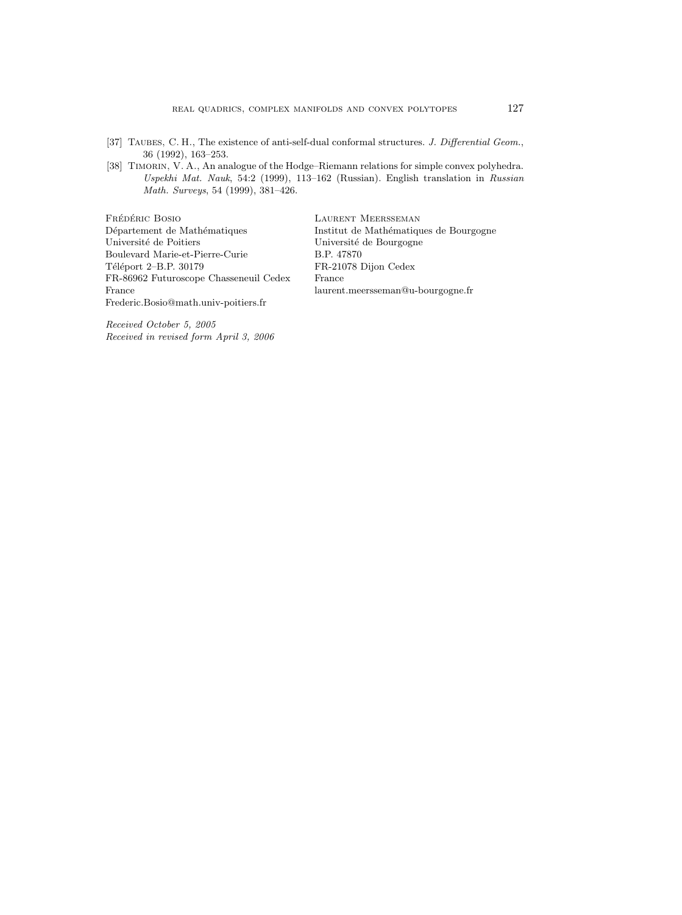[37] Taubes, C. H., The existence of anti-self-dual conformal structures. *J. Differential Geom.*, 36 (1992), 163–253.

[38] Timorin, V. A., An analogue of the Hodge–Riemann relations for simple convex polyhedra. *Uspekhi Mat. Nauk*, 54:2 (1999), 113–162 (Russian). English translation in *Russian Math. Surveys*, 54 (1999), 381–426.

Frédéric Bosio
Département de Mathématiques
Université de Poitiers
Boulevard Marie-et-Pierre-Curie
Téléport 2–B.P. 30179
FR-86962 Futuroscope Chasseneuil Cedex
France
Frederic.Bosio@math.univ-poitiers.fr

Laurent Meersseman
Institut de Mathématiques de Bourgogne
Université de Bourgogne
B.P. 47870
FR-21078 Dijon Cedex
France
laurent.meersseman@u-bourgogne.fr

*Received October 5, 2005*
*Received in revised form April 3, 2006*